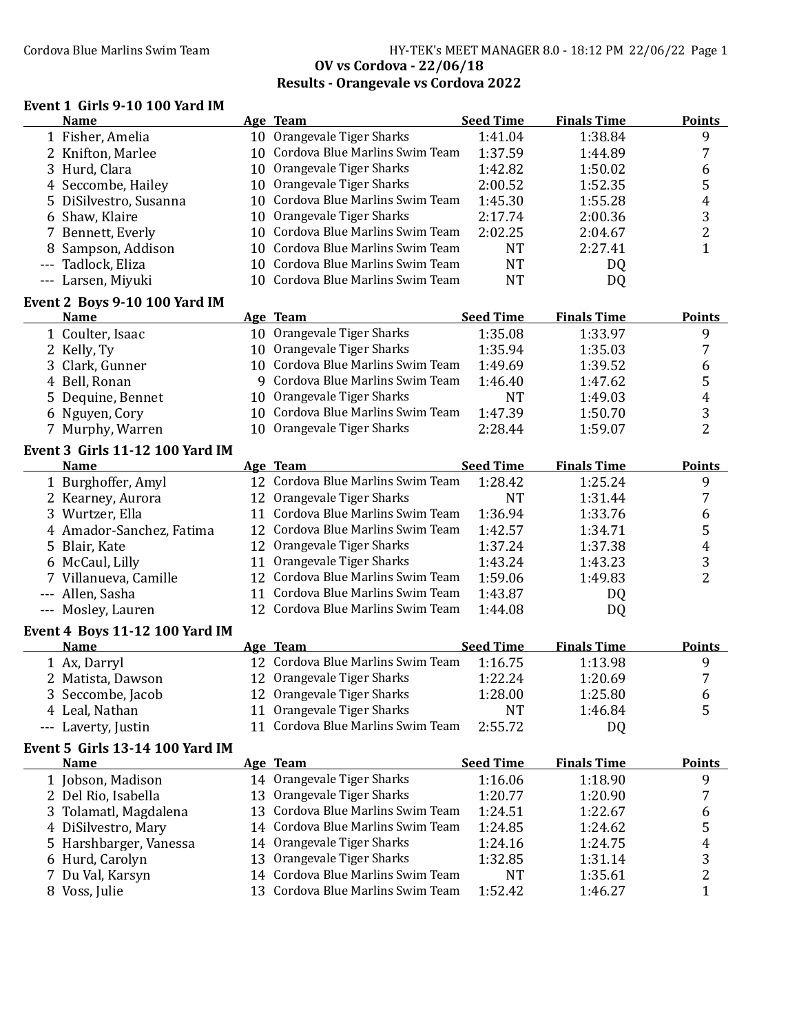# OV vs Cordova - 22/06/18

## Results - Orangevale vs Cordova 2022

### Event 1 Girls 9-10 100 Yard IM

| | Name | Age | Team | Seed Time | Finals Time | Points |
|---|---|---|---|---|---|---|
| 1 | Fisher, Amelia | 10 | Orangevale Tiger Sharks | 1:41.04 | 1:38.84 | 9 |
| 2 | Knifton, Marlee | 10 | Cordova Blue Marlins Swim Team | 1:37.59 | 1:44.89 | 7 |
| 3 | Hurd, Clara | 10 | Orangevale Tiger Sharks | 1:42.82 | 1:50.02 | 6 |
| 4 | Seccombe, Hailey | 10 | Orangevale Tiger Sharks | 2:00.52 | 1:52.35 | 5 |
| 5 | DiSilvestro, Susanna | 10 | Cordova Blue Marlins Swim Team | 1:45.30 | 1:55.28 | 4 |
| 6 | Shaw, Klaire | 10 | Orangevale Tiger Sharks | 2:17.74 | 2:00.36 | 3 |
| 7 | Bennett, Everly | 10 | Cordova Blue Marlins Swim Team | 2:02.25 | 2:04.67 | 2 |
| 8 | Sampson, Addison | 10 | Cordova Blue Marlins Swim Team | NT | 2:27.41 | 1 |
| --- | Tadlock, Eliza | 10 | Cordova Blue Marlins Swim Team | NT | DQ | |
| --- | Larsen, Miyuki | 10 | Cordova Blue Marlins Swim Team | NT | DQ | |

### Event 2 Boys 9-10 100 Yard IM

| | Name | Age | Team | Seed Time | Finals Time | Points |
|---|---|---|---|---|---|---|
| 1 | Coulter, Isaac | 10 | Orangevale Tiger Sharks | 1:35.08 | 1:33.97 | 9 |
| 2 | Kelly, Ty | 10 | Orangevale Tiger Sharks | 1:35.94 | 1:35.03 | 7 |
| 3 | Clark, Gunner | 10 | Cordova Blue Marlins Swim Team | 1:49.69 | 1:39.52 | 6 |
| 4 | Bell, Ronan | 9 | Cordova Blue Marlins Swim Team | 1:46.40 | 1:47.62 | 5 |
| 5 | Dequine, Bennet | 10 | Orangevale Tiger Sharks | NT | 1:49.03 | 4 |
| 6 | Nguyen, Cory | 10 | Cordova Blue Marlins Swim Team | 1:47.39 | 1:50.70 | 3 |
| 7 | Murphy, Warren | 10 | Orangevale Tiger Sharks | 2:28.44 | 1:59.07 | 2 |

### Event 3 Girls 11-12 100 Yard IM

| | Name | Age | Team | Seed Time | Finals Time | Points |
|---|---|---|---|---|---|---|
| 1 | Burghoffer, Amyl | 12 | Cordova Blue Marlins Swim Team | 1:28.42 | 1:25.24 | 9 |
| 2 | Kearney, Aurora | 12 | Orangevale Tiger Sharks | NT | 1:31.44 | 7 |
| 3 | Wurtzer, Ella | 11 | Cordova Blue Marlins Swim Team | 1:36.94 | 1:33.76 | 6 |
| 4 | Amador-Sanchez, Fatima | 12 | Cordova Blue Marlins Swim Team | 1:42.57 | 1:34.71 | 5 |
| 5 | Blair, Kate | 12 | Orangevale Tiger Sharks | 1:37.24 | 1:37.38 | 4 |
| 6 | McCaul, Lilly | 11 | Orangevale Tiger Sharks | 1:43.24 | 1:43.23 | 3 |
| 7 | Villanueva, Camille | 12 | Cordova Blue Marlins Swim Team | 1:59.06 | 1:49.83 | 2 |
| --- | Allen, Sasha | 11 | Cordova Blue Marlins Swim Team | 1:43.87 | DQ | |
| --- | Mosley, Lauren | 12 | Cordova Blue Marlins Swim Team | 1:44.08 | DQ | |

### Event 4 Boys 11-12 100 Yard IM

| | Name | Age | Team | Seed Time | Finals Time | Points |
|---|---|---|---|---|---|---|
| 1 | Ax, Darryl | 12 | Cordova Blue Marlins Swim Team | 1:16.75 | 1:13.98 | 9 |
| 2 | Matista, Dawson | 12 | Orangevale Tiger Sharks | 1:22.24 | 1:20.69 | 7 |
| 3 | Seccombe, Jacob | 12 | Orangevale Tiger Sharks | 1:28.00 | 1:25.80 | 6 |
| 4 | Leal, Nathan | 11 | Orangevale Tiger Sharks | NT | 1:46.84 | 5 |
| --- | Laverty, Justin | 11 | Cordova Blue Marlins Swim Team | 2:55.72 | DQ | |

### Event 5 Girls 13-14 100 Yard IM

| | Name | Age | Team | Seed Time | Finals Time | Points |
|---|---|---|---|---|---|---|
| 1 | Jobson, Madison | 14 | Orangevale Tiger Sharks | 1:16.06 | 1:18.90 | 9 |
| 2 | Del Rio, Isabella | 13 | Orangevale Tiger Sharks | 1:20.77 | 1:20.90 | 7 |
| 3 | Tolamatl, Magdalena | 13 | Cordova Blue Marlins Swim Team | 1:24.51 | 1:22.67 | 6 |
| 4 | DiSilvestro, Mary | 14 | Cordova Blue Marlins Swim Team | 1:24.85 | 1:24.62 | 5 |
| 5 | Harshbarger, Vanessa | 14 | Orangevale Tiger Sharks | 1:24.16 | 1:24.75 | 4 |
| 6 | Hurd, Carolyn | 13 | Orangevale Tiger Sharks | 1:32.85 | 1:31.14 | 3 |
| 7 | Du Val, Karsyn | 14 | Cordova Blue Marlins Swim Team | NT | 1:35.61 | 2 |
| 8 | Voss, Julie | 13 | Cordova Blue Marlins Swim Team | 1:52.42 | 1:46.27 | 1 |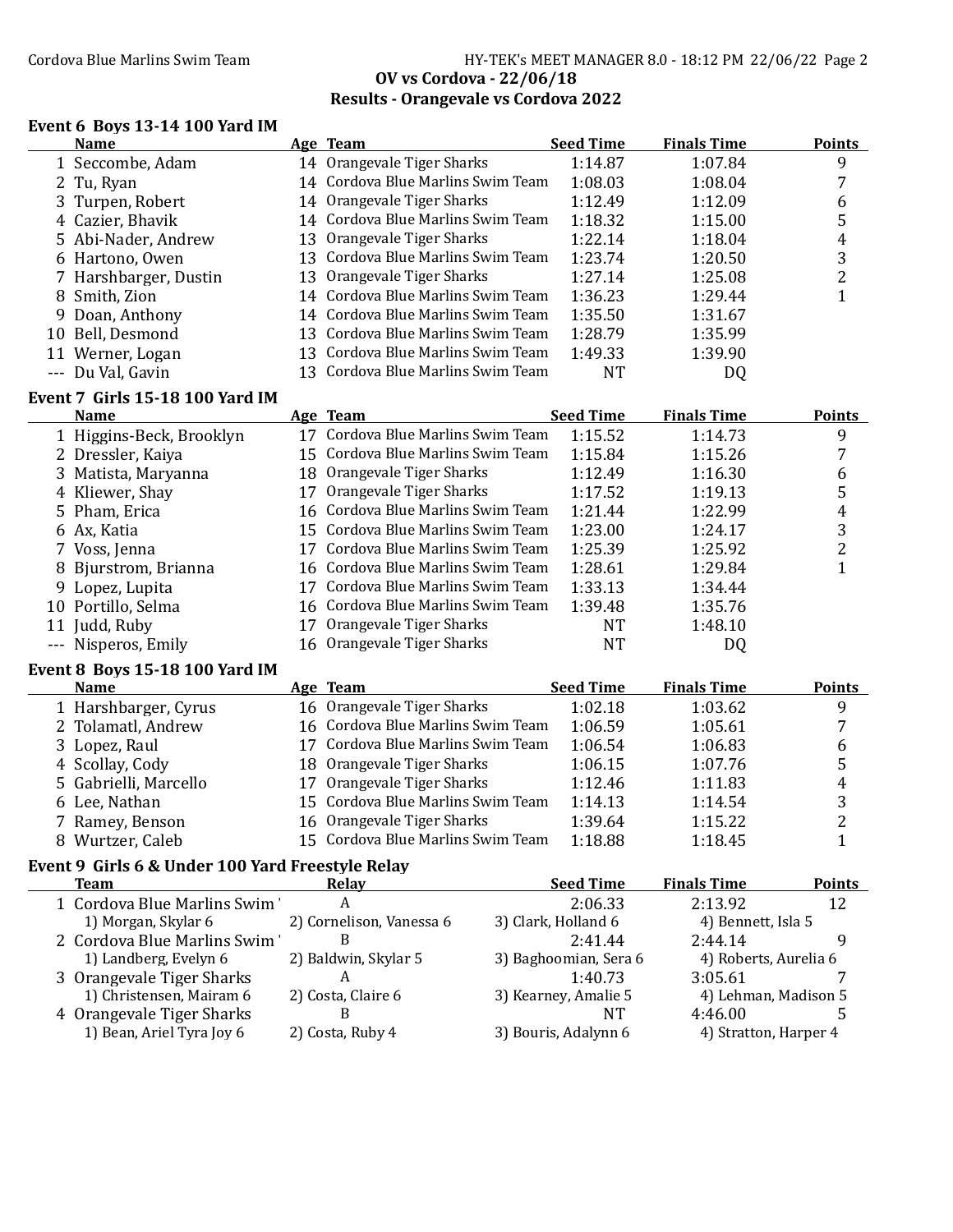**OV vs Cordova - 22/06/18**

**Results - Orangevale vs Cordova 2022**

### Event 6 Boys 13-14 100 Yard IM

| | Name | Age | Team | Seed Time | Finals Time | Points |
|---|---|---|---|---|---|---|
| 1 | Seccombe, Adam | 14 | Orangevale Tiger Sharks | 1:14.87 | 1:07.84 | 9 |
| 2 | Tu, Ryan | 14 | Cordova Blue Marlins Swim Team | 1:08.03 | 1:08.04 | 7 |
| 3 | Turpen, Robert | 14 | Orangevale Tiger Sharks | 1:12.49 | 1:12.09 | 6 |
| 4 | Cazier, Bhavik | 14 | Cordova Blue Marlins Swim Team | 1:18.32 | 1:15.00 | 5 |
| 5 | Abi-Nader, Andrew | 13 | Orangevale Tiger Sharks | 1:22.14 | 1:18.04 | 4 |
| 6 | Hartono, Owen | 13 | Cordova Blue Marlins Swim Team | 1:23.74 | 1:20.50 | 3 |
| 7 | Harshbarger, Dustin | 13 | Orangevale Tiger Sharks | 1:27.14 | 1:25.08 | 2 |
| 8 | Smith, Zion | 14 | Cordova Blue Marlins Swim Team | 1:36.23 | 1:29.44 | 1 |
| 9 | Doan, Anthony | 14 | Cordova Blue Marlins Swim Team | 1:35.50 | 1:31.67 | |
| 10 | Bell, Desmond | 13 | Cordova Blue Marlins Swim Team | 1:28.79 | 1:35.99 | |
| 11 | Werner, Logan | 13 | Cordova Blue Marlins Swim Team | 1:49.33 | 1:39.90 | |
| --- | Du Val, Gavin | 13 | Cordova Blue Marlins Swim Team | NT | DQ | |

### Event 7 Girls 15-18 100 Yard IM

| | Name | Age | Team | Seed Time | Finals Time | Points |
|---|---|---|---|---|---|---|
| 1 | Higgins-Beck, Brooklyn | 17 | Cordova Blue Marlins Swim Team | 1:15.52 | 1:14.73 | 9 |
| 2 | Dressler, Kaiya | 15 | Cordova Blue Marlins Swim Team | 1:15.84 | 1:15.26 | 7 |
| 3 | Matista, Maryanna | 18 | Orangevale Tiger Sharks | 1:12.49 | 1:16.30 | 6 |
| 4 | Kliewer, Shay | 17 | Orangevale Tiger Sharks | 1:17.52 | 1:19.13 | 5 |
| 5 | Pham, Erica | 16 | Cordova Blue Marlins Swim Team | 1:21.44 | 1:22.99 | 4 |
| 6 | Ax, Katia | 15 | Cordova Blue Marlins Swim Team | 1:23.00 | 1:24.17 | 3 |
| 7 | Voss, Jenna | 17 | Cordova Blue Marlins Swim Team | 1:25.39 | 1:25.92 | 2 |
| 8 | Bjurstrom, Brianna | 16 | Cordova Blue Marlins Swim Team | 1:28.61 | 1:29.84 | 1 |
| 9 | Lopez, Lupita | 17 | Cordova Blue Marlins Swim Team | 1:33.13 | 1:34.44 | |
| 10 | Portillo, Selma | 16 | Cordova Blue Marlins Swim Team | 1:39.48 | 1:35.76 | |
| 11 | Judd, Ruby | 17 | Orangevale Tiger Sharks | NT | 1:48.10 | |
| --- | Nisperos, Emily | 16 | Orangevale Tiger Sharks | NT | DQ | |

### Event 8 Boys 15-18 100 Yard IM

| | Name | Age | Team | Seed Time | Finals Time | Points |
|---|---|---|---|---|---|---|
| 1 | Harshbarger, Cyrus | 16 | Orangevale Tiger Sharks | 1:02.18 | 1:03.62 | 9 |
| 2 | Tolamatl, Andrew | 16 | Cordova Blue Marlins Swim Team | 1:06.59 | 1:05.61 | 7 |
| 3 | Lopez, Raul | 17 | Cordova Blue Marlins Swim Team | 1:06.54 | 1:06.83 | 6 |
| 4 | Scollay, Cody | 18 | Orangevale Tiger Sharks | 1:06.15 | 1:07.76 | 5 |
| 5 | Gabrielli, Marcello | 17 | Orangevale Tiger Sharks | 1:12.46 | 1:11.83 | 4 |
| 6 | Lee, Nathan | 15 | Cordova Blue Marlins Swim Team | 1:14.13 | 1:14.54 | 3 |
| 7 | Ramey, Benson | 16 | Orangevale Tiger Sharks | 1:39.64 | 1:15.22 | 2 |
| 8 | Wurtzer, Caleb | 15 | Cordova Blue Marlins Swim Team | 1:18.88 | 1:18.45 | 1 |

### Event 9 Girls 6 & Under 100 Yard Freestyle Relay

| | Team | Relay | Seed Time | Finals Time | Points |
|---|---|---|---|---|---|
| 1 | Cordova Blue Marlins Swim ' | A | 2:06.33 | 2:13.92 | 12 |
| | 1) Morgan, Skylar 6 | 2) Cornelison, Vanessa 6 | 3) Clark, Holland 6 | 4) Bennett, Isla 5 | |
| 2 | Cordova Blue Marlins Swim ' | B | 2:41.44 | 2:44.14 | 9 |
| | 1) Landberg, Evelyn 6 | 2) Baldwin, Skylar 5 | 3) Baghoomian, Sera 6 | 4) Roberts, Aurelia 6 | |
| 3 | Orangevale Tiger Sharks | A | 1:40.73 | 3:05.61 | 7 |
| | 1) Christensen, Mairam 6 | 2) Costa, Claire 6 | 3) Kearney, Amalie 5 | 4) Lehman, Madison 5 | |
| 4 | Orangevale Tiger Sharks | B | NT | 4:46.00 | 5 |
| | 1) Bean, Ariel Tyra Joy 6 | 2) Costa, Ruby 4 | 3) Bouris, Adalynn 6 | 4) Stratton, Harper 4 | |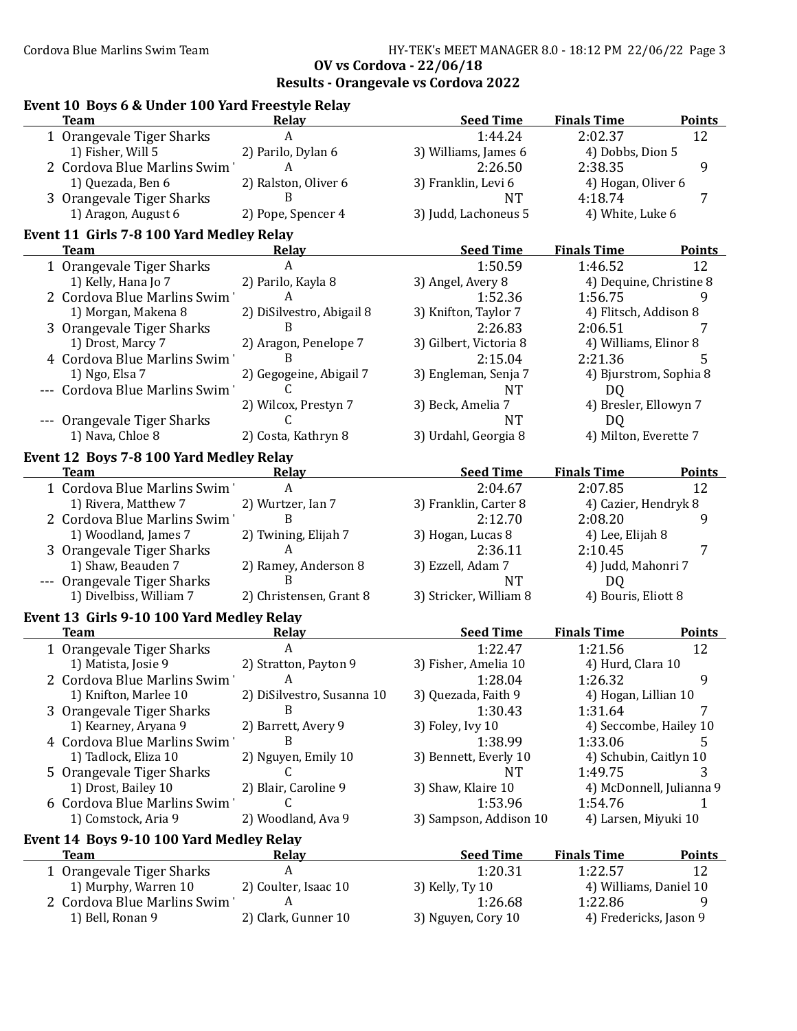## OV vs Cordova - 22/06/18

## Results - Orangevale vs Cordova 2022

### Event 10 Boys 6 & Under 100 Yard Freestyle Relay

| | Team | Relay | Seed Time | Finals Time | Points |
|---|---|---|---|---|---|
| 1 | Orangevale Tiger Sharks | A | 1:44.24 | 2:02.37 | 12 |
| | 1) Fisher, Will 5 | 2) Parilo, Dylan 6 | 3) Williams, James 6 | 4) Dobbs, Dion 5 | |
| 2 | Cordova Blue Marlins Swim ' | A | 2:26.50 | 2:38.35 | 9 |
| | 1) Quezada, Ben 6 | 2) Ralston, Oliver 6 | 3) Franklin, Levi 6 | 4) Hogan, Oliver 6 | |
| 3 | Orangevale Tiger Sharks | B | NT | 4:18.74 | 7 |
| | 1) Aragon, August 6 | 2) Pope, Spencer 4 | 3) Judd, Lachoneus 5 | 4) White, Luke 6 | |

### Event 11 Girls 7-8 100 Yard Medley Relay

| | Team | Relay | Seed Time | Finals Time | Points |
|---|---|---|---|---|---|
| 1 | Orangevale Tiger Sharks | A | 1:50.59 | 1:46.52 | 12 |
| | 1) Kelly, Hana Jo 7 | 2) Parilo, Kayla 8 | 3) Angel, Avery 8 | 4) Dequine, Christine 8 | |
| 2 | Cordova Blue Marlins Swim ' | A | 1:52.36 | 1:56.75 | 9 |
| | 1) Morgan, Makena 8 | 2) DiSilvestro, Abigail 8 | 3) Knifton, Taylor 7 | 4) Flitsch, Addison 8 | |
| 3 | Orangevale Tiger Sharks | B | 2:26.83 | 2:06.51 | 7 |
| | 1) Drost, Marcy 7 | 2) Aragon, Penelope 7 | 3) Gilbert, Victoria 8 | 4) Williams, Elinor 8 | |
| 4 | Cordova Blue Marlins Swim ' | B | 2:15.04 | 2:21.36 | 5 |
| | 1) Ngo, Elsa 7 | 2) Gegogeine, Abigail 7 | 3) Engleman, Senja 7 | 4) Bjurstrom, Sophia 8 | |
| --- | Cordova Blue Marlins Swim ' | C | NT | DQ | |
| | | 2) Wilcox, Prestyn 7 | 3) Beck, Amelia 7 | 4) Bresler, Ellowyn 7 | |
| --- | Orangevale Tiger Sharks | C | NT | DQ | |
| | 1) Nava, Chloe 8 | 2) Costa, Kathryn 8 | 3) Urdahl, Georgia 8 | 4) Milton, Everette 7 | |

### Event 12 Boys 7-8 100 Yard Medley Relay

| | Team | Relay | Seed Time | Finals Time | Points |
|---|---|---|---|---|---|
| 1 | Cordova Blue Marlins Swim ' | A | 2:04.67 | 2:07.85 | 12 |
| | 1) Rivera, Matthew 7 | 2) Wurtzer, Ian 7 | 3) Franklin, Carter 8 | 4) Cazier, Hendryk 8 | |
| 2 | Cordova Blue Marlins Swim ' | B | 2:12.70 | 2:08.20 | 9 |
| | 1) Woodland, James 7 | 2) Twining, Elijah 7 | 3) Hogan, Lucas 8 | 4) Lee, Elijah 8 | |
| 3 | Orangevale Tiger Sharks | A | 2:36.11 | 2:10.45 | 7 |
| | 1) Shaw, Beauden 7 | 2) Ramey, Anderson 8 | 3) Ezzell, Adam 7 | 4) Judd, Mahonri 7 | |
| --- | Orangevale Tiger Sharks | B | NT | DQ | |
| | 1) Divelbiss, William 7 | 2) Christensen, Grant 8 | 3) Stricker, William 8 | 4) Bouris, Eliott 8 | |

### Event 13 Girls 9-10 100 Yard Medley Relay

| | Team | Relay | Seed Time | Finals Time | Points |
|---|---|---|---|---|---|
| 1 | Orangevale Tiger Sharks | A | 1:22.47 | 1:21.56 | 12 |
| | 1) Matista, Josie 9 | 2) Stratton, Payton 9 | 3) Fisher, Amelia 10 | 4) Hurd, Clara 10 | |
| 2 | Cordova Blue Marlins Swim ' | A | 1:28.04 | 1:26.32 | 9 |
| | 1) Knifton, Marlee 10 | 2) DiSilvestro, Susanna 10 | 3) Quezada, Faith 9 | 4) Hogan, Lillian 10 | |
| 3 | Orangevale Tiger Sharks | B | 1:30.43 | 1:31.64 | 7 |
| | 1) Kearney, Aryana 9 | 2) Barrett, Avery 9 | 3) Foley, Ivy 10 | 4) Seccombe, Hailey 10 | |
| 4 | Cordova Blue Marlins Swim ' | B | 1:38.99 | 1:33.06 | 5 |
| | 1) Tadlock, Eliza 10 | 2) Nguyen, Emily 10 | 3) Bennett, Everly 10 | 4) Schubin, Caitlyn 10 | |
| 5 | Orangevale Tiger Sharks | C | NT | 1:49.75 | 3 |
| | 1) Drost, Bailey 10 | 2) Blair, Caroline 9 | 3) Shaw, Klaire 10 | 4) McDonnell, Julianna 9 | |
| 6 | Cordova Blue Marlins Swim ' | C | 1:53.96 | 1:54.76 | 1 |
| | 1) Comstock, Aria 9 | 2) Woodland, Ava 9 | 3) Sampson, Addison 10 | 4) Larsen, Miyuki 10 | |

### Event 14 Boys 9-10 100 Yard Medley Relay

| | Team | Relay | Seed Time | Finals Time | Points |
|---|---|---|---|---|---|
| 1 | Orangevale Tiger Sharks | A | 1:20.31 | 1:22.57 | 12 |
| | 1) Murphy, Warren 10 | 2) Coulter, Isaac 10 | 3) Kelly, Ty 10 | 4) Williams, Daniel 10 | |
| 2 | Cordova Blue Marlins Swim ' | A | 1:26.68 | 1:22.86 | 9 |
| | 1) Bell, Ronan 9 | 2) Clark, Gunner 10 | 3) Nguyen, Cory 10 | 4) Fredericks, Jason 9 | |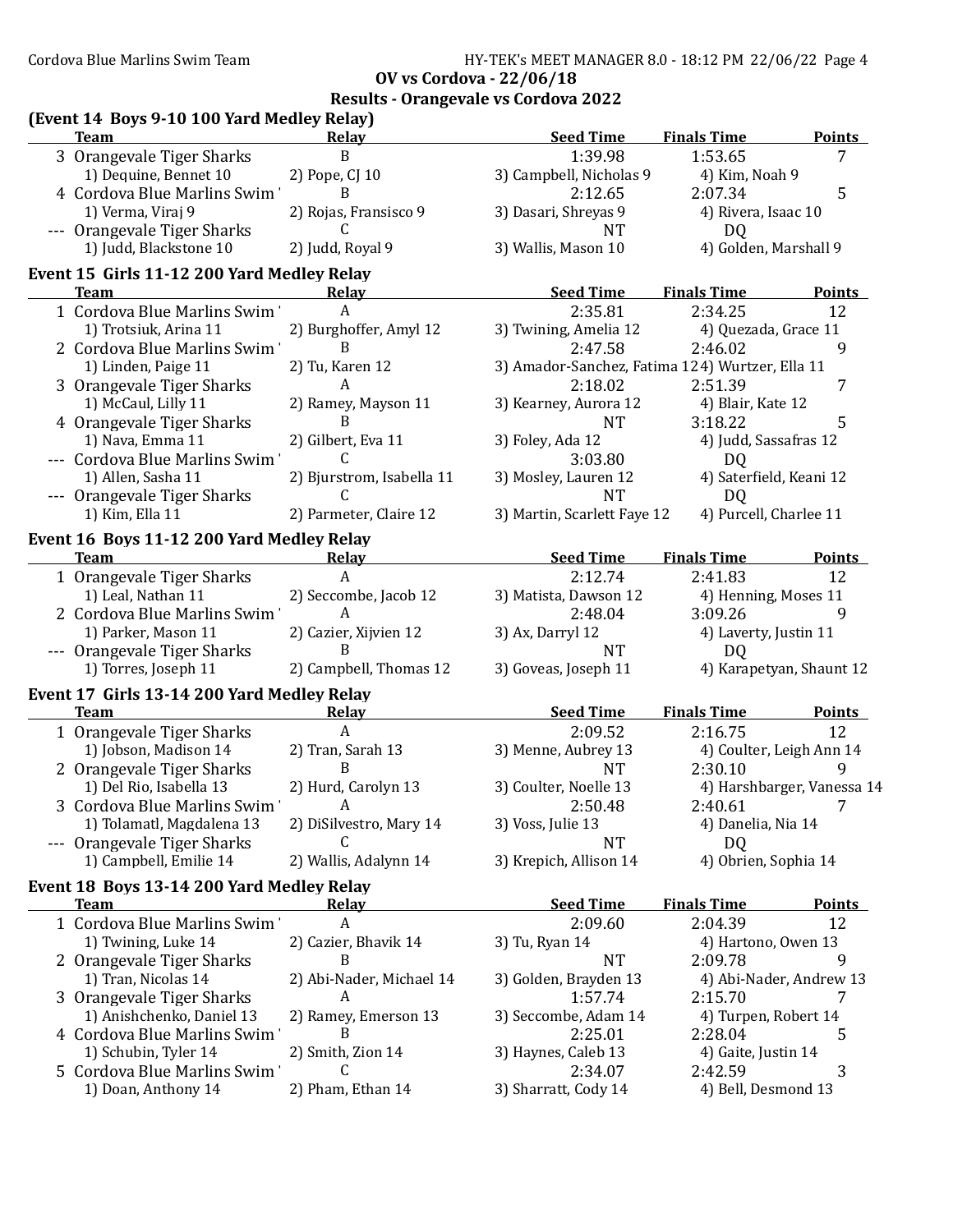## OV vs Cordova - 22/06/18

## Results - Orangevale vs Cordova 2022

### (Event 14 Boys 9-10 100 Yard Medley Relay)

| | Team | Relay | Seed Time | Finals Time | Points |
|---|---|---|---|---|---|
| 3 | Orangevale Tiger Sharks | B | 1:39.98 | 1:53.65 | 7 |
| | 1) Dequine, Bennet 10 | 2) Pope, CJ 10 | 3) Campbell, Nicholas 9 | 4) Kim, Noah 9 | |
| 4 | Cordova Blue Marlins Swim ' | B | 2:12.65 | 2:07.34 | 5 |
| | 1) Verma, Viraj 9 | 2) Rojas, Fransisco 9 | 3) Dasari, Shreyas 9 | 4) Rivera, Isaac 10 | |
| --- | Orangevale Tiger Sharks | C | NT | DQ | |
| | 1) Judd, Blackstone 10 | 2) Judd, Royal 9 | 3) Wallis, Mason 10 | 4) Golden, Marshall 9 | |

### Event 15 Girls 11-12 200 Yard Medley Relay

| | Team | Relay | Seed Time | Finals Time | Points |
|---|---|---|---|---|---|
| 1 | Cordova Blue Marlins Swim ' | A | 2:35.81 | 2:34.25 | 12 |
| | 1) Trotsiuk, Arina 11 | 2) Burghoffer, Amyl 12 | 3) Twining, Amelia 12 | 4) Quezada, Grace 11 | |
| 2 | Cordova Blue Marlins Swim ' | B | 2:47.58 | 2:46.02 | 9 |
| | 1) Linden, Paige 11 | 2) Tu, Karen 12 | 3) Amador-Sanchez, Fatima 12 | 4) Wurtzer, Ella 11 | |
| 3 | Orangevale Tiger Sharks | A | 2:18.02 | 2:51.39 | 7 |
| | 1) McCaul, Lilly 11 | 2) Ramey, Mayson 11 | 3) Kearney, Aurora 12 | 4) Blair, Kate 12 | |
| 4 | Orangevale Tiger Sharks | B | NT | 3:18.22 | 5 |
| | 1) Nava, Emma 11 | 2) Gilbert, Eva 11 | 3) Foley, Ada 12 | 4) Judd, Sassafras 12 | |
| --- | Cordova Blue Marlins Swim ' | C | 3:03.80 | DQ | |
| | 1) Allen, Sasha 11 | 2) Bjurstrom, Isabella 11 | 3) Mosley, Lauren 12 | 4) Saterfield, Keani 12 | |
| --- | Orangevale Tiger Sharks | C | NT | DQ | |
| | 1) Kim, Ella 11 | 2) Parmeter, Claire 12 | 3) Martin, Scarlett Faye 12 | 4) Purcell, Charlee 11 | |

### Event 16 Boys 11-12 200 Yard Medley Relay

| | Team | Relay | Seed Time | Finals Time | Points |
|---|---|---|---|---|---|
| 1 | Orangevale Tiger Sharks | A | 2:12.74 | 2:41.83 | 12 |
| | 1) Leal, Nathan 11 | 2) Seccombe, Jacob 12 | 3) Matista, Dawson 12 | 4) Henning, Moses 11 | |
| 2 | Cordova Blue Marlins Swim ' | A | 2:48.04 | 3:09.26 | 9 |
| | 1) Parker, Mason 11 | 2) Cazier, Xijvien 12 | 3) Ax, Darryl 12 | 4) Laverty, Justin 11 | |
| --- | Orangevale Tiger Sharks | B | NT | DQ | |
| | 1) Torres, Joseph 11 | 2) Campbell, Thomas 12 | 3) Goveas, Joseph 11 | 4) Karapetyan, Shaunt 12 | |

### Event 17 Girls 13-14 200 Yard Medley Relay

| | Team | Relay | Seed Time | Finals Time | Points |
|---|---|---|---|---|---|
| 1 | Orangevale Tiger Sharks | A | 2:09.52 | 2:16.75 | 12 |
| | 1) Jobson, Madison 14 | 2) Tran, Sarah 13 | 3) Menne, Aubrey 13 | 4) Coulter, Leigh Ann 14 | |
| 2 | Orangevale Tiger Sharks | B | NT | 2:30.10 | 9 |
| | 1) Del Rio, Isabella 13 | 2) Hurd, Carolyn 13 | 3) Coulter, Noelle 13 | 4) Harshbarger, Vanessa 14 | |
| 3 | Cordova Blue Marlins Swim ' | A | 2:50.48 | 2:40.61 | 7 |
| | 1) Tolamatl, Magdalena 13 | 2) DiSilvestro, Mary 14 | 3) Voss, Julie 13 | 4) Danelia, Nia 14 | |
| --- | Orangevale Tiger Sharks | C | NT | DQ | |
| | 1) Campbell, Emilie 14 | 2) Wallis, Adalynn 14 | 3) Krepich, Allison 14 | 4) Obrien, Sophia 14 | |

### Event 18 Boys 13-14 200 Yard Medley Relay

| | Team | Relay | Seed Time | Finals Time | Points |
|---|---|---|---|---|---|
| 1 | Cordova Blue Marlins Swim ' | A | 2:09.60 | 2:04.39 | 12 |
| | 1) Twining, Luke 14 | 2) Cazier, Bhavik 14 | 3) Tu, Ryan 14 | 4) Hartono, Owen 13 | |
| 2 | Orangevale Tiger Sharks | B | NT | 2:09.78 | 9 |
| | 1) Tran, Nicolas 14 | 2) Abi-Nader, Michael 14 | 3) Golden, Brayden 13 | 4) Abi-Nader, Andrew 13 | |
| 3 | Orangevale Tiger Sharks | A | 1:57.74 | 2:15.70 | 7 |
| | 1) Anishchenko, Daniel 13 | 2) Ramey, Emerson 13 | 3) Seccombe, Adam 14 | 4) Turpen, Robert 14 | |
| 4 | Cordova Blue Marlins Swim ' | B | 2:25.01 | 2:28.04 | 5 |
| | 1) Schubin, Tyler 14 | 2) Smith, Zion 14 | 3) Haynes, Caleb 13 | 4) Gaite, Justin 14 | |
| 5 | Cordova Blue Marlins Swim ' | C | 2:34.07 | 2:42.59 | 3 |
| | 1) Doan, Anthony 14 | 2) Pham, Ethan 14 | 3) Sharratt, Cody 14 | 4) Bell, Desmond 13 | |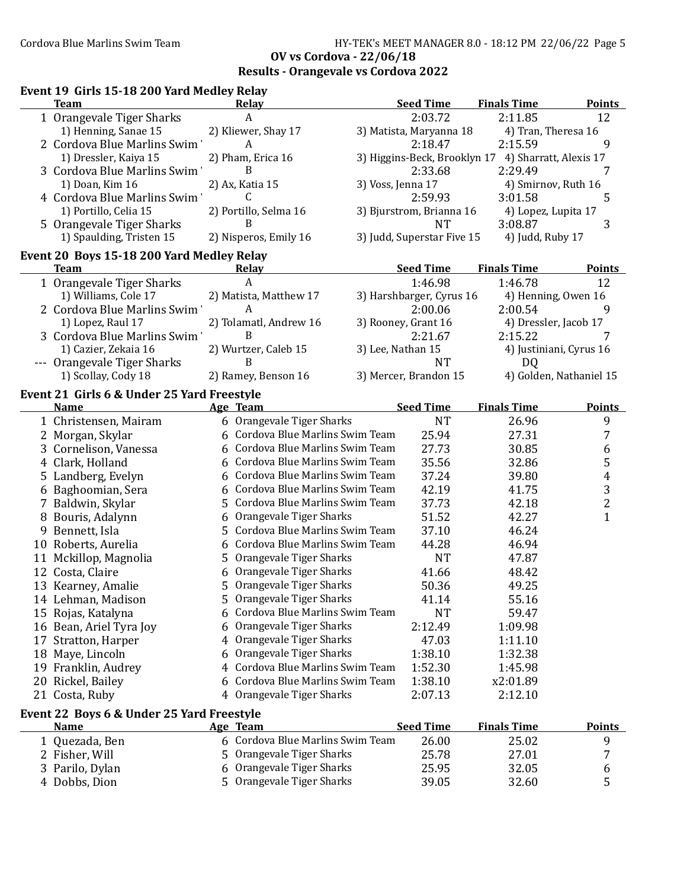## OV vs Cordova - 22/06/18

## Results - Orangevale vs Cordova 2022

### Event 19 Girls 15-18 200 Yard Medley Relay

| | Team | Relay | Seed Time | Finals Time | Points |
|---|---|---|---|---|---|
| 1 | Orangevale Tiger Sharks | A | 2:03.72 | 2:11.85 | 12 |
| | 1) Henning, Sanae 15 | 2) Kliewer, Shay 17 | 3) Matista, Maryanna 18 | 4) Tran, Theresa 16 | |
| 2 | Cordova Blue Marlins Swim ' | A | 2:18.47 | 2:15.59 | 9 |
| | 1) Dressler, Kaiya 15 | 2) Pham, Erica 16 | 3) Higgins-Beck, Brooklyn 17 | 4) Sharratt, Alexis 17 | |
| 3 | Cordova Blue Marlins Swim ' | B | 2:33.68 | 2:29.49 | 7 |
| | 1) Doan, Kim 16 | 2) Ax, Katia 15 | 3) Voss, Jenna 17 | 4) Smirnov, Ruth 16 | |
| 4 | Cordova Blue Marlins Swim ' | C | 2:59.93 | 3:01.58 | 5 |
| | 1) Portillo, Celia 15 | 2) Portillo, Selma 16 | 3) Bjurstrom, Brianna 16 | 4) Lopez, Lupita 17 | |
| 5 | Orangevale Tiger Sharks | B | NT | 3:08.87 | 3 |
| | 1) Spaulding, Tristen 15 | 2) Nisperos, Emily 16 | 3) Judd, Superstar Five 15 | 4) Judd, Ruby 17 | |

### Event 20 Boys 15-18 200 Yard Medley Relay

| | Team | Relay | Seed Time | Finals Time | Points |
|---|---|---|---|---|---|
| 1 | Orangevale Tiger Sharks | A | 1:46.98 | 1:46.78 | 12 |
| | 1) Williams, Cole 17 | 2) Matista, Matthew 17 | 3) Harshbarger, Cyrus 16 | 4) Henning, Owen 16 | |
| 2 | Cordova Blue Marlins Swim ' | A | 2:00.06 | 2:00.54 | 9 |
| | 1) Lopez, Raul 17 | 2) Tolamatl, Andrew 16 | 3) Rooney, Grant 16 | 4) Dressler, Jacob 17 | |
| 3 | Cordova Blue Marlins Swim ' | B | 2:21.67 | 2:15.22 | 7 |
| | 1) Cazier, Zekaia 16 | 2) Wurtzer, Caleb 15 | 3) Lee, Nathan 15 | 4) Justiniani, Cyrus 16 | |
| --- | Orangevale Tiger Sharks | B | NT | DQ | |
| | 1) Scollay, Cody 18 | 2) Ramey, Benson 16 | 3) Mercer, Brandon 15 | 4) Golden, Nathaniel 15 | |

### Event 21 Girls 6 & Under 25 Yard Freestyle

| | Name | Age | Team | Seed Time | Finals Time | Points |
|---|---|---|---|---|---|---|
| 1 | Christensen, Mairam | 6 | Orangevale Tiger Sharks | NT | 26.96 | 9 |
| 2 | Morgan, Skylar | 6 | Cordova Blue Marlins Swim Team | 25.94 | 27.31 | 7 |
| 3 | Cornelison, Vanessa | 6 | Cordova Blue Marlins Swim Team | 27.73 | 30.85 | 6 |
| 4 | Clark, Holland | 6 | Cordova Blue Marlins Swim Team | 35.56 | 32.86 | 5 |
| 5 | Landberg, Evelyn | 6 | Cordova Blue Marlins Swim Team | 37.24 | 39.80 | 4 |
| 6 | Baghoomian, Sera | 6 | Cordova Blue Marlins Swim Team | 42.19 | 41.75 | 3 |
| 7 | Baldwin, Skylar | 5 | Cordova Blue Marlins Swim Team | 37.73 | 42.18 | 2 |
| 8 | Bouris, Adalynn | 6 | Orangevale Tiger Sharks | 51.52 | 42.27 | 1 |
| 9 | Bennett, Isla | 5 | Cordova Blue Marlins Swim Team | 37.10 | 46.24 | |
| 10 | Roberts, Aurelia | 6 | Cordova Blue Marlins Swim Team | 44.28 | 46.94 | |
| 11 | Mckillop, Magnolia | 5 | Orangevale Tiger Sharks | NT | 47.87 | |
| 12 | Costa, Claire | 6 | Orangevale Tiger Sharks | 41.66 | 48.42 | |
| 13 | Kearney, Amalie | 5 | Orangevale Tiger Sharks | 50.36 | 49.25 | |
| 14 | Lehman, Madison | 5 | Orangevale Tiger Sharks | 41.14 | 55.16 | |
| 15 | Rojas, Katalyna | 6 | Cordova Blue Marlins Swim Team | NT | 59.47 | |
| 16 | Bean, Ariel Tyra Joy | 6 | Orangevale Tiger Sharks | 2:12.49 | 1:09.98 | |
| 17 | Stratton, Harper | 4 | Orangevale Tiger Sharks | 47.03 | 1:11.10 | |
| 18 | Maye, Lincoln | 6 | Orangevale Tiger Sharks | 1:38.10 | 1:32.38 | |
| 19 | Franklin, Audrey | 4 | Cordova Blue Marlins Swim Team | 1:52.30 | 1:45.98 | |
| 20 | Rickel, Bailey | 6 | Cordova Blue Marlins Swim Team | 1:38.10 | x2:01.89 | |
| 21 | Costa, Ruby | 4 | Orangevale Tiger Sharks | 2:07.13 | 2:12.10 | |

### Event 22 Boys 6 & Under 25 Yard Freestyle

| | Name | Age | Team | Seed Time | Finals Time | Points |
|---|---|---|---|---|---|---|
| 1 | Quezada, Ben | 6 | Cordova Blue Marlins Swim Team | 26.00 | 25.02 | 9 |
| 2 | Fisher, Will | 5 | Orangevale Tiger Sharks | 25.78 | 27.01 | 7 |
| 3 | Parilo, Dylan | 6 | Orangevale Tiger Sharks | 25.95 | 32.05 | 6 |
| 4 | Dobbs, Dion | 5 | Orangevale Tiger Sharks | 39.05 | 32.60 | 5 |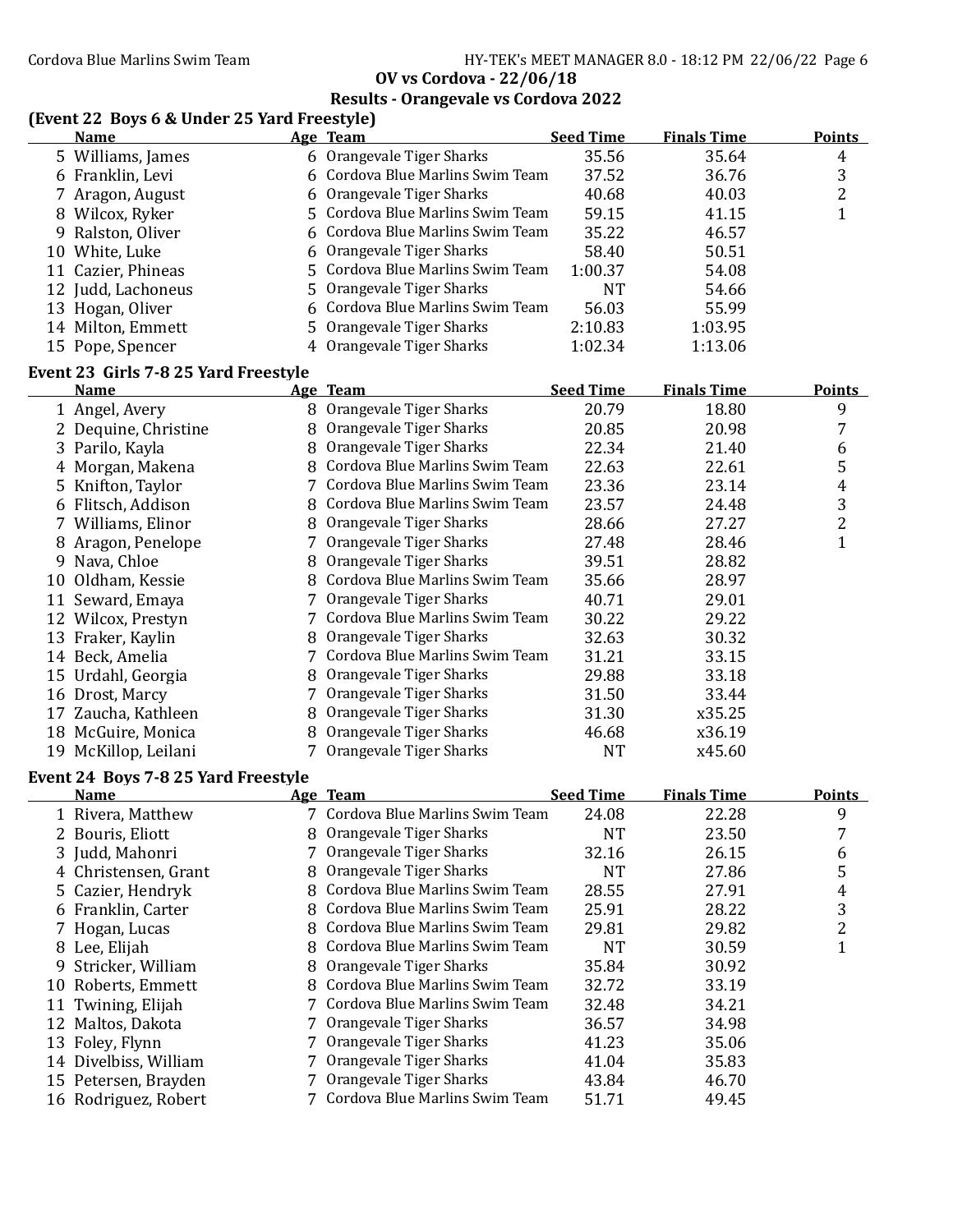OV vs Cordova - 22/06/18

Results - Orangevale vs Cordova 2022

### (Event 22 Boys 6 & Under 25 Yard Freestyle)

| | Name | Age | Team | Seed Time | Finals Time | Points |
|---|---|---|---|---|---|---|
| 5 | Williams, James | 6 | Orangevale Tiger Sharks | 35.56 | 35.64 | 4 |
| 6 | Franklin, Levi | 6 | Cordova Blue Marlins Swim Team | 37.52 | 36.76 | 3 |
| 7 | Aragon, August | 6 | Orangevale Tiger Sharks | 40.68 | 40.03 | 2 |
| 8 | Wilcox, Ryker | 5 | Cordova Blue Marlins Swim Team | 59.15 | 41.15 | 1 |
| 9 | Ralston, Oliver | 6 | Cordova Blue Marlins Swim Team | 35.22 | 46.57 | |
| 10 | White, Luke | 6 | Orangevale Tiger Sharks | 58.40 | 50.51 | |
| 11 | Cazier, Phineas | 5 | Cordova Blue Marlins Swim Team | 1:00.37 | 54.08 | |
| 12 | Judd, Lachoneus | 5 | Orangevale Tiger Sharks | NT | 54.66 | |
| 13 | Hogan, Oliver | 6 | Cordova Blue Marlins Swim Team | 56.03 | 55.99 | |
| 14 | Milton, Emmett | 5 | Orangevale Tiger Sharks | 2:10.83 | 1:03.95 | |
| 15 | Pope, Spencer | 4 | Orangevale Tiger Sharks | 1:02.34 | 1:13.06 | |

### Event 23 Girls 7-8 25 Yard Freestyle

| | Name | Age | Team | Seed Time | Finals Time | Points |
|---|---|---|---|---|---|---|
| 1 | Angel, Avery | 8 | Orangevale Tiger Sharks | 20.79 | 18.80 | 9 |
| 2 | Dequine, Christine | 8 | Orangevale Tiger Sharks | 20.85 | 20.98 | 7 |
| 3 | Parilo, Kayla | 8 | Orangevale Tiger Sharks | 22.34 | 21.40 | 6 |
| 4 | Morgan, Makena | 8 | Cordova Blue Marlins Swim Team | 22.63 | 22.61 | 5 |
| 5 | Knifton, Taylor | 7 | Cordova Blue Marlins Swim Team | 23.36 | 23.14 | 4 |
| 6 | Flitsch, Addison | 8 | Cordova Blue Marlins Swim Team | 23.57 | 24.48 | 3 |
| 7 | Williams, Elinor | 8 | Orangevale Tiger Sharks | 28.66 | 27.27 | 2 |
| 8 | Aragon, Penelope | 7 | Orangevale Tiger Sharks | 27.48 | 28.46 | 1 |
| 9 | Nava, Chloe | 8 | Orangevale Tiger Sharks | 39.51 | 28.82 | |
| 10 | Oldham, Kessie | 8 | Cordova Blue Marlins Swim Team | 35.66 | 28.97 | |
| 11 | Seward, Emaya | 7 | Orangevale Tiger Sharks | 40.71 | 29.01 | |
| 12 | Wilcox, Prestyn | 7 | Cordova Blue Marlins Swim Team | 30.22 | 29.22 | |
| 13 | Fraker, Kaylin | 8 | Orangevale Tiger Sharks | 32.63 | 30.32 | |
| 14 | Beck, Amelia | 7 | Cordova Blue Marlins Swim Team | 31.21 | 33.15 | |
| 15 | Urdahl, Georgia | 8 | Orangevale Tiger Sharks | 29.88 | 33.18 | |
| 16 | Drost, Marcy | 7 | Orangevale Tiger Sharks | 31.50 | 33.44 | |
| 17 | Zaucha, Kathleen | 8 | Orangevale Tiger Sharks | 31.30 | x35.25 | |
| 18 | McGuire, Monica | 8 | Orangevale Tiger Sharks | 46.68 | x36.19 | |
| 19 | McKillop, Leilani | 7 | Orangevale Tiger Sharks | NT | x45.60 | |

### Event 24 Boys 7-8 25 Yard Freestyle

| | Name | Age | Team | Seed Time | Finals Time | Points |
|---|---|---|---|---|---|---|
| 1 | Rivera, Matthew | 7 | Cordova Blue Marlins Swim Team | 24.08 | 22.28 | 9 |
| 2 | Bouris, Eliott | 8 | Orangevale Tiger Sharks | NT | 23.50 | 7 |
| 3 | Judd, Mahonri | 7 | Orangevale Tiger Sharks | 32.16 | 26.15 | 6 |
| 4 | Christensen, Grant | 8 | Orangevale Tiger Sharks | NT | 27.86 | 5 |
| 5 | Cazier, Hendryk | 8 | Cordova Blue Marlins Swim Team | 28.55 | 27.91 | 4 |
| 6 | Franklin, Carter | 8 | Cordova Blue Marlins Swim Team | 25.91 | 28.22 | 3 |
| 7 | Hogan, Lucas | 8 | Cordova Blue Marlins Swim Team | 29.81 | 29.82 | 2 |
| 8 | Lee, Elijah | 8 | Cordova Blue Marlins Swim Team | NT | 30.59 | 1 |
| 9 | Stricker, William | 8 | Orangevale Tiger Sharks | 35.84 | 30.92 | |
| 10 | Roberts, Emmett | 8 | Cordova Blue Marlins Swim Team | 32.72 | 33.19 | |
| 11 | Twining, Elijah | 7 | Cordova Blue Marlins Swim Team | 32.48 | 34.21 | |
| 12 | Maltos, Dakota | 7 | Orangevale Tiger Sharks | 36.57 | 34.98 | |
| 13 | Foley, Flynn | 7 | Orangevale Tiger Sharks | 41.23 | 35.06 | |
| 14 | Divelbiss, William | 7 | Orangevale Tiger Sharks | 41.04 | 35.83 | |
| 15 | Petersen, Brayden | 7 | Orangevale Tiger Sharks | 43.84 | 46.70 | |
| 16 | Rodriguez, Robert | 7 | Cordova Blue Marlins Swim Team | 51.71 | 49.45 | |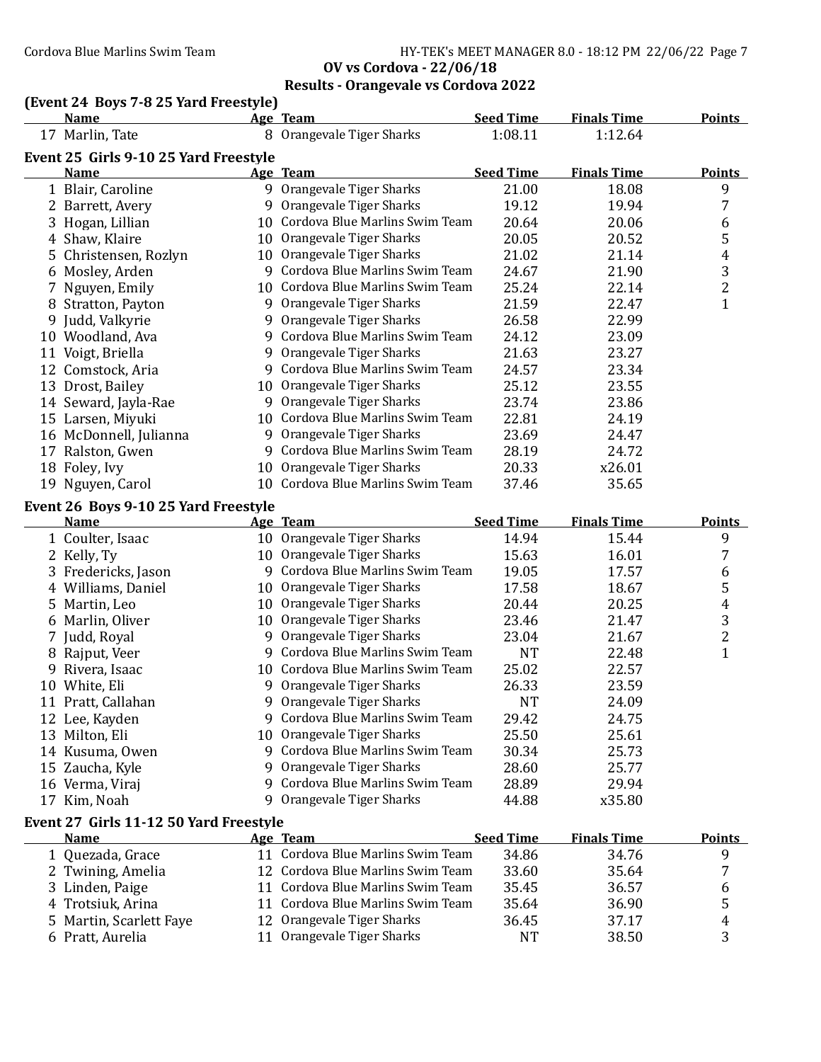**OV vs Cordova - 22/06/18**

**Results - Orangevale vs Cordova 2022**

### (Event 24 Boys 7-8 25 Yard Freestyle)

| | Name | Age | Team | Seed Time | Finals Time | Points |
|---|---|---|---|---|---|---|
| 17 | Marlin, Tate | 8 | Orangevale Tiger Sharks | 1:08.11 | 1:12.64 | |

### Event 25 Girls 9-10 25 Yard Freestyle

| | Name | Age | Team | Seed Time | Finals Time | Points |
|---|---|---|---|---|---|---|
| 1 | Blair, Caroline | 9 | Orangevale Tiger Sharks | 21.00 | 18.08 | 9 |
| 2 | Barrett, Avery | 9 | Orangevale Tiger Sharks | 19.12 | 19.94 | 7 |
| 3 | Hogan, Lillian | 10 | Cordova Blue Marlins Swim Team | 20.64 | 20.06 | 6 |
| 4 | Shaw, Klaire | 10 | Orangevale Tiger Sharks | 20.05 | 20.52 | 5 |
| 5 | Christensen, Rozlyn | 10 | Orangevale Tiger Sharks | 21.02 | 21.14 | 4 |
| 6 | Mosley, Arden | 9 | Cordova Blue Marlins Swim Team | 24.67 | 21.90 | 3 |
| 7 | Nguyen, Emily | 10 | Cordova Blue Marlins Swim Team | 25.24 | 22.14 | 2 |
| 8 | Stratton, Payton | 9 | Orangevale Tiger Sharks | 21.59 | 22.47 | 1 |
| 9 | Judd, Valkyrie | 9 | Orangevale Tiger Sharks | 26.58 | 22.99 | |
| 10 | Woodland, Ava | 9 | Cordova Blue Marlins Swim Team | 24.12 | 23.09 | |
| 11 | Voigt, Briella | 9 | Orangevale Tiger Sharks | 21.63 | 23.27 | |
| 12 | Comstock, Aria | 9 | Cordova Blue Marlins Swim Team | 24.57 | 23.34 | |
| 13 | Drost, Bailey | 10 | Orangevale Tiger Sharks | 25.12 | 23.55 | |
| 14 | Seward, Jayla-Rae | 9 | Orangevale Tiger Sharks | 23.74 | 23.86 | |
| 15 | Larsen, Miyuki | 10 | Cordova Blue Marlins Swim Team | 22.81 | 24.19 | |
| 16 | McDonnell, Julianna | 9 | Orangevale Tiger Sharks | 23.69 | 24.47 | |
| 17 | Ralston, Gwen | 9 | Cordova Blue Marlins Swim Team | 28.19 | 24.72 | |
| 18 | Foley, Ivy | 10 | Orangevale Tiger Sharks | 20.33 | x26.01 | |
| 19 | Nguyen, Carol | 10 | Cordova Blue Marlins Swim Team | 37.46 | 35.65 | |

### Event 26 Boys 9-10 25 Yard Freestyle

| | Name | Age | Team | Seed Time | Finals Time | Points |
|---|---|---|---|---|---|---|
| 1 | Coulter, Isaac | 10 | Orangevale Tiger Sharks | 14.94 | 15.44 | 9 |
| 2 | Kelly, Ty | 10 | Orangevale Tiger Sharks | 15.63 | 16.01 | 7 |
| 3 | Fredericks, Jason | 9 | Cordova Blue Marlins Swim Team | 19.05 | 17.57 | 6 |
| 4 | Williams, Daniel | 10 | Orangevale Tiger Sharks | 17.58 | 18.67 | 5 |
| 5 | Martin, Leo | 10 | Orangevale Tiger Sharks | 20.44 | 20.25 | 4 |
| 6 | Marlin, Oliver | 10 | Orangevale Tiger Sharks | 23.46 | 21.47 | 3 |
| 7 | Judd, Royal | 9 | Orangevale Tiger Sharks | 23.04 | 21.67 | 2 |
| 8 | Rajput, Veer | 9 | Cordova Blue Marlins Swim Team | NT | 22.48 | 1 |
| 9 | Rivera, Isaac | 10 | Cordova Blue Marlins Swim Team | 25.02 | 22.57 | |
| 10 | White, Eli | 9 | Orangevale Tiger Sharks | 26.33 | 23.59 | |
| 11 | Pratt, Callahan | 9 | Orangevale Tiger Sharks | NT | 24.09 | |
| 12 | Lee, Kayden | 9 | Cordova Blue Marlins Swim Team | 29.42 | 24.75 | |
| 13 | Milton, Eli | 10 | Orangevale Tiger Sharks | 25.50 | 25.61 | |
| 14 | Kusuma, Owen | 9 | Cordova Blue Marlins Swim Team | 30.34 | 25.73 | |
| 15 | Zaucha, Kyle | 9 | Orangevale Tiger Sharks | 28.60 | 25.77 | |
| 16 | Verma, Viraj | 9 | Cordova Blue Marlins Swim Team | 28.89 | 29.94 | |
| 17 | Kim, Noah | 9 | Orangevale Tiger Sharks | 44.88 | x35.80 | |

### Event 27 Girls 11-12 50 Yard Freestyle

| | Name | Age | Team | Seed Time | Finals Time | Points |
|---|---|---|---|---|---|---|
| 1 | Quezada, Grace | 11 | Cordova Blue Marlins Swim Team | 34.86 | 34.76 | 9 |
| 2 | Twining, Amelia | 12 | Cordova Blue Marlins Swim Team | 33.60 | 35.64 | 7 |
| 3 | Linden, Paige | 11 | Cordova Blue Marlins Swim Team | 35.45 | 36.57 | 6 |
| 4 | Trotsiuk, Arina | 11 | Cordova Blue Marlins Swim Team | 35.64 | 36.90 | 5 |
| 5 | Martin, Scarlett Faye | 12 | Orangevale Tiger Sharks | 36.45 | 37.17 | 4 |
| 6 | Pratt, Aurelia | 11 | Orangevale Tiger Sharks | NT | 38.50 | 3 |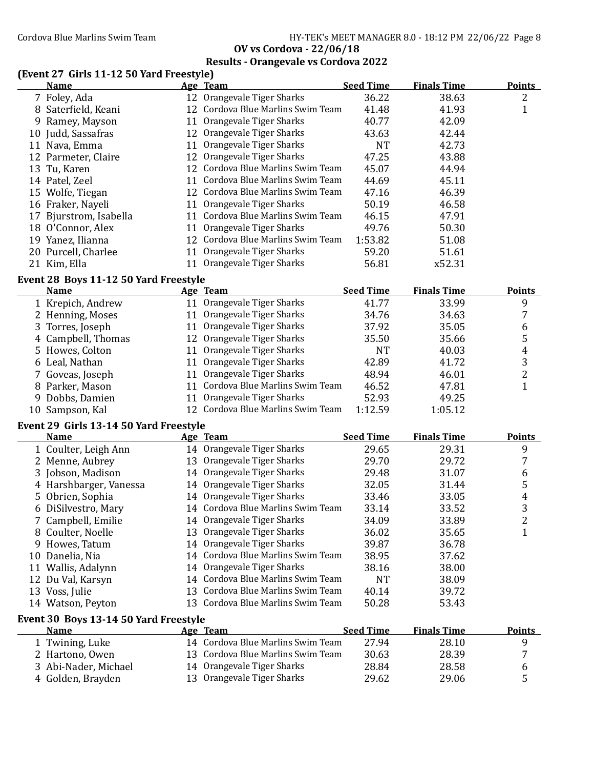## OV vs Cordova - 22/06/18

## Results - Orangevale vs Cordova 2022

### (Event 27 Girls 11-12 50 Yard Freestyle)

| | Name | Age | Team | Seed Time | Finals Time | Points |
|---|---|---|---|---|---|---|
| 7 | Foley, Ada | 12 | Orangevale Tiger Sharks | 36.22 | 38.63 | 2 |
| 8 | Saterfield, Keani | 12 | Cordova Blue Marlins Swim Team | 41.48 | 41.93 | 1 |
| 9 | Ramey, Mayson | 11 | Orangevale Tiger Sharks | 40.77 | 42.09 | |
| 10 | Judd, Sassafras | 12 | Orangevale Tiger Sharks | 43.63 | 42.44 | |
| 11 | Nava, Emma | 11 | Orangevale Tiger Sharks | NT | 42.73 | |
| 12 | Parmeter, Claire | 12 | Orangevale Tiger Sharks | 47.25 | 43.88 | |
| 13 | Tu, Karen | 12 | Cordova Blue Marlins Swim Team | 45.07 | 44.94 | |
| 14 | Patel, Zeel | 11 | Cordova Blue Marlins Swim Team | 44.69 | 45.11 | |
| 15 | Wolfe, Tiegan | 12 | Cordova Blue Marlins Swim Team | 47.16 | 46.39 | |
| 16 | Fraker, Nayeli | 11 | Orangevale Tiger Sharks | 50.19 | 46.58 | |
| 17 | Bjurstrom, Isabella | 11 | Cordova Blue Marlins Swim Team | 46.15 | 47.91 | |
| 18 | O'Connor, Alex | 11 | Orangevale Tiger Sharks | 49.76 | 50.30 | |
| 19 | Yanez, Ilianna | 12 | Cordova Blue Marlins Swim Team | 1:53.82 | 51.08 | |
| 20 | Purcell, Charlee | 11 | Orangevale Tiger Sharks | 59.20 | 51.61 | |
| 21 | Kim, Ella | 11 | Orangevale Tiger Sharks | 56.81 | x52.31 | |

### Event 28 Boys 11-12 50 Yard Freestyle

| | Name | Age | Team | Seed Time | Finals Time | Points |
|---|---|---|---|---|---|---|
| 1 | Krepich, Andrew | 11 | Orangevale Tiger Sharks | 41.77 | 33.99 | 9 |
| 2 | Henning, Moses | 11 | Orangevale Tiger Sharks | 34.76 | 34.63 | 7 |
| 3 | Torres, Joseph | 11 | Orangevale Tiger Sharks | 37.92 | 35.05 | 6 |
| 4 | Campbell, Thomas | 12 | Orangevale Tiger Sharks | 35.50 | 35.66 | 5 |
| 5 | Howes, Colton | 11 | Orangevale Tiger Sharks | NT | 40.03 | 4 |
| 6 | Leal, Nathan | 11 | Orangevale Tiger Sharks | 42.89 | 41.72 | 3 |
| 7 | Goveas, Joseph | 11 | Orangevale Tiger Sharks | 48.94 | 46.01 | 2 |
| 8 | Parker, Mason | 11 | Cordova Blue Marlins Swim Team | 46.52 | 47.81 | 1 |
| 9 | Dobbs, Damien | 11 | Orangevale Tiger Sharks | 52.93 | 49.25 | |
| 10 | Sampson, Kal | 12 | Cordova Blue Marlins Swim Team | 1:12.59 | 1:05.12 | |

### Event 29 Girls 13-14 50 Yard Freestyle

| | Name | Age | Team | Seed Time | Finals Time | Points |
|---|---|---|---|---|---|---|
| 1 | Coulter, Leigh Ann | 14 | Orangevale Tiger Sharks | 29.65 | 29.31 | 9 |
| 2 | Menne, Aubrey | 13 | Orangevale Tiger Sharks | 29.70 | 29.72 | 7 |
| 3 | Jobson, Madison | 14 | Orangevale Tiger Sharks | 29.48 | 31.07 | 6 |
| 4 | Harshbarger, Vanessa | 14 | Orangevale Tiger Sharks | 32.05 | 31.44 | 5 |
| 5 | Obrien, Sophia | 14 | Orangevale Tiger Sharks | 33.46 | 33.05 | 4 |
| 6 | DiSilvestro, Mary | 14 | Cordova Blue Marlins Swim Team | 33.14 | 33.52 | 3 |
| 7 | Campbell, Emilie | 14 | Orangevale Tiger Sharks | 34.09 | 33.89 | 2 |
| 8 | Coulter, Noelle | 13 | Orangevale Tiger Sharks | 36.02 | 35.65 | 1 |
| 9 | Howes, Tatum | 14 | Orangevale Tiger Sharks | 39.87 | 36.78 | |
| 10 | Danelia, Nia | 14 | Cordova Blue Marlins Swim Team | 38.95 | 37.62 | |
| 11 | Wallis, Adalynn | 14 | Orangevale Tiger Sharks | 38.16 | 38.00 | |
| 12 | Du Val, Karsyn | 14 | Cordova Blue Marlins Swim Team | NT | 38.09 | |
| 13 | Voss, Julie | 13 | Cordova Blue Marlins Swim Team | 40.14 | 39.72 | |
| 14 | Watson, Peyton | 13 | Cordova Blue Marlins Swim Team | 50.28 | 53.43 | |

### Event 30 Boys 13-14 50 Yard Freestyle

| | Name | Age | Team | Seed Time | Finals Time | Points |
|---|---|---|---|---|---|---|
| 1 | Twining, Luke | 14 | Cordova Blue Marlins Swim Team | 27.94 | 28.10 | 9 |
| 2 | Hartono, Owen | 13 | Cordova Blue Marlins Swim Team | 30.63 | 28.39 | 7 |
| 3 | Abi-Nader, Michael | 14 | Orangevale Tiger Sharks | 28.84 | 28.58 | 6 |
| 4 | Golden, Brayden | 13 | Orangevale Tiger Sharks | 29.62 | 29.06 | 5 |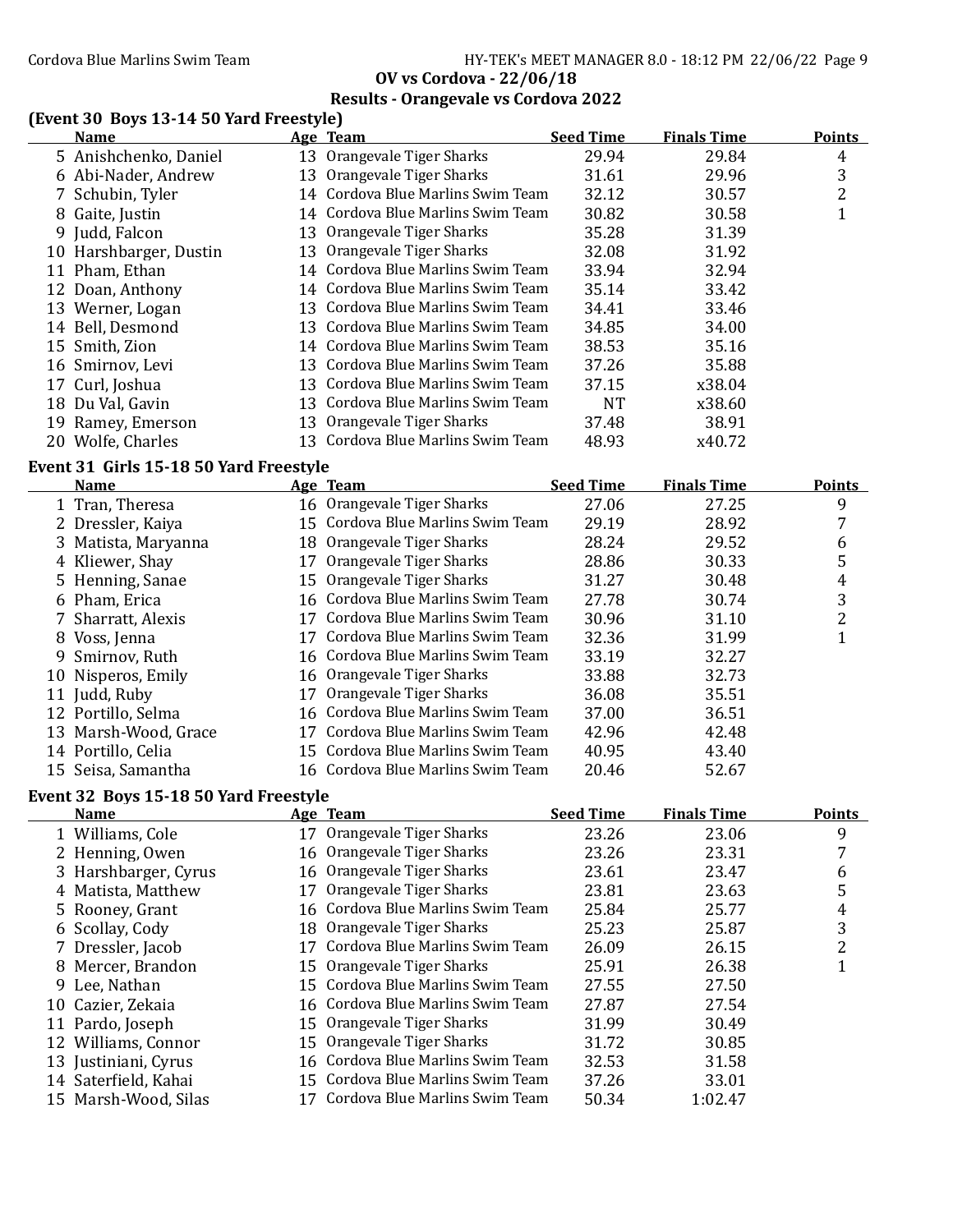OV vs Cordova - 22/06/18

Results - Orangevale vs Cordova 2022

### (Event 30 Boys 13-14 50 Yard Freestyle)

| | Name | Age | Team | Seed Time | Finals Time | Points |
|---|---|---|---|---|---|---|
| 5 | Anishchenko, Daniel | 13 | Orangevale Tiger Sharks | 29.94 | 29.84 | 4 |
| 6 | Abi-Nader, Andrew | 13 | Orangevale Tiger Sharks | 31.61 | 29.96 | 3 |
| 7 | Schubin, Tyler | 14 | Cordova Blue Marlins Swim Team | 32.12 | 30.57 | 2 |
| 8 | Gaite, Justin | 14 | Cordova Blue Marlins Swim Team | 30.82 | 30.58 | 1 |
| 9 | Judd, Falcon | 13 | Orangevale Tiger Sharks | 35.28 | 31.39 | |
| 10 | Harshbarger, Dustin | 13 | Orangevale Tiger Sharks | 32.08 | 31.92 | |
| 11 | Pham, Ethan | 14 | Cordova Blue Marlins Swim Team | 33.94 | 32.94 | |
| 12 | Doan, Anthony | 14 | Cordova Blue Marlins Swim Team | 35.14 | 33.42 | |
| 13 | Werner, Logan | 13 | Cordova Blue Marlins Swim Team | 34.41 | 33.46 | |
| 14 | Bell, Desmond | 13 | Cordova Blue Marlins Swim Team | 34.85 | 34.00 | |
| 15 | Smith, Zion | 14 | Cordova Blue Marlins Swim Team | 38.53 | 35.16 | |
| 16 | Smirnov, Levi | 13 | Cordova Blue Marlins Swim Team | 37.26 | 35.88 | |
| 17 | Curl, Joshua | 13 | Cordova Blue Marlins Swim Team | 37.15 | x38.04 | |
| 18 | Du Val, Gavin | 13 | Cordova Blue Marlins Swim Team | NT | x38.60 | |
| 19 | Ramey, Emerson | 13 | Orangevale Tiger Sharks | 37.48 | 38.91 | |
| 20 | Wolfe, Charles | 13 | Cordova Blue Marlins Swim Team | 48.93 | x40.72 | |

### Event 31 Girls 15-18 50 Yard Freestyle

| | Name | Age | Team | Seed Time | Finals Time | Points |
|---|---|---|---|---|---|---|
| 1 | Tran, Theresa | 16 | Orangevale Tiger Sharks | 27.06 | 27.25 | 9 |
| 2 | Dressler, Kaiya | 15 | Cordova Blue Marlins Swim Team | 29.19 | 28.92 | 7 |
| 3 | Matista, Maryanna | 18 | Orangevale Tiger Sharks | 28.24 | 29.52 | 6 |
| 4 | Kliewer, Shay | 17 | Orangevale Tiger Sharks | 28.86 | 30.33 | 5 |
| 5 | Henning, Sanae | 15 | Orangevale Tiger Sharks | 31.27 | 30.48 | 4 |
| 6 | Pham, Erica | 16 | Cordova Blue Marlins Swim Team | 27.78 | 30.74 | 3 |
| 7 | Sharratt, Alexis | 17 | Cordova Blue Marlins Swim Team | 30.96 | 31.10 | 2 |
| 8 | Voss, Jenna | 17 | Cordova Blue Marlins Swim Team | 32.36 | 31.99 | 1 |
| 9 | Smirnov, Ruth | 16 | Cordova Blue Marlins Swim Team | 33.19 | 32.27 | |
| 10 | Nisperos, Emily | 16 | Orangevale Tiger Sharks | 33.88 | 32.73 | |
| 11 | Judd, Ruby | 17 | Orangevale Tiger Sharks | 36.08 | 35.51 | |
| 12 | Portillo, Selma | 16 | Cordova Blue Marlins Swim Team | 37.00 | 36.51 | |
| 13 | Marsh-Wood, Grace | 17 | Cordova Blue Marlins Swim Team | 42.96 | 42.48 | |
| 14 | Portillo, Celia | 15 | Cordova Blue Marlins Swim Team | 40.95 | 43.40 | |
| 15 | Seisa, Samantha | 16 | Cordova Blue Marlins Swim Team | 20.46 | 52.67 | |

### Event 32 Boys 15-18 50 Yard Freestyle

| | Name | Age | Team | Seed Time | Finals Time | Points |
|---|---|---|---|---|---|---|
| 1 | Williams, Cole | 17 | Orangevale Tiger Sharks | 23.26 | 23.06 | 9 |
| 2 | Henning, Owen | 16 | Orangevale Tiger Sharks | 23.26 | 23.31 | 7 |
| 3 | Harshbarger, Cyrus | 16 | Orangevale Tiger Sharks | 23.61 | 23.47 | 6 |
| 4 | Matista, Matthew | 17 | Orangevale Tiger Sharks | 23.81 | 23.63 | 5 |
| 5 | Rooney, Grant | 16 | Cordova Blue Marlins Swim Team | 25.84 | 25.77 | 4 |
| 6 | Scollay, Cody | 18 | Orangevale Tiger Sharks | 25.23 | 25.87 | 3 |
| 7 | Dressler, Jacob | 17 | Cordova Blue Marlins Swim Team | 26.09 | 26.15 | 2 |
| 8 | Mercer, Brandon | 15 | Orangevale Tiger Sharks | 25.91 | 26.38 | 1 |
| 9 | Lee, Nathan | 15 | Cordova Blue Marlins Swim Team | 27.55 | 27.50 | |
| 10 | Cazier, Zekaia | 16 | Cordova Blue Marlins Swim Team | 27.87 | 27.54 | |
| 11 | Pardo, Joseph | 15 | Orangevale Tiger Sharks | 31.99 | 30.49 | |
| 12 | Williams, Connor | 15 | Orangevale Tiger Sharks | 31.72 | 30.85 | |
| 13 | Justiniani, Cyrus | 16 | Cordova Blue Marlins Swim Team | 32.53 | 31.58 | |
| 14 | Saterfield, Kahai | 15 | Cordova Blue Marlins Swim Team | 37.26 | 33.01 | |
| 15 | Marsh-Wood, Silas | 17 | Cordova Blue Marlins Swim Team | 50.34 | 1:02.47 | |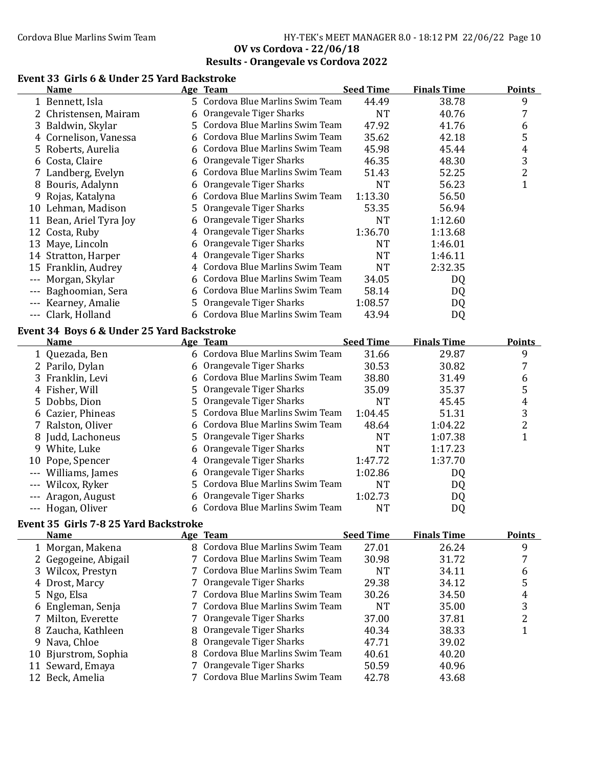## OV vs Cordova - 22/06/18

## Results - Orangevale vs Cordova 2022

### Event 33 Girls 6 & Under 25 Yard Backstroke

| | Name | Age | Team | Seed Time | Finals Time | Points |
|---|---|---|---|---|---|---|
| 1 | Bennett, Isla | 5 | Cordova Blue Marlins Swim Team | 44.49 | 38.78 | 9 |
| 2 | Christensen, Mairam | 6 | Orangevale Tiger Sharks | NT | 40.76 | 7 |
| 3 | Baldwin, Skylar | 5 | Cordova Blue Marlins Swim Team | 47.92 | 41.76 | 6 |
| 4 | Cornelison, Vanessa | 6 | Cordova Blue Marlins Swim Team | 35.62 | 42.18 | 5 |
| 5 | Roberts, Aurelia | 6 | Cordova Blue Marlins Swim Team | 45.98 | 45.44 | 4 |
| 6 | Costa, Claire | 6 | Orangevale Tiger Sharks | 46.35 | 48.30 | 3 |
| 7 | Landberg, Evelyn | 6 | Cordova Blue Marlins Swim Team | 51.43 | 52.25 | 2 |
| 8 | Bouris, Adalynn | 6 | Orangevale Tiger Sharks | NT | 56.23 | 1 |
| 9 | Rojas, Katalyna | 6 | Cordova Blue Marlins Swim Team | 1:13.30 | 56.50 | |
| 10 | Lehman, Madison | 5 | Orangevale Tiger Sharks | 53.35 | 56.94 | |
| 11 | Bean, Ariel Tyra Joy | 6 | Orangevale Tiger Sharks | NT | 1:12.60 | |
| 12 | Costa, Ruby | 4 | Orangevale Tiger Sharks | 1:36.70 | 1:13.68 | |
| 13 | Maye, Lincoln | 6 | Orangevale Tiger Sharks | NT | 1:46.01 | |
| 14 | Stratton, Harper | 4 | Orangevale Tiger Sharks | NT | 1:46.11 | |
| 15 | Franklin, Audrey | 4 | Cordova Blue Marlins Swim Team | NT | 2:32.35 | |
| --- | Morgan, Skylar | 6 | Cordova Blue Marlins Swim Team | 34.05 | DQ | |
| --- | Baghoomian, Sera | 6 | Cordova Blue Marlins Swim Team | 58.14 | DQ | |
| --- | Kearney, Amalie | 5 | Orangevale Tiger Sharks | 1:08.57 | DQ | |
| --- | Clark, Holland | 6 | Cordova Blue Marlins Swim Team | 43.94 | DQ | |

### Event 34 Boys 6 & Under 25 Yard Backstroke

| | Name | Age | Team | Seed Time | Finals Time | Points |
|---|---|---|---|---|---|---|
| 1 | Quezada, Ben | 6 | Cordova Blue Marlins Swim Team | 31.66 | 29.87 | 9 |
| 2 | Parilo, Dylan | 6 | Orangevale Tiger Sharks | 30.53 | 30.82 | 7 |
| 3 | Franklin, Levi | 6 | Cordova Blue Marlins Swim Team | 38.80 | 31.49 | 6 |
| 4 | Fisher, Will | 5 | Orangevale Tiger Sharks | 35.09 | 35.37 | 5 |
| 5 | Dobbs, Dion | 5 | Orangevale Tiger Sharks | NT | 45.45 | 4 |
| 6 | Cazier, Phineas | 5 | Cordova Blue Marlins Swim Team | 1:04.45 | 51.31 | 3 |
| 7 | Ralston, Oliver | 6 | Cordova Blue Marlins Swim Team | 48.64 | 1:04.22 | 2 |
| 8 | Judd, Lachoneus | 5 | Orangevale Tiger Sharks | NT | 1:07.38 | 1 |
| 9 | White, Luke | 6 | Orangevale Tiger Sharks | NT | 1:17.23 | |
| 10 | Pope, Spencer | 4 | Orangevale Tiger Sharks | 1:47.72 | 1:37.70 | |
| --- | Williams, James | 6 | Orangevale Tiger Sharks | 1:02.86 | DQ | |
| --- | Wilcox, Ryker | 5 | Cordova Blue Marlins Swim Team | NT | DQ | |
| --- | Aragon, August | 6 | Orangevale Tiger Sharks | 1:02.73 | DQ | |
| --- | Hogan, Oliver | 6 | Cordova Blue Marlins Swim Team | NT | DQ | |

### Event 35 Girls 7-8 25 Yard Backstroke

| | Name | Age | Team | Seed Time | Finals Time | Points |
|---|---|---|---|---|---|---|
| 1 | Morgan, Makena | 8 | Cordova Blue Marlins Swim Team | 27.01 | 26.24 | 9 |
| 2 | Gegogeine, Abigail | 7 | Cordova Blue Marlins Swim Team | 30.98 | 31.72 | 7 |
| 3 | Wilcox, Prestyn | 7 | Cordova Blue Marlins Swim Team | NT | 34.11 | 6 |
| 4 | Drost, Marcy | 7 | Orangevale Tiger Sharks | 29.38 | 34.12 | 5 |
| 5 | Ngo, Elsa | 7 | Cordova Blue Marlins Swim Team | 30.26 | 34.50 | 4 |
| 6 | Engleman, Senja | 7 | Cordova Blue Marlins Swim Team | NT | 35.00 | 3 |
| 7 | Milton, Everette | 7 | Orangevale Tiger Sharks | 37.00 | 37.81 | 2 |
| 8 | Zaucha, Kathleen | 8 | Orangevale Tiger Sharks | 40.34 | 38.33 | 1 |
| 9 | Nava, Chloe | 8 | Orangevale Tiger Sharks | 47.71 | 39.02 | |
| 10 | Bjurstrom, Sophia | 8 | Cordova Blue Marlins Swim Team | 40.61 | 40.20 | |
| 11 | Seward, Emaya | 7 | Orangevale Tiger Sharks | 50.59 | 40.96 | |
| 12 | Beck, Amelia | 7 | Cordova Blue Marlins Swim Team | 42.78 | 43.68 | |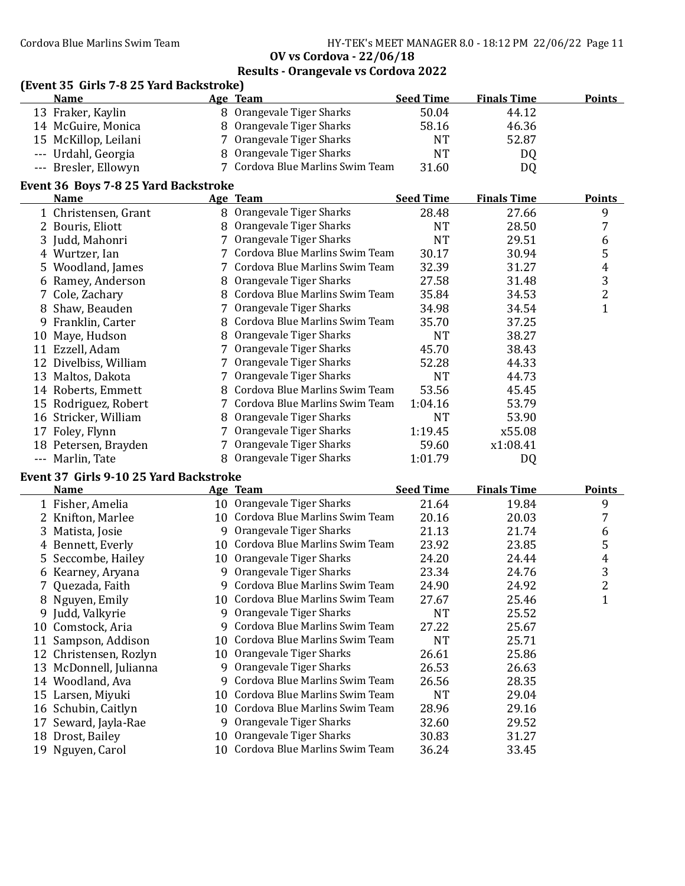**OV vs Cordova - 22/06/18**

**Results - Orangevale vs Cordova 2022**

### (Event 35 Girls 7-8 25 Yard Backstroke)

| | Name | Age | Team | Seed Time | Finals Time | Points |
|---|---|---|---|---|---|---|
| 13 | Fraker, Kaylin | 8 | Orangevale Tiger Sharks | 50.04 | 44.12 | |
| 14 | McGuire, Monica | 8 | Orangevale Tiger Sharks | 58.16 | 46.36 | |
| 15 | McKillop, Leilani | 7 | Orangevale Tiger Sharks | NT | 52.87 | |
| --- | Urdahl, Georgia | 8 | Orangevale Tiger Sharks | NT | DQ | |
| --- | Bresler, Ellowyn | 7 | Cordova Blue Marlins Swim Team | 31.60 | DQ | |

### Event 36 Boys 7-8 25 Yard Backstroke

| | Name | Age | Team | Seed Time | Finals Time | Points |
|---|---|---|---|---|---|---|
| 1 | Christensen, Grant | 8 | Orangevale Tiger Sharks | 28.48 | 27.66 | 9 |
| 2 | Bouris, Eliott | 8 | Orangevale Tiger Sharks | NT | 28.50 | 7 |
| 3 | Judd, Mahonri | 7 | Orangevale Tiger Sharks | NT | 29.51 | 6 |
| 4 | Wurtzer, Ian | 7 | Cordova Blue Marlins Swim Team | 30.17 | 30.94 | 5 |
| 5 | Woodland, James | 7 | Cordova Blue Marlins Swim Team | 32.39 | 31.27 | 4 |
| 6 | Ramey, Anderson | 8 | Orangevale Tiger Sharks | 27.58 | 31.48 | 3 |
| 7 | Cole, Zachary | 8 | Cordova Blue Marlins Swim Team | 35.84 | 34.53 | 2 |
| 8 | Shaw, Beauden | 7 | Orangevale Tiger Sharks | 34.98 | 34.54 | 1 |
| 9 | Franklin, Carter | 8 | Cordova Blue Marlins Swim Team | 35.70 | 37.25 | |
| 10 | Maye, Hudson | 8 | Orangevale Tiger Sharks | NT | 38.27 | |
| 11 | Ezzell, Adam | 7 | Orangevale Tiger Sharks | 45.70 | 38.43 | |
| 12 | Divelbiss, William | 7 | Orangevale Tiger Sharks | 52.28 | 44.33 | |
| 13 | Maltos, Dakota | 7 | Orangevale Tiger Sharks | NT | 44.73 | |
| 14 | Roberts, Emmett | 8 | Cordova Blue Marlins Swim Team | 53.56 | 45.45 | |
| 15 | Rodriguez, Robert | 7 | Cordova Blue Marlins Swim Team | 1:04.16 | 53.79 | |
| 16 | Stricker, William | 8 | Orangevale Tiger Sharks | NT | 53.90 | |
| 17 | Foley, Flynn | 7 | Orangevale Tiger Sharks | 1:19.45 | x55.08 | |
| 18 | Petersen, Brayden | 7 | Orangevale Tiger Sharks | 59.60 | x1:08.41 | |
| --- | Marlin, Tate | 8 | Orangevale Tiger Sharks | 1:01.79 | DQ | |

### Event 37 Girls 9-10 25 Yard Backstroke

| | Name | Age | Team | Seed Time | Finals Time | Points |
|---|---|---|---|---|---|---|
| 1 | Fisher, Amelia | 10 | Orangevale Tiger Sharks | 21.64 | 19.84 | 9 |
| 2 | Knifton, Marlee | 10 | Cordova Blue Marlins Swim Team | 20.16 | 20.03 | 7 |
| 3 | Matista, Josie | 9 | Orangevale Tiger Sharks | 21.13 | 21.74 | 6 |
| 4 | Bennett, Everly | 10 | Cordova Blue Marlins Swim Team | 23.92 | 23.85 | 5 |
| 5 | Seccombe, Hailey | 10 | Orangevale Tiger Sharks | 24.20 | 24.44 | 4 |
| 6 | Kearney, Aryana | 9 | Orangevale Tiger Sharks | 23.34 | 24.76 | 3 |
| 7 | Quezada, Faith | 9 | Cordova Blue Marlins Swim Team | 24.90 | 24.92 | 2 |
| 8 | Nguyen, Emily | 10 | Cordova Blue Marlins Swim Team | 27.67 | 25.46 | 1 |
| 9 | Judd, Valkyrie | 9 | Orangevale Tiger Sharks | NT | 25.52 | |
| 10 | Comstock, Aria | 9 | Cordova Blue Marlins Swim Team | 27.22 | 25.67 | |
| 11 | Sampson, Addison | 10 | Cordova Blue Marlins Swim Team | NT | 25.71 | |
| 12 | Christensen, Rozlyn | 10 | Orangevale Tiger Sharks | 26.61 | 25.86 | |
| 13 | McDonnell, Julianna | 9 | Orangevale Tiger Sharks | 26.53 | 26.63 | |
| 14 | Woodland, Ava | 9 | Cordova Blue Marlins Swim Team | 26.56 | 28.35 | |
| 15 | Larsen, Miyuki | 10 | Cordova Blue Marlins Swim Team | NT | 29.04 | |
| 16 | Schubin, Caitlyn | 10 | Cordova Blue Marlins Swim Team | 28.96 | 29.16 | |
| 17 | Seward, Jayla-Rae | 9 | Orangevale Tiger Sharks | 32.60 | 29.52 | |
| 18 | Drost, Bailey | 10 | Orangevale Tiger Sharks | 30.83 | 31.27 | |
| 19 | Nguyen, Carol | 10 | Cordova Blue Marlins Swim Team | 36.24 | 33.45 | |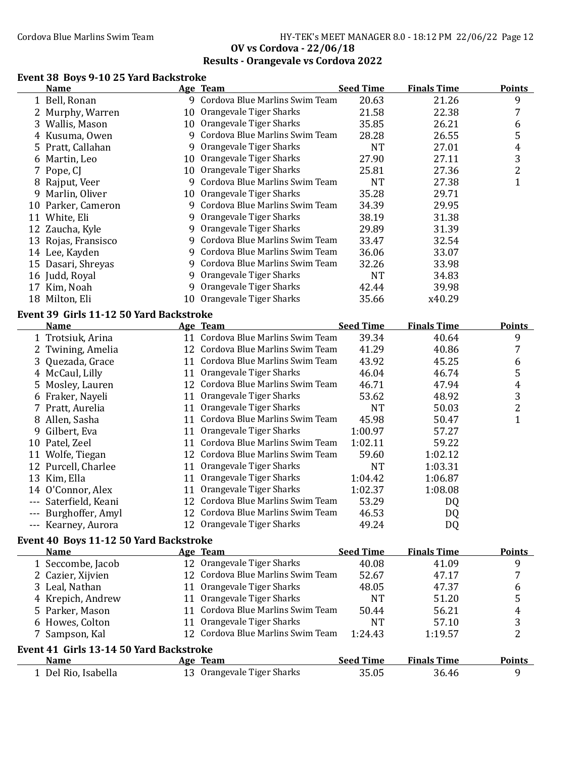## OV vs Cordova - 22/06/18

## Results - Orangevale vs Cordova 2022

### Event 38 Boys 9-10 25 Yard Backstroke

| | Name | Age | Team | Seed Time | Finals Time | Points |
|---|---|---|---|---|---|---|
| 1 | Bell, Ronan | 9 | Cordova Blue Marlins Swim Team | 20.63 | 21.26 | 9 |
| 2 | Murphy, Warren | 10 | Orangevale Tiger Sharks | 21.58 | 22.38 | 7 |
| 3 | Wallis, Mason | 10 | Orangevale Tiger Sharks | 35.85 | 26.21 | 6 |
| 4 | Kusuma, Owen | 9 | Cordova Blue Marlins Swim Team | 28.28 | 26.55 | 5 |
| 5 | Pratt, Callahan | 9 | Orangevale Tiger Sharks | NT | 27.01 | 4 |
| 6 | Martin, Leo | 10 | Orangevale Tiger Sharks | 27.90 | 27.11 | 3 |
| 7 | Pope, CJ | 10 | Orangevale Tiger Sharks | 25.81 | 27.36 | 2 |
| 8 | Rajput, Veer | 9 | Cordova Blue Marlins Swim Team | NT | 27.38 | 1 |
| 9 | Marlin, Oliver | 10 | Orangevale Tiger Sharks | 35.28 | 29.71 | |
| 10 | Parker, Cameron | 9 | Cordova Blue Marlins Swim Team | 34.39 | 29.95 | |
| 11 | White, Eli | 9 | Orangevale Tiger Sharks | 38.19 | 31.38 | |
| 12 | Zaucha, Kyle | 9 | Orangevale Tiger Sharks | 29.89 | 31.39 | |
| 13 | Rojas, Fransisco | 9 | Cordova Blue Marlins Swim Team | 33.47 | 32.54 | |
| 14 | Lee, Kayden | 9 | Cordova Blue Marlins Swim Team | 36.06 | 33.07 | |
| 15 | Dasari, Shreyas | 9 | Cordova Blue Marlins Swim Team | 32.26 | 33.98 | |
| 16 | Judd, Royal | 9 | Orangevale Tiger Sharks | NT | 34.83 | |
| 17 | Kim, Noah | 9 | Orangevale Tiger Sharks | 42.44 | 39.98 | |
| 18 | Milton, Eli | 10 | Orangevale Tiger Sharks | 35.66 | x40.29 | |

### Event 39 Girls 11-12 50 Yard Backstroke

| | Name | Age | Team | Seed Time | Finals Time | Points |
|---|---|---|---|---|---|---|
| 1 | Trotsiuk, Arina | 11 | Cordova Blue Marlins Swim Team | 39.34 | 40.64 | 9 |
| 2 | Twining, Amelia | 12 | Cordova Blue Marlins Swim Team | 41.29 | 40.86 | 7 |
| 3 | Quezada, Grace | 11 | Cordova Blue Marlins Swim Team | 43.92 | 45.25 | 6 |
| 4 | McCaul, Lilly | 11 | Orangevale Tiger Sharks | 46.04 | 46.74 | 5 |
| 5 | Mosley, Lauren | 12 | Cordova Blue Marlins Swim Team | 46.71 | 47.94 | 4 |
| 6 | Fraker, Nayeli | 11 | Orangevale Tiger Sharks | 53.62 | 48.92 | 3 |
| 7 | Pratt, Aurelia | 11 | Orangevale Tiger Sharks | NT | 50.03 | 2 |
| 8 | Allen, Sasha | 11 | Cordova Blue Marlins Swim Team | 45.98 | 50.47 | 1 |
| 9 | Gilbert, Eva | 11 | Orangevale Tiger Sharks | 1:00.97 | 57.27 | |
| 10 | Patel, Zeel | 11 | Cordova Blue Marlins Swim Team | 1:02.11 | 59.22 | |
| 11 | Wolfe, Tiegan | 12 | Cordova Blue Marlins Swim Team | 59.60 | 1:02.12 | |
| 12 | Purcell, Charlee | 11 | Orangevale Tiger Sharks | NT | 1:03.31 | |
| 13 | Kim, Ella | 11 | Orangevale Tiger Sharks | 1:04.42 | 1:06.87 | |
| 14 | O'Connor, Alex | 11 | Orangevale Tiger Sharks | 1:02.37 | 1:08.08 | |
| --- | Saterfield, Keani | 12 | Cordova Blue Marlins Swim Team | 53.29 | DQ | |
| --- | Burghoffer, Amyl | 12 | Cordova Blue Marlins Swim Team | 46.53 | DQ | |
| --- | Kearney, Aurora | 12 | Orangevale Tiger Sharks | 49.24 | DQ | |

### Event 40 Boys 11-12 50 Yard Backstroke

| | Name | Age | Team | Seed Time | Finals Time | Points |
|---|---|---|---|---|---|---|
| 1 | Seccombe, Jacob | 12 | Orangevale Tiger Sharks | 40.08 | 41.09 | 9 |
| 2 | Cazier, Xijvien | 12 | Cordova Blue Marlins Swim Team | 52.67 | 47.17 | 7 |
| 3 | Leal, Nathan | 11 | Orangevale Tiger Sharks | 48.05 | 47.37 | 6 |
| 4 | Krepich, Andrew | 11 | Orangevale Tiger Sharks | NT | 51.20 | 5 |
| 5 | Parker, Mason | 11 | Cordova Blue Marlins Swim Team | 50.44 | 56.21 | 4 |
| 6 | Howes, Colton | 11 | Orangevale Tiger Sharks | NT | 57.10 | 3 |
| 7 | Sampson, Kal | 12 | Cordova Blue Marlins Swim Team | 1:24.43 | 1:19.57 | 2 |

### Event 41 Girls 13-14 50 Yard Backstroke

| | Name | Age | Team | Seed Time | Finals Time | Points |
|---|---|---|---|---|---|---|
| 1 | Del Rio, Isabella | 13 | Orangevale Tiger Sharks | 35.05 | 36.46 | 9 |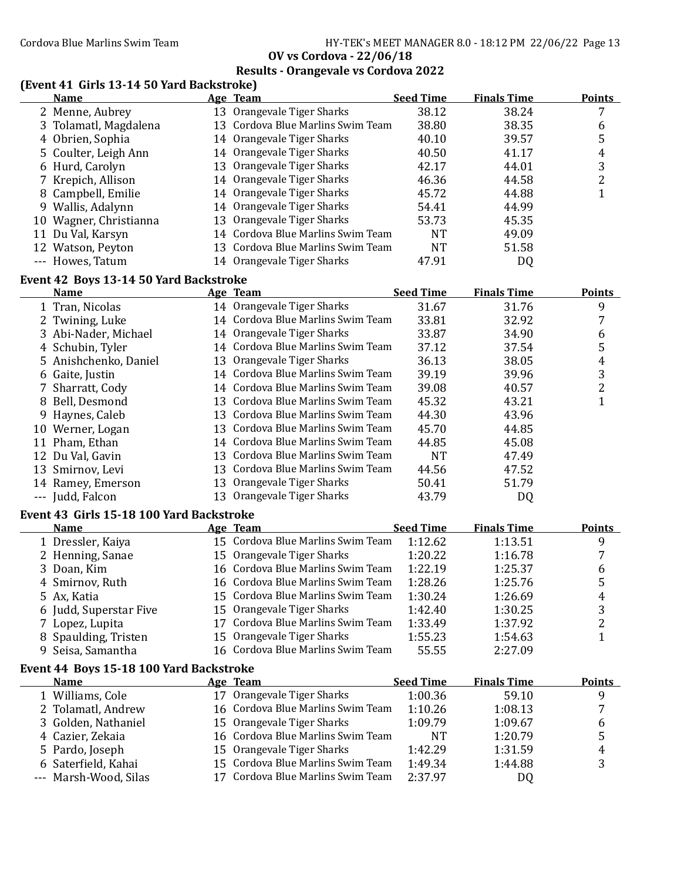## OV vs Cordova - 22/06/18

## Results - Orangevale vs Cordova 2022

### (Event 41 Girls 13-14 50 Yard Backstroke)

| | Name | Age | Team | Seed Time | Finals Time | Points |
|---|---|---|---|---|---|---|
| 2 | Menne, Aubrey | 13 | Orangevale Tiger Sharks | 38.12 | 38.24 | 7 |
| 3 | Tolamatl, Magdalena | 13 | Cordova Blue Marlins Swim Team | 38.80 | 38.35 | 6 |
| 4 | Obrien, Sophia | 14 | Orangevale Tiger Sharks | 40.10 | 39.57 | 5 |
| 5 | Coulter, Leigh Ann | 14 | Orangevale Tiger Sharks | 40.50 | 41.17 | 4 |
| 6 | Hurd, Carolyn | 13 | Orangevale Tiger Sharks | 42.17 | 44.01 | 3 |
| 7 | Krepich, Allison | 14 | Orangevale Tiger Sharks | 46.36 | 44.58 | 2 |
| 8 | Campbell, Emilie | 14 | Orangevale Tiger Sharks | 45.72 | 44.88 | 1 |
| 9 | Wallis, Adalynn | 14 | Orangevale Tiger Sharks | 54.41 | 44.99 | |
| 10 | Wagner, Christianna | 13 | Orangevale Tiger Sharks | 53.73 | 45.35 | |
| 11 | Du Val, Karsyn | 14 | Cordova Blue Marlins Swim Team | NT | 49.09 | |
| 12 | Watson, Peyton | 13 | Cordova Blue Marlins Swim Team | NT | 51.58 | |
| --- | Howes, Tatum | 14 | Orangevale Tiger Sharks | 47.91 | DQ | |

### Event 42 Boys 13-14 50 Yard Backstroke

| | Name | Age | Team | Seed Time | Finals Time | Points |
|---|---|---|---|---|---|---|
| 1 | Tran, Nicolas | 14 | Orangevale Tiger Sharks | 31.67 | 31.76 | 9 |
| 2 | Twining, Luke | 14 | Cordova Blue Marlins Swim Team | 33.81 | 32.92 | 7 |
| 3 | Abi-Nader, Michael | 14 | Orangevale Tiger Sharks | 33.87 | 34.90 | 6 |
| 4 | Schubin, Tyler | 14 | Cordova Blue Marlins Swim Team | 37.12 | 37.54 | 5 |
| 5 | Anishchenko, Daniel | 13 | Orangevale Tiger Sharks | 36.13 | 38.05 | 4 |
| 6 | Gaite, Justin | 14 | Cordova Blue Marlins Swim Team | 39.19 | 39.96 | 3 |
| 7 | Sharratt, Cody | 14 | Cordova Blue Marlins Swim Team | 39.08 | 40.57 | 2 |
| 8 | Bell, Desmond | 13 | Cordova Blue Marlins Swim Team | 45.32 | 43.21 | 1 |
| 9 | Haynes, Caleb | 13 | Cordova Blue Marlins Swim Team | 44.30 | 43.96 | |
| 10 | Werner, Logan | 13 | Cordova Blue Marlins Swim Team | 45.70 | 44.85 | |
| 11 | Pham, Ethan | 14 | Cordova Blue Marlins Swim Team | 44.85 | 45.08 | |
| 12 | Du Val, Gavin | 13 | Cordova Blue Marlins Swim Team | NT | 47.49 | |
| 13 | Smirnov, Levi | 13 | Cordova Blue Marlins Swim Team | 44.56 | 47.52 | |
| 14 | Ramey, Emerson | 13 | Orangevale Tiger Sharks | 50.41 | 51.79 | |
| --- | Judd, Falcon | 13 | Orangevale Tiger Sharks | 43.79 | DQ | |

### Event 43 Girls 15-18 100 Yard Backstroke

| | Name | Age | Team | Seed Time | Finals Time | Points |
|---|---|---|---|---|---|---|
| 1 | Dressler, Kaiya | 15 | Cordova Blue Marlins Swim Team | 1:12.62 | 1:13.51 | 9 |
| 2 | Henning, Sanae | 15 | Orangevale Tiger Sharks | 1:20.22 | 1:16.78 | 7 |
| 3 | Doan, Kim | 16 | Cordova Blue Marlins Swim Team | 1:22.19 | 1:25.37 | 6 |
| 4 | Smirnov, Ruth | 16 | Cordova Blue Marlins Swim Team | 1:28.26 | 1:25.76 | 5 |
| 5 | Ax, Katia | 15 | Cordova Blue Marlins Swim Team | 1:30.24 | 1:26.69 | 4 |
| 6 | Judd, Superstar Five | 15 | Orangevale Tiger Sharks | 1:42.40 | 1:30.25 | 3 |
| 7 | Lopez, Lupita | 17 | Cordova Blue Marlins Swim Team | 1:33.49 | 1:37.92 | 2 |
| 8 | Spaulding, Tristen | 15 | Orangevale Tiger Sharks | 1:55.23 | 1:54.63 | 1 |
| 9 | Seisa, Samantha | 16 | Cordova Blue Marlins Swim Team | 55.55 | 2:27.09 | |

### Event 44 Boys 15-18 100 Yard Backstroke

| | Name | Age | Team | Seed Time | Finals Time | Points |
|---|---|---|---|---|---|---|
| 1 | Williams, Cole | 17 | Orangevale Tiger Sharks | 1:00.36 | 59.10 | 9 |
| 2 | Tolamatl, Andrew | 16 | Cordova Blue Marlins Swim Team | 1:10.26 | 1:08.13 | 7 |
| 3 | Golden, Nathaniel | 15 | Orangevale Tiger Sharks | 1:09.79 | 1:09.67 | 6 |
| 4 | Cazier, Zekaia | 16 | Cordova Blue Marlins Swim Team | NT | 1:20.79 | 5 |
| 5 | Pardo, Joseph | 15 | Orangevale Tiger Sharks | 1:42.29 | 1:31.59 | 4 |
| 6 | Saterfield, Kahai | 15 | Cordova Blue Marlins Swim Team | 1:49.34 | 1:44.88 | 3 |
| --- | Marsh-Wood, Silas | 17 | Cordova Blue Marlins Swim Team | 2:37.97 | DQ | |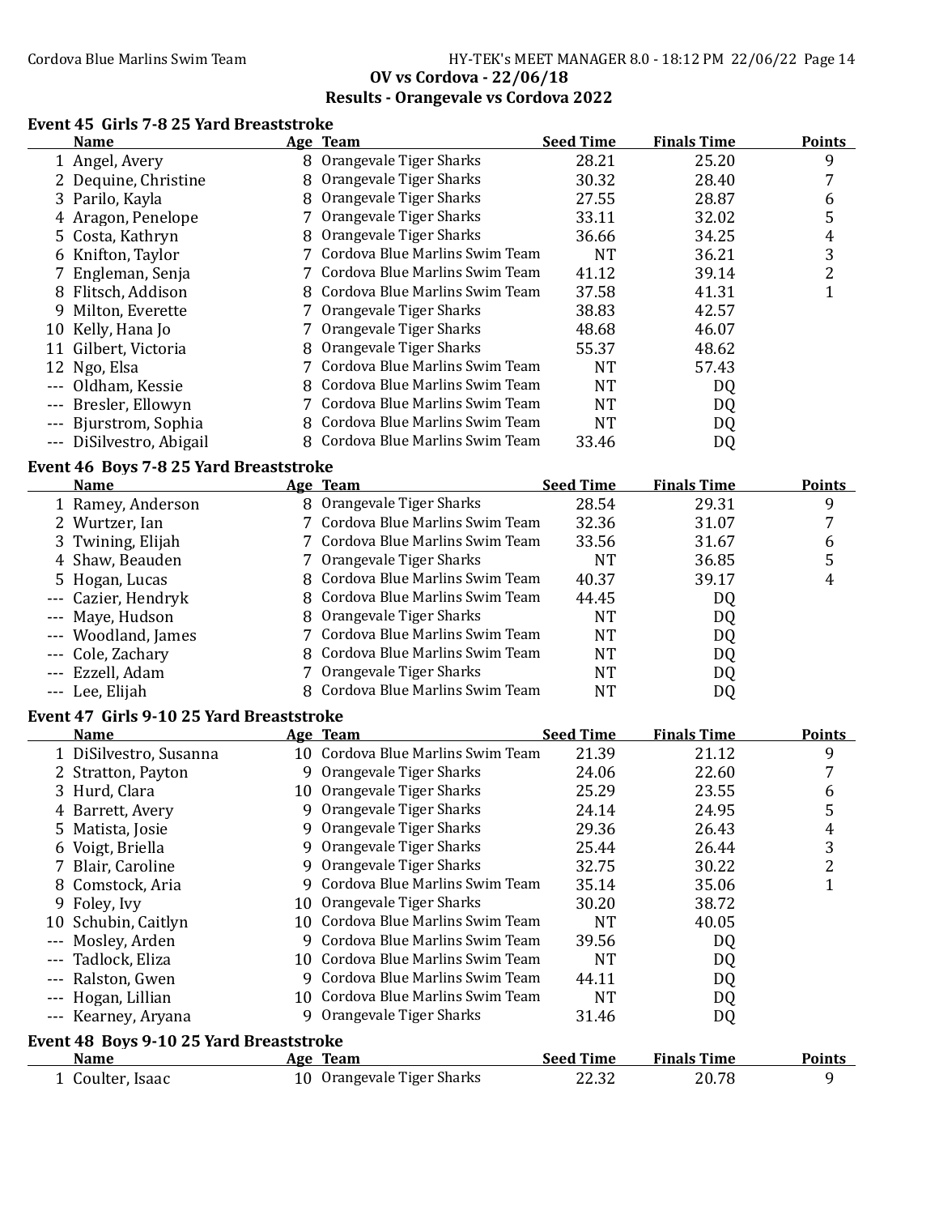**OV vs Cordova - 22/06/18**

**Results - Orangevale vs Cordova 2022**

### Event 45 Girls 7-8 25 Yard Breaststroke

| | Name | Age | Team | Seed Time | Finals Time | Points |
|---|---|---|---|---|---|---|
| 1 | Angel, Avery | 8 | Orangevale Tiger Sharks | 28.21 | 25.20 | 9 |
| 2 | Dequine, Christine | 8 | Orangevale Tiger Sharks | 30.32 | 28.40 | 7 |
| 3 | Parilo, Kayla | 8 | Orangevale Tiger Sharks | 27.55 | 28.87 | 6 |
| 4 | Aragon, Penelope | 7 | Orangevale Tiger Sharks | 33.11 | 32.02 | 5 |
| 5 | Costa, Kathryn | 8 | Orangevale Tiger Sharks | 36.66 | 34.25 | 4 |
| 6 | Knifton, Taylor | 7 | Cordova Blue Marlins Swim Team | NT | 36.21 | 3 |
| 7 | Engleman, Senja | 7 | Cordova Blue Marlins Swim Team | 41.12 | 39.14 | 2 |
| 8 | Flitsch, Addison | 8 | Cordova Blue Marlins Swim Team | 37.58 | 41.31 | 1 |
| 9 | Milton, Everette | 7 | Orangevale Tiger Sharks | 38.83 | 42.57 | |
| 10 | Kelly, Hana Jo | 7 | Orangevale Tiger Sharks | 48.68 | 46.07 | |
| 11 | Gilbert, Victoria | 8 | Orangevale Tiger Sharks | 55.37 | 48.62 | |
| 12 | Ngo, Elsa | 7 | Cordova Blue Marlins Swim Team | NT | 57.43 | |
| --- | Oldham, Kessie | 8 | Cordova Blue Marlins Swim Team | NT | DQ | |
| --- | Bresler, Ellowyn | 7 | Cordova Blue Marlins Swim Team | NT | DQ | |
| --- | Bjurstrom, Sophia | 8 | Cordova Blue Marlins Swim Team | NT | DQ | |
| --- | DiSilvestro, Abigail | 8 | Cordova Blue Marlins Swim Team | 33.46 | DQ | |

### Event 46 Boys 7-8 25 Yard Breaststroke

| | Name | Age | Team | Seed Time | Finals Time | Points |
|---|---|---|---|---|---|---|
| 1 | Ramey, Anderson | 8 | Orangevale Tiger Sharks | 28.54 | 29.31 | 9 |
| 2 | Wurtzer, Ian | 7 | Cordova Blue Marlins Swim Team | 32.36 | 31.07 | 7 |
| 3 | Twining, Elijah | 7 | Cordova Blue Marlins Swim Team | 33.56 | 31.67 | 6 |
| 4 | Shaw, Beauden | 7 | Orangevale Tiger Sharks | NT | 36.85 | 5 |
| 5 | Hogan, Lucas | 8 | Cordova Blue Marlins Swim Team | 40.37 | 39.17 | 4 |
| --- | Cazier, Hendryk | 8 | Cordova Blue Marlins Swim Team | 44.45 | DQ | |
| --- | Maye, Hudson | 8 | Orangevale Tiger Sharks | NT | DQ | |
| --- | Woodland, James | 7 | Cordova Blue Marlins Swim Team | NT | DQ | |
| --- | Cole, Zachary | 8 | Cordova Blue Marlins Swim Team | NT | DQ | |
| --- | Ezzell, Adam | 7 | Orangevale Tiger Sharks | NT | DQ | |
| --- | Lee, Elijah | 8 | Cordova Blue Marlins Swim Team | NT | DQ | |

### Event 47 Girls 9-10 25 Yard Breaststroke

| | Name | Age | Team | Seed Time | Finals Time | Points |
|---|---|---|---|---|---|---|
| 1 | DiSilvestro, Susanna | 10 | Cordova Blue Marlins Swim Team | 21.39 | 21.12 | 9 |
| 2 | Stratton, Payton | 9 | Orangevale Tiger Sharks | 24.06 | 22.60 | 7 |
| 3 | Hurd, Clara | 10 | Orangevale Tiger Sharks | 25.29 | 23.55 | 6 |
| 4 | Barrett, Avery | 9 | Orangevale Tiger Sharks | 24.14 | 24.95 | 5 |
| 5 | Matista, Josie | 9 | Orangevale Tiger Sharks | 29.36 | 26.43 | 4 |
| 6 | Voigt, Briella | 9 | Orangevale Tiger Sharks | 25.44 | 26.44 | 3 |
| 7 | Blair, Caroline | 9 | Orangevale Tiger Sharks | 32.75 | 30.22 | 2 |
| 8 | Comstock, Aria | 9 | Cordova Blue Marlins Swim Team | 35.14 | 35.06 | 1 |
| 9 | Foley, Ivy | 10 | Orangevale Tiger Sharks | 30.20 | 38.72 | |
| 10 | Schubin, Caitlyn | 10 | Cordova Blue Marlins Swim Team | NT | 40.05 | |
| --- | Mosley, Arden | 9 | Cordova Blue Marlins Swim Team | 39.56 | DQ | |
| --- | Tadlock, Eliza | 10 | Cordova Blue Marlins Swim Team | NT | DQ | |
| --- | Ralston, Gwen | 9 | Cordova Blue Marlins Swim Team | 44.11 | DQ | |
| --- | Hogan, Lillian | 10 | Cordova Blue Marlins Swim Team | NT | DQ | |
| --- | Kearney, Aryana | 9 | Orangevale Tiger Sharks | 31.46 | DQ | |

### Event 48 Boys 9-10 25 Yard Breaststroke

| | Name | Age | Team | Seed Time | Finals Time | Points |
|---|---|---|---|---|---|---|
| 1 | Coulter, Isaac | 10 | Orangevale Tiger Sharks | 22.32 | 20.78 | 9 |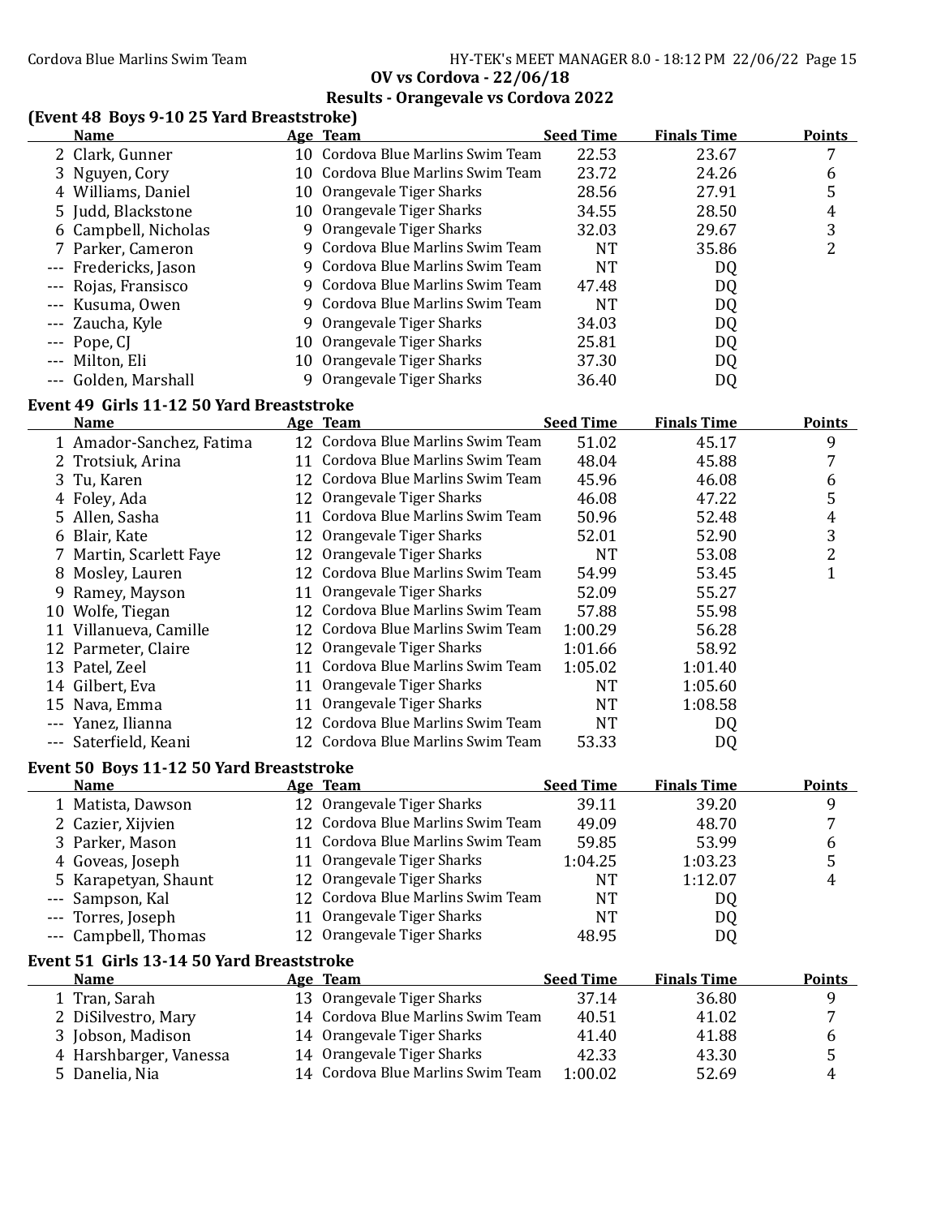# OV vs Cordova - 22/06/18

## Results - Orangevale vs Cordova 2022

### (Event 48 Boys 9-10 25 Yard Breaststroke)

| | Name | Age | Team | Seed Time | Finals Time | Points |
|---|---|---|---|---|---|---|
| 2 | Clark, Gunner | 10 | Cordova Blue Marlins Swim Team | 22.53 | 23.67 | 7 |
| 3 | Nguyen, Cory | 10 | Cordova Blue Marlins Swim Team | 23.72 | 24.26 | 6 |
| 4 | Williams, Daniel | 10 | Orangevale Tiger Sharks | 28.56 | 27.91 | 5 |
| 5 | Judd, Blackstone | 10 | Orangevale Tiger Sharks | 34.55 | 28.50 | 4 |
| 6 | Campbell, Nicholas | 9 | Orangevale Tiger Sharks | 32.03 | 29.67 | 3 |
| 7 | Parker, Cameron | 9 | Cordova Blue Marlins Swim Team | NT | 35.86 | 2 |
| --- | Fredericks, Jason | 9 | Cordova Blue Marlins Swim Team | NT | DQ | |
| --- | Rojas, Fransisco | 9 | Cordova Blue Marlins Swim Team | 47.48 | DQ | |
| --- | Kusuma, Owen | 9 | Cordova Blue Marlins Swim Team | NT | DQ | |
| --- | Zaucha, Kyle | 9 | Orangevale Tiger Sharks | 34.03 | DQ | |
| --- | Pope, CJ | 10 | Orangevale Tiger Sharks | 25.81 | DQ | |
| --- | Milton, Eli | 10 | Orangevale Tiger Sharks | 37.30 | DQ | |
| --- | Golden, Marshall | 9 | Orangevale Tiger Sharks | 36.40 | DQ | |

### Event 49 Girls 11-12 50 Yard Breaststroke

| | Name | Age | Team | Seed Time | Finals Time | Points |
|---|---|---|---|---|---|---|
| 1 | Amador-Sanchez, Fatima | 12 | Cordova Blue Marlins Swim Team | 51.02 | 45.17 | 9 |
| 2 | Trotsiuk, Arina | 11 | Cordova Blue Marlins Swim Team | 48.04 | 45.88 | 7 |
| 3 | Tu, Karen | 12 | Cordova Blue Marlins Swim Team | 45.96 | 46.08 | 6 |
| 4 | Foley, Ada | 12 | Orangevale Tiger Sharks | 46.08 | 47.22 | 5 |
| 5 | Allen, Sasha | 11 | Cordova Blue Marlins Swim Team | 50.96 | 52.48 | 4 |
| 6 | Blair, Kate | 12 | Orangevale Tiger Sharks | 52.01 | 52.90 | 3 |
| 7 | Martin, Scarlett Faye | 12 | Orangevale Tiger Sharks | NT | 53.08 | 2 |
| 8 | Mosley, Lauren | 12 | Cordova Blue Marlins Swim Team | 54.99 | 53.45 | 1 |
| 9 | Ramey, Mayson | 11 | Orangevale Tiger Sharks | 52.09 | 55.27 | |
| 10 | Wolfe, Tiegan | 12 | Cordova Blue Marlins Swim Team | 57.88 | 55.98 | |
| 11 | Villanueva, Camille | 12 | Cordova Blue Marlins Swim Team | 1:00.29 | 56.28 | |
| 12 | Parmeter, Claire | 12 | Orangevale Tiger Sharks | 1:01.66 | 58.92 | |
| 13 | Patel, Zeel | 11 | Cordova Blue Marlins Swim Team | 1:05.02 | 1:01.40 | |
| 14 | Gilbert, Eva | 11 | Orangevale Tiger Sharks | NT | 1:05.60 | |
| 15 | Nava, Emma | 11 | Orangevale Tiger Sharks | NT | 1:08.58 | |
| --- | Yanez, Ilianna | 12 | Cordova Blue Marlins Swim Team | NT | DQ | |
| --- | Saterfield, Keani | 12 | Cordova Blue Marlins Swim Team | 53.33 | DQ | |

### Event 50 Boys 11-12 50 Yard Breaststroke

| | Name | Age | Team | Seed Time | Finals Time | Points |
|---|---|---|---|---|---|---|
| 1 | Matista, Dawson | 12 | Orangevale Tiger Sharks | 39.11 | 39.20 | 9 |
| 2 | Cazier, Xijvien | 12 | Cordova Blue Marlins Swim Team | 49.09 | 48.70 | 7 |
| 3 | Parker, Mason | 11 | Cordova Blue Marlins Swim Team | 59.85 | 53.99 | 6 |
| 4 | Goveas, Joseph | 11 | Orangevale Tiger Sharks | 1:04.25 | 1:03.23 | 5 |
| 5 | Karapetyan, Shaunt | 12 | Orangevale Tiger Sharks | NT | 1:12.07 | 4 |
| --- | Sampson, Kal | 12 | Cordova Blue Marlins Swim Team | NT | DQ | |
| --- | Torres, Joseph | 11 | Orangevale Tiger Sharks | NT | DQ | |
| --- | Campbell, Thomas | 12 | Orangevale Tiger Sharks | 48.95 | DQ | |

### Event 51 Girls 13-14 50 Yard Breaststroke

| | Name | Age | Team | Seed Time | Finals Time | Points |
|---|---|---|---|---|---|---|
| 1 | Tran, Sarah | 13 | Orangevale Tiger Sharks | 37.14 | 36.80 | 9 |
| 2 | DiSilvestro, Mary | 14 | Cordova Blue Marlins Swim Team | 40.51 | 41.02 | 7 |
| 3 | Jobson, Madison | 14 | Orangevale Tiger Sharks | 41.40 | 41.88 | 6 |
| 4 | Harshbarger, Vanessa | 14 | Orangevale Tiger Sharks | 42.33 | 43.30 | 5 |
| 5 | Danelia, Nia | 14 | Cordova Blue Marlins Swim Team | 1:00.02 | 52.69 | 4 |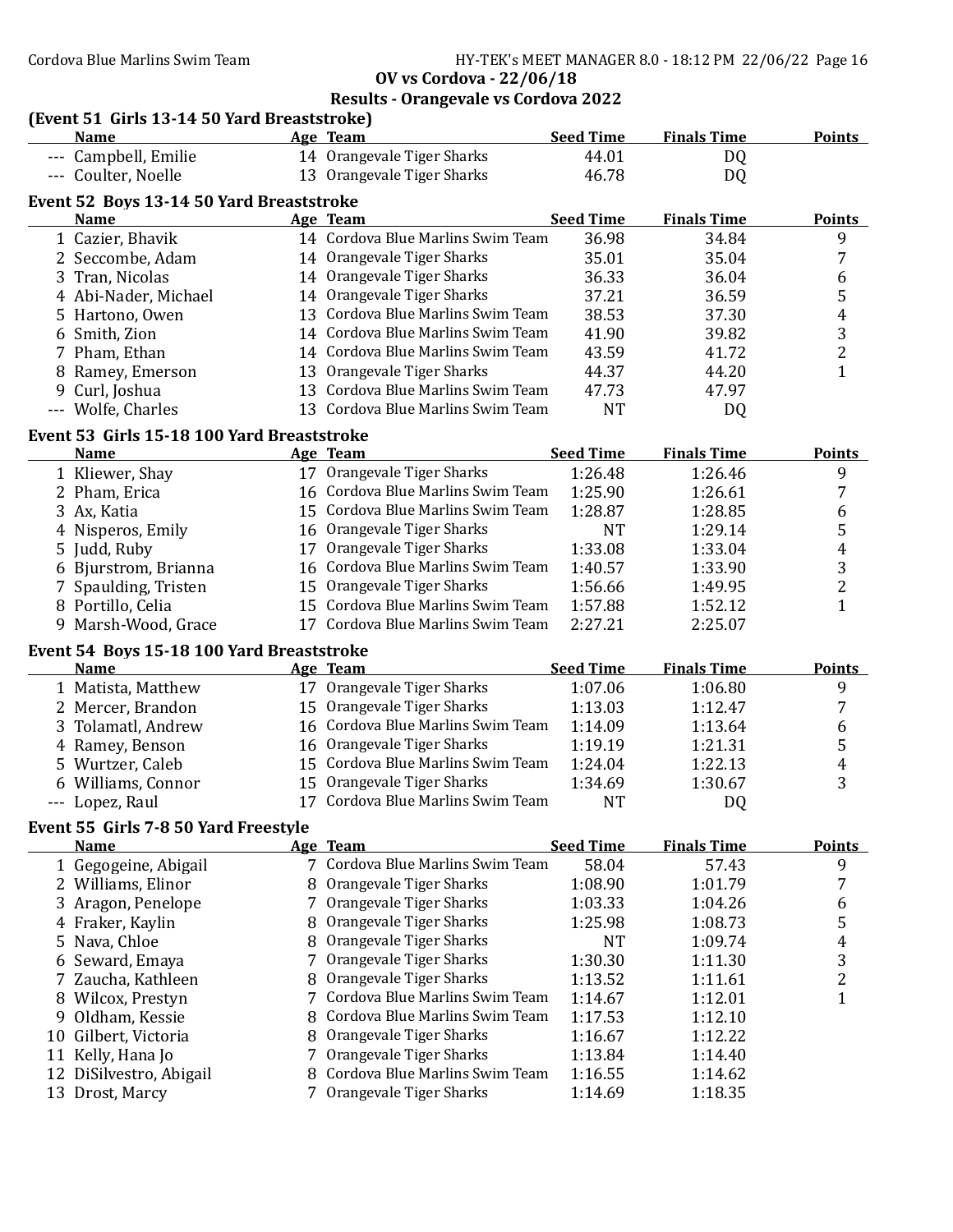## OV vs Cordova - 22/06/18

## Results - Orangevale vs Cordova 2022

### (Event 51 Girls 13-14 50 Yard Breaststroke)

| | Name | Age | Team | Seed Time | Finals Time | Points |
|---|---|---|---|---|---|---|
| --- | Campbell, Emilie | 14 | Orangevale Tiger Sharks | 44.01 | DQ | |
| --- | Coulter, Noelle | 13 | Orangevale Tiger Sharks | 46.78 | DQ | |

### Event 52 Boys 13-14 50 Yard Breaststroke

| | Name | Age | Team | Seed Time | Finals Time | Points |
|---|---|---|---|---|---|---|
| 1 | Cazier, Bhavik | 14 | Cordova Blue Marlins Swim Team | 36.98 | 34.84 | 9 |
| 2 | Seccombe, Adam | 14 | Orangevale Tiger Sharks | 35.01 | 35.04 | 7 |
| 3 | Tran, Nicolas | 14 | Orangevale Tiger Sharks | 36.33 | 36.04 | 6 |
| 4 | Abi-Nader, Michael | 14 | Orangevale Tiger Sharks | 37.21 | 36.59 | 5 |
| 5 | Hartono, Owen | 13 | Cordova Blue Marlins Swim Team | 38.53 | 37.30 | 4 |
| 6 | Smith, Zion | 14 | Cordova Blue Marlins Swim Team | 41.90 | 39.82 | 3 |
| 7 | Pham, Ethan | 14 | Cordova Blue Marlins Swim Team | 43.59 | 41.72 | 2 |
| 8 | Ramey, Emerson | 13 | Orangevale Tiger Sharks | 44.37 | 44.20 | 1 |
| 9 | Curl, Joshua | 13 | Cordova Blue Marlins Swim Team | 47.73 | 47.97 | |
| --- | Wolfe, Charles | 13 | Cordova Blue Marlins Swim Team | NT | DQ | |

### Event 53 Girls 15-18 100 Yard Breaststroke

| | Name | Age | Team | Seed Time | Finals Time | Points |
|---|---|---|---|---|---|---|
| 1 | Kliewer, Shay | 17 | Orangevale Tiger Sharks | 1:26.48 | 1:26.46 | 9 |
| 2 | Pham, Erica | 16 | Cordova Blue Marlins Swim Team | 1:25.90 | 1:26.61 | 7 |
| 3 | Ax, Katia | 15 | Cordova Blue Marlins Swim Team | 1:28.87 | 1:28.85 | 6 |
| 4 | Nisperos, Emily | 16 | Orangevale Tiger Sharks | NT | 1:29.14 | 5 |
| 5 | Judd, Ruby | 17 | Orangevale Tiger Sharks | 1:33.08 | 1:33.04 | 4 |
| 6 | Bjurstrom, Brianna | 16 | Cordova Blue Marlins Swim Team | 1:40.57 | 1:33.90 | 3 |
| 7 | Spaulding, Tristen | 15 | Orangevale Tiger Sharks | 1:56.66 | 1:49.95 | 2 |
| 8 | Portillo, Celia | 15 | Cordova Blue Marlins Swim Team | 1:57.88 | 1:52.12 | 1 |
| 9 | Marsh-Wood, Grace | 17 | Cordova Blue Marlins Swim Team | 2:27.21 | 2:25.07 | |

### Event 54 Boys 15-18 100 Yard Breaststroke

| | Name | Age | Team | Seed Time | Finals Time | Points |
|---|---|---|---|---|---|---|
| 1 | Matista, Matthew | 17 | Orangevale Tiger Sharks | 1:07.06 | 1:06.80 | 9 |
| 2 | Mercer, Brandon | 15 | Orangevale Tiger Sharks | 1:13.03 | 1:12.47 | 7 |
| 3 | Tolamatl, Andrew | 16 | Cordova Blue Marlins Swim Team | 1:14.09 | 1:13.64 | 6 |
| 4 | Ramey, Benson | 16 | Orangevale Tiger Sharks | 1:19.19 | 1:21.31 | 5 |
| 5 | Wurtzer, Caleb | 15 | Cordova Blue Marlins Swim Team | 1:24.04 | 1:22.13 | 4 |
| 6 | Williams, Connor | 15 | Orangevale Tiger Sharks | 1:34.69 | 1:30.67 | 3 |
| --- | Lopez, Raul | 17 | Cordova Blue Marlins Swim Team | NT | DQ | |

### Event 55 Girls 7-8 50 Yard Freestyle

| | Name | Age | Team | Seed Time | Finals Time | Points |
|---|---|---|---|---|---|---|
| 1 | Gegogeine, Abigail | 7 | Cordova Blue Marlins Swim Team | 58.04 | 57.43 | 9 |
| 2 | Williams, Elinor | 8 | Orangevale Tiger Sharks | 1:08.90 | 1:01.79 | 7 |
| 3 | Aragon, Penelope | 7 | Orangevale Tiger Sharks | 1:03.33 | 1:04.26 | 6 |
| 4 | Fraker, Kaylin | 8 | Orangevale Tiger Sharks | 1:25.98 | 1:08.73 | 5 |
| 5 | Nava, Chloe | 8 | Orangevale Tiger Sharks | NT | 1:09.74 | 4 |
| 6 | Seward, Emaya | 7 | Orangevale Tiger Sharks | 1:30.30 | 1:11.30 | 3 |
| 7 | Zaucha, Kathleen | 8 | Orangevale Tiger Sharks | 1:13.52 | 1:11.61 | 2 |
| 8 | Wilcox, Prestyn | 7 | Cordova Blue Marlins Swim Team | 1:14.67 | 1:12.01 | 1 |
| 9 | Oldham, Kessie | 8 | Cordova Blue Marlins Swim Team | 1:17.53 | 1:12.10 | |
| 10 | Gilbert, Victoria | 8 | Orangevale Tiger Sharks | 1:16.67 | 1:12.22 | |
| 11 | Kelly, Hana Jo | 7 | Orangevale Tiger Sharks | 1:13.84 | 1:14.40 | |
| 12 | DiSilvestro, Abigail | 8 | Cordova Blue Marlins Swim Team | 1:16.55 | 1:14.62 | |
| 13 | Drost, Marcy | 7 | Orangevale Tiger Sharks | 1:14.69 | 1:18.35 | |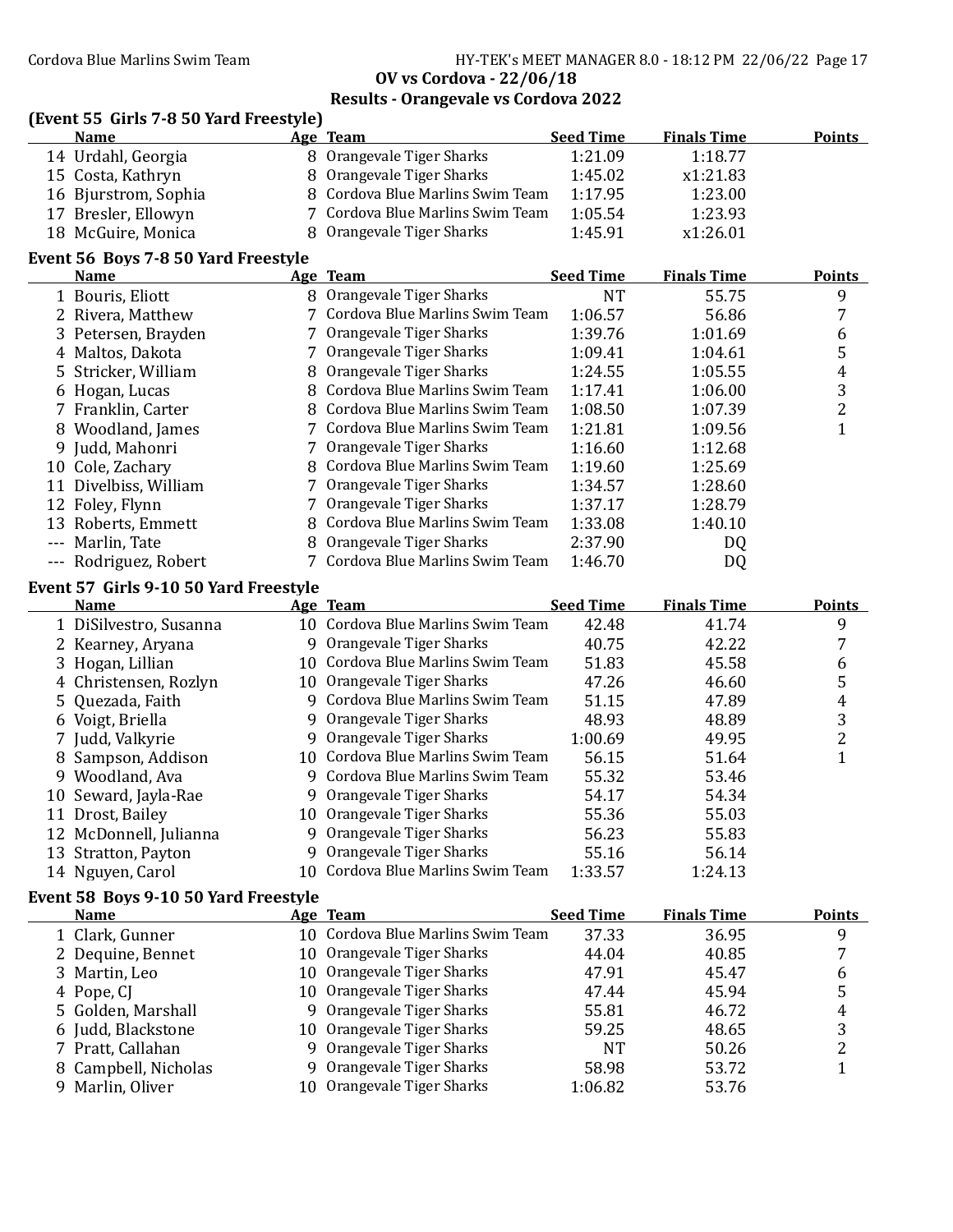## OV vs Cordova - 22/06/18

## Results - Orangevale vs Cordova 2022

### (Event 55 Girls 7-8 50 Yard Freestyle)

| | Name | Age | Team | Seed Time | Finals Time | Points |
|---|---|---|---|---|---|---|
| 14 | Urdahl, Georgia | 8 | Orangevale Tiger Sharks | 1:21.09 | 1:18.77 | |
| 15 | Costa, Kathryn | 8 | Orangevale Tiger Sharks | 1:45.02 | x1:21.83 | |
| 16 | Bjurstrom, Sophia | 8 | Cordova Blue Marlins Swim Team | 1:17.95 | 1:23.00 | |
| 17 | Bresler, Ellowyn | 7 | Cordova Blue Marlins Swim Team | 1:05.54 | 1:23.93 | |
| 18 | McGuire, Monica | 8 | Orangevale Tiger Sharks | 1:45.91 | x1:26.01 | |

### Event 56 Boys 7-8 50 Yard Freestyle

| | Name | Age | Team | Seed Time | Finals Time | Points |
|---|---|---|---|---|---|---|
| 1 | Bouris, Eliott | 8 | Orangevale Tiger Sharks | NT | 55.75 | 9 |
| 2 | Rivera, Matthew | 7 | Cordova Blue Marlins Swim Team | 1:06.57 | 56.86 | 7 |
| 3 | Petersen, Brayden | 7 | Orangevale Tiger Sharks | 1:39.76 | 1:01.69 | 6 |
| 4 | Maltos, Dakota | 7 | Orangevale Tiger Sharks | 1:09.41 | 1:04.61 | 5 |
| 5 | Stricker, William | 8 | Orangevale Tiger Sharks | 1:24.55 | 1:05.55 | 4 |
| 6 | Hogan, Lucas | 8 | Cordova Blue Marlins Swim Team | 1:17.41 | 1:06.00 | 3 |
| 7 | Franklin, Carter | 8 | Cordova Blue Marlins Swim Team | 1:08.50 | 1:07.39 | 2 |
| 8 | Woodland, James | 7 | Cordova Blue Marlins Swim Team | 1:21.81 | 1:09.56 | 1 |
| 9 | Judd, Mahonri | 7 | Orangevale Tiger Sharks | 1:16.60 | 1:12.68 | |
| 10 | Cole, Zachary | 8 | Cordova Blue Marlins Swim Team | 1:19.60 | 1:25.69 | |
| 11 | Divelbiss, William | 7 | Orangevale Tiger Sharks | 1:34.57 | 1:28.60 | |
| 12 | Foley, Flynn | 7 | Orangevale Tiger Sharks | 1:37.17 | 1:28.79 | |
| 13 | Roberts, Emmett | 8 | Cordova Blue Marlins Swim Team | 1:33.08 | 1:40.10 | |
| --- | Marlin, Tate | 8 | Orangevale Tiger Sharks | 2:37.90 | DQ | |
| --- | Rodriguez, Robert | 7 | Cordova Blue Marlins Swim Team | 1:46.70 | DQ | |

### Event 57 Girls 9-10 50 Yard Freestyle

| | Name | Age | Team | Seed Time | Finals Time | Points |
|---|---|---|---|---|---|---|
| 1 | DiSilvestro, Susanna | 10 | Cordova Blue Marlins Swim Team | 42.48 | 41.74 | 9 |
| 2 | Kearney, Aryana | 9 | Orangevale Tiger Sharks | 40.75 | 42.22 | 7 |
| 3 | Hogan, Lillian | 10 | Cordova Blue Marlins Swim Team | 51.83 | 45.58 | 6 |
| 4 | Christensen, Rozlyn | 10 | Orangevale Tiger Sharks | 47.26 | 46.60 | 5 |
| 5 | Quezada, Faith | 9 | Cordova Blue Marlins Swim Team | 51.15 | 47.89 | 4 |
| 6 | Voigt, Briella | 9 | Orangevale Tiger Sharks | 48.93 | 48.89 | 3 |
| 7 | Judd, Valkyrie | 9 | Orangevale Tiger Sharks | 1:00.69 | 49.95 | 2 |
| 8 | Sampson, Addison | 10 | Cordova Blue Marlins Swim Team | 56.15 | 51.64 | 1 |
| 9 | Woodland, Ava | 9 | Cordova Blue Marlins Swim Team | 55.32 | 53.46 | |
| 10 | Seward, Jayla-Rae | 9 | Orangevale Tiger Sharks | 54.17 | 54.34 | |
| 11 | Drost, Bailey | 10 | Orangevale Tiger Sharks | 55.36 | 55.03 | |
| 12 | McDonnell, Julianna | 9 | Orangevale Tiger Sharks | 56.23 | 55.83 | |
| 13 | Stratton, Payton | 9 | Orangevale Tiger Sharks | 55.16 | 56.14 | |
| 14 | Nguyen, Carol | 10 | Cordova Blue Marlins Swim Team | 1:33.57 | 1:24.13 | |

### Event 58 Boys 9-10 50 Yard Freestyle

| | Name | Age | Team | Seed Time | Finals Time | Points |
|---|---|---|---|---|---|---|
| 1 | Clark, Gunner | 10 | Cordova Blue Marlins Swim Team | 37.33 | 36.95 | 9 |
| 2 | Dequine, Bennet | 10 | Orangevale Tiger Sharks | 44.04 | 40.85 | 7 |
| 3 | Martin, Leo | 10 | Orangevale Tiger Sharks | 47.91 | 45.47 | 6 |
| 4 | Pope, CJ | 10 | Orangevale Tiger Sharks | 47.44 | 45.94 | 5 |
| 5 | Golden, Marshall | 9 | Orangevale Tiger Sharks | 55.81 | 46.72 | 4 |
| 6 | Judd, Blackstone | 10 | Orangevale Tiger Sharks | 59.25 | 48.65 | 3 |
| 7 | Pratt, Callahan | 9 | Orangevale Tiger Sharks | NT | 50.26 | 2 |
| 8 | Campbell, Nicholas | 9 | Orangevale Tiger Sharks | 58.98 | 53.72 | 1 |
| 9 | Marlin, Oliver | 10 | Orangevale Tiger Sharks | 1:06.82 | 53.76 | |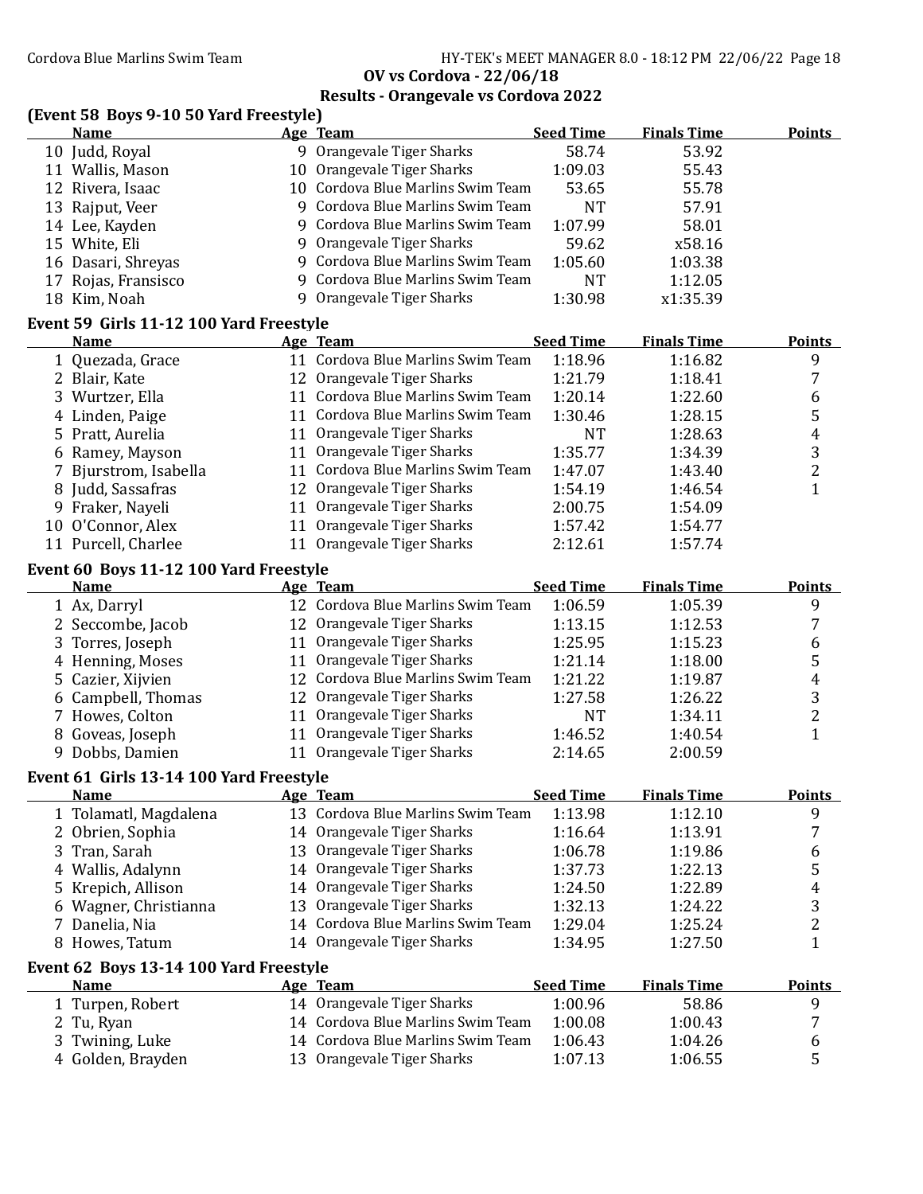## OV vs Cordova - 22/06/18

## Results - Orangevale vs Cordova 2022

### (Event 58 Boys 9-10 50 Yard Freestyle)

| | Name | Age | Team | Seed Time | Finals Time | Points |
|---|---|---|---|---|---|---|
| 10 | Judd, Royal | 9 | Orangevale Tiger Sharks | 58.74 | 53.92 | |
| 11 | Wallis, Mason | 10 | Orangevale Tiger Sharks | 1:09.03 | 55.43 | |
| 12 | Rivera, Isaac | 10 | Cordova Blue Marlins Swim Team | 53.65 | 55.78 | |
| 13 | Rajput, Veer | 9 | Cordova Blue Marlins Swim Team | NT | 57.91 | |
| 14 | Lee, Kayden | 9 | Cordova Blue Marlins Swim Team | 1:07.99 | 58.01 | |
| 15 | White, Eli | 9 | Orangevale Tiger Sharks | 59.62 | x58.16 | |
| 16 | Dasari, Shreyas | 9 | Cordova Blue Marlins Swim Team | 1:05.60 | 1:03.38 | |
| 17 | Rojas, Fransisco | 9 | Cordova Blue Marlins Swim Team | NT | 1:12.05 | |
| 18 | Kim, Noah | 9 | Orangevale Tiger Sharks | 1:30.98 | x1:35.39 | |

### Event 59 Girls 11-12 100 Yard Freestyle

| | Name | Age | Team | Seed Time | Finals Time | Points |
|---|---|---|---|---|---|---|
| 1 | Quezada, Grace | 11 | Cordova Blue Marlins Swim Team | 1:18.96 | 1:16.82 | 9 |
| 2 | Blair, Kate | 12 | Orangevale Tiger Sharks | 1:21.79 | 1:18.41 | 7 |
| 3 | Wurtzer, Ella | 11 | Cordova Blue Marlins Swim Team | 1:20.14 | 1:22.60 | 6 |
| 4 | Linden, Paige | 11 | Cordova Blue Marlins Swim Team | 1:30.46 | 1:28.15 | 5 |
| 5 | Pratt, Aurelia | 11 | Orangevale Tiger Sharks | NT | 1:28.63 | 4 |
| 6 | Ramey, Mayson | 11 | Orangevale Tiger Sharks | 1:35.77 | 1:34.39 | 3 |
| 7 | Bjurstrom, Isabella | 11 | Cordova Blue Marlins Swim Team | 1:47.07 | 1:43.40 | 2 |
| 8 | Judd, Sassafras | 12 | Orangevale Tiger Sharks | 1:54.19 | 1:46.54 | 1 |
| 9 | Fraker, Nayeli | 11 | Orangevale Tiger Sharks | 2:00.75 | 1:54.09 | |
| 10 | O'Connor, Alex | 11 | Orangevale Tiger Sharks | 1:57.42 | 1:54.77 | |
| 11 | Purcell, Charlee | 11 | Orangevale Tiger Sharks | 2:12.61 | 1:57.74 | |

### Event 60 Boys 11-12 100 Yard Freestyle

| | Name | Age | Team | Seed Time | Finals Time | Points |
|---|---|---|---|---|---|---|
| 1 | Ax, Darryl | 12 | Cordova Blue Marlins Swim Team | 1:06.59 | 1:05.39 | 9 |
| 2 | Seccombe, Jacob | 12 | Orangevale Tiger Sharks | 1:13.15 | 1:12.53 | 7 |
| 3 | Torres, Joseph | 11 | Orangevale Tiger Sharks | 1:25.95 | 1:15.23 | 6 |
| 4 | Henning, Moses | 11 | Orangevale Tiger Sharks | 1:21.14 | 1:18.00 | 5 |
| 5 | Cazier, Xijvien | 12 | Cordova Blue Marlins Swim Team | 1:21.22 | 1:19.87 | 4 |
| 6 | Campbell, Thomas | 12 | Orangevale Tiger Sharks | 1:27.58 | 1:26.22 | 3 |
| 7 | Howes, Colton | 11 | Orangevale Tiger Sharks | NT | 1:34.11 | 2 |
| 8 | Goveas, Joseph | 11 | Orangevale Tiger Sharks | 1:46.52 | 1:40.54 | 1 |
| 9 | Dobbs, Damien | 11 | Orangevale Tiger Sharks | 2:14.65 | 2:00.59 | |

### Event 61 Girls 13-14 100 Yard Freestyle

| | Name | Age | Team | Seed Time | Finals Time | Points |
|---|---|---|---|---|---|---|
| 1 | Tolamatl, Magdalena | 13 | Cordova Blue Marlins Swim Team | 1:13.98 | 1:12.10 | 9 |
| 2 | Obrien, Sophia | 14 | Orangevale Tiger Sharks | 1:16.64 | 1:13.91 | 7 |
| 3 | Tran, Sarah | 13 | Orangevale Tiger Sharks | 1:06.78 | 1:19.86 | 6 |
| 4 | Wallis, Adalynn | 14 | Orangevale Tiger Sharks | 1:37.73 | 1:22.13 | 5 |
| 5 | Krepich, Allison | 14 | Orangevale Tiger Sharks | 1:24.50 | 1:22.89 | 4 |
| 6 | Wagner, Christianna | 13 | Orangevale Tiger Sharks | 1:32.13 | 1:24.22 | 3 |
| 7 | Danelia, Nia | 14 | Cordova Blue Marlins Swim Team | 1:29.04 | 1:25.24 | 2 |
| 8 | Howes, Tatum | 14 | Orangevale Tiger Sharks | 1:34.95 | 1:27.50 | 1 |

### Event 62 Boys 13-14 100 Yard Freestyle

| | Name | Age | Team | Seed Time | Finals Time | Points |
|---|---|---|---|---|---|---|
| 1 | Turpen, Robert | 14 | Orangevale Tiger Sharks | 1:00.96 | 58.86 | 9 |
| 2 | Tu, Ryan | 14 | Cordova Blue Marlins Swim Team | 1:00.08 | 1:00.43 | 7 |
| 3 | Twining, Luke | 14 | Cordova Blue Marlins Swim Team | 1:06.43 | 1:04.26 | 6 |
| 4 | Golden, Brayden | 13 | Orangevale Tiger Sharks | 1:07.13 | 1:06.55 | 5 |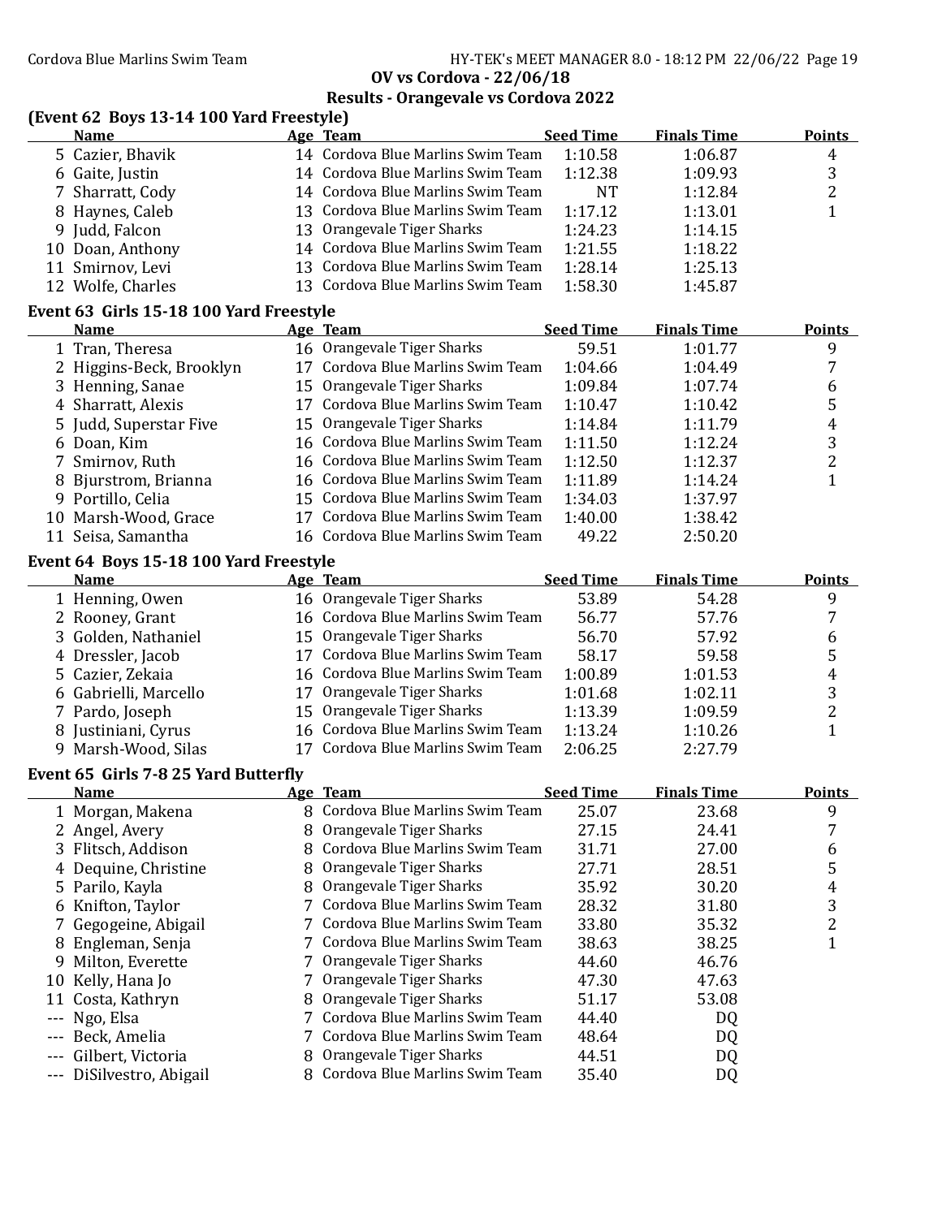## OV vs Cordova - 22/06/18

## Results - Orangevale vs Cordova 2022

### (Event 62 Boys 13-14 100 Yard Freestyle)

| | Name | Age | Team | Seed Time | Finals Time | Points |
|---|---|---|---|---|---|---|
| 5 | Cazier, Bhavik | 14 | Cordova Blue Marlins Swim Team | 1:10.58 | 1:06.87 | 4 |
| 6 | Gaite, Justin | 14 | Cordova Blue Marlins Swim Team | 1:12.38 | 1:09.93 | 3 |
| 7 | Sharratt, Cody | 14 | Cordova Blue Marlins Swim Team | NT | 1:12.84 | 2 |
| 8 | Haynes, Caleb | 13 | Cordova Blue Marlins Swim Team | 1:17.12 | 1:13.01 | 1 |
| 9 | Judd, Falcon | 13 | Orangevale Tiger Sharks | 1:24.23 | 1:14.15 | |
| 10 | Doan, Anthony | 14 | Cordova Blue Marlins Swim Team | 1:21.55 | 1:18.22 | |
| 11 | Smirnov, Levi | 13 | Cordova Blue Marlins Swim Team | 1:28.14 | 1:25.13 | |
| 12 | Wolfe, Charles | 13 | Cordova Blue Marlins Swim Team | 1:58.30 | 1:45.87 | |

### Event 63 Girls 15-18 100 Yard Freestyle

| | Name | Age | Team | Seed Time | Finals Time | Points |
|---|---|---|---|---|---|---|
| 1 | Tran, Theresa | 16 | Orangevale Tiger Sharks | 59.51 | 1:01.77 | 9 |
| 2 | Higgins-Beck, Brooklyn | 17 | Cordova Blue Marlins Swim Team | 1:04.66 | 1:04.49 | 7 |
| 3 | Henning, Sanae | 15 | Orangevale Tiger Sharks | 1:09.84 | 1:07.74 | 6 |
| 4 | Sharratt, Alexis | 17 | Cordova Blue Marlins Swim Team | 1:10.47 | 1:10.42 | 5 |
| 5 | Judd, Superstar Five | 15 | Orangevale Tiger Sharks | 1:14.84 | 1:11.79 | 4 |
| 6 | Doan, Kim | 16 | Cordova Blue Marlins Swim Team | 1:11.50 | 1:12.24 | 3 |
| 7 | Smirnov, Ruth | 16 | Cordova Blue Marlins Swim Team | 1:12.50 | 1:12.37 | 2 |
| 8 | Bjurstrom, Brianna | 16 | Cordova Blue Marlins Swim Team | 1:11.89 | 1:14.24 | 1 |
| 9 | Portillo, Celia | 15 | Cordova Blue Marlins Swim Team | 1:34.03 | 1:37.97 | |
| 10 | Marsh-Wood, Grace | 17 | Cordova Blue Marlins Swim Team | 1:40.00 | 1:38.42 | |
| 11 | Seisa, Samantha | 16 | Cordova Blue Marlins Swim Team | 49.22 | 2:50.20 | |

### Event 64 Boys 15-18 100 Yard Freestyle

| | Name | Age | Team | Seed Time | Finals Time | Points |
|---|---|---|---|---|---|---|
| 1 | Henning, Owen | 16 | Orangevale Tiger Sharks | 53.89 | 54.28 | 9 |
| 2 | Rooney, Grant | 16 | Cordova Blue Marlins Swim Team | 56.77 | 57.76 | 7 |
| 3 | Golden, Nathaniel | 15 | Orangevale Tiger Sharks | 56.70 | 57.92 | 6 |
| 4 | Dressler, Jacob | 17 | Cordova Blue Marlins Swim Team | 58.17 | 59.58 | 5 |
| 5 | Cazier, Zekaia | 16 | Cordova Blue Marlins Swim Team | 1:00.89 | 1:01.53 | 4 |
| 6 | Gabrielli, Marcello | 17 | Orangevale Tiger Sharks | 1:01.68 | 1:02.11 | 3 |
| 7 | Pardo, Joseph | 15 | Orangevale Tiger Sharks | 1:13.39 | 1:09.59 | 2 |
| 8 | Justiniani, Cyrus | 16 | Cordova Blue Marlins Swim Team | 1:13.24 | 1:10.26 | 1 |
| 9 | Marsh-Wood, Silas | 17 | Cordova Blue Marlins Swim Team | 2:06.25 | 2:27.79 | |

### Event 65 Girls 7-8 25 Yard Butterfly

| | Name | Age | Team | Seed Time | Finals Time | Points |
|---|---|---|---|---|---|---|
| 1 | Morgan, Makena | 8 | Cordova Blue Marlins Swim Team | 25.07 | 23.68 | 9 |
| 2 | Angel, Avery | 8 | Orangevale Tiger Sharks | 27.15 | 24.41 | 7 |
| 3 | Flitsch, Addison | 8 | Cordova Blue Marlins Swim Team | 31.71 | 27.00 | 6 |
| 4 | Dequine, Christine | 8 | Orangevale Tiger Sharks | 27.71 | 28.51 | 5 |
| 5 | Parilo, Kayla | 8 | Orangevale Tiger Sharks | 35.92 | 30.20 | 4 |
| 6 | Knifton, Taylor | 7 | Cordova Blue Marlins Swim Team | 28.32 | 31.80 | 3 |
| 7 | Gegogeine, Abigail | 7 | Cordova Blue Marlins Swim Team | 33.80 | 35.32 | 2 |
| 8 | Engleman, Senja | 7 | Cordova Blue Marlins Swim Team | 38.63 | 38.25 | 1 |
| 9 | Milton, Everette | 7 | Orangevale Tiger Sharks | 44.60 | 46.76 | |
| 10 | Kelly, Hana Jo | 7 | Orangevale Tiger Sharks | 47.30 | 47.63 | |
| 11 | Costa, Kathryn | 8 | Orangevale Tiger Sharks | 51.17 | 53.08 | |
| --- | Ngo, Elsa | 7 | Cordova Blue Marlins Swim Team | 44.40 | DQ | |
| --- | Beck, Amelia | 7 | Cordova Blue Marlins Swim Team | 48.64 | DQ | |
| --- | Gilbert, Victoria | 8 | Orangevale Tiger Sharks | 44.51 | DQ | |
| --- | DiSilvestro, Abigail | 8 | Cordova Blue Marlins Swim Team | 35.40 | DQ | |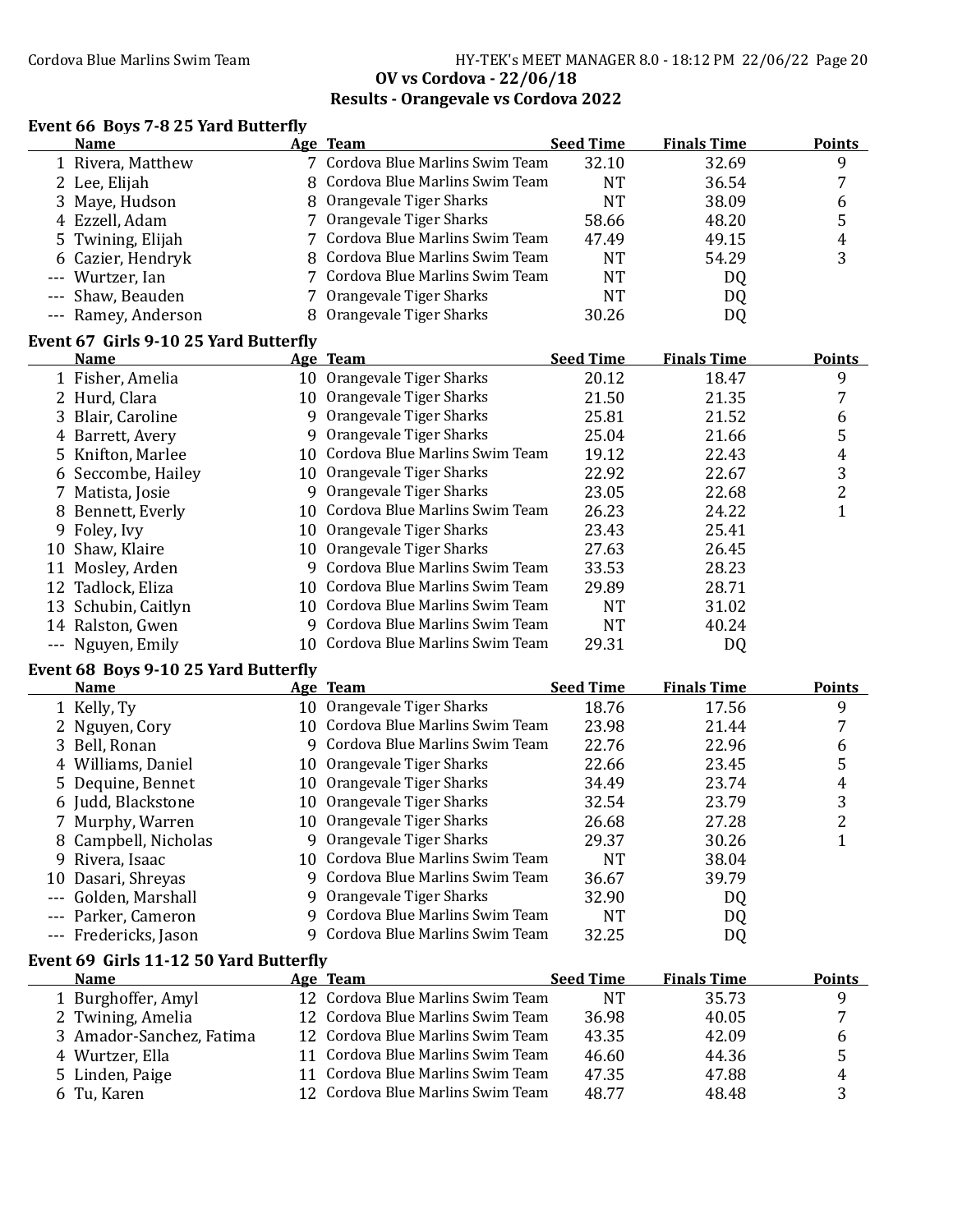## OV vs Cordova - 22/06/18

## Results - Orangevale vs Cordova 2022

### Event 66 Boys 7-8 25 Yard Butterfly

| | Name | Age | Team | Seed Time | Finals Time | Points |
|---|---|---|---|---|---|---|
| 1 | Rivera, Matthew | 7 | Cordova Blue Marlins Swim Team | 32.10 | 32.69 | 9 |
| 2 | Lee, Elijah | 8 | Cordova Blue Marlins Swim Team | NT | 36.54 | 7 |
| 3 | Maye, Hudson | 8 | Orangevale Tiger Sharks | NT | 38.09 | 6 |
| 4 | Ezzell, Adam | 7 | Orangevale Tiger Sharks | 58.66 | 48.20 | 5 |
| 5 | Twining, Elijah | 7 | Cordova Blue Marlins Swim Team | 47.49 | 49.15 | 4 |
| 6 | Cazier, Hendryk | 8 | Cordova Blue Marlins Swim Team | NT | 54.29 | 3 |
| --- | Wurtzer, Ian | 7 | Cordova Blue Marlins Swim Team | NT | DQ | |
| --- | Shaw, Beauden | 7 | Orangevale Tiger Sharks | NT | DQ | |
| --- | Ramey, Anderson | 8 | Orangevale Tiger Sharks | 30.26 | DQ | |

### Event 67 Girls 9-10 25 Yard Butterfly

| | Name | Age | Team | Seed Time | Finals Time | Points |
|---|---|---|---|---|---|---|
| 1 | Fisher, Amelia | 10 | Orangevale Tiger Sharks | 20.12 | 18.47 | 9 |
| 2 | Hurd, Clara | 10 | Orangevale Tiger Sharks | 21.50 | 21.35 | 7 |
| 3 | Blair, Caroline | 9 | Orangevale Tiger Sharks | 25.81 | 21.52 | 6 |
| 4 | Barrett, Avery | 9 | Orangevale Tiger Sharks | 25.04 | 21.66 | 5 |
| 5 | Knifton, Marlee | 10 | Cordova Blue Marlins Swim Team | 19.12 | 22.43 | 4 |
| 6 | Seccombe, Hailey | 10 | Orangevale Tiger Sharks | 22.92 | 22.67 | 3 |
| 7 | Matista, Josie | 9 | Orangevale Tiger Sharks | 23.05 | 22.68 | 2 |
| 8 | Bennett, Everly | 10 | Cordova Blue Marlins Swim Team | 26.23 | 24.22 | 1 |
| 9 | Foley, Ivy | 10 | Orangevale Tiger Sharks | 23.43 | 25.41 | |
| 10 | Shaw, Klaire | 10 | Orangevale Tiger Sharks | 27.63 | 26.45 | |
| 11 | Mosley, Arden | 9 | Cordova Blue Marlins Swim Team | 33.53 | 28.23 | |
| 12 | Tadlock, Eliza | 10 | Cordova Blue Marlins Swim Team | 29.89 | 28.71 | |
| 13 | Schubin, Caitlyn | 10 | Cordova Blue Marlins Swim Team | NT | 31.02 | |
| 14 | Ralston, Gwen | 9 | Cordova Blue Marlins Swim Team | NT | 40.24 | |
| --- | Nguyen, Emily | 10 | Cordova Blue Marlins Swim Team | 29.31 | DQ | |

### Event 68 Boys 9-10 25 Yard Butterfly

| | Name | Age | Team | Seed Time | Finals Time | Points |
|---|---|---|---|---|---|---|
| 1 | Kelly, Ty | 10 | Orangevale Tiger Sharks | 18.76 | 17.56 | 9 |
| 2 | Nguyen, Cory | 10 | Cordova Blue Marlins Swim Team | 23.98 | 21.44 | 7 |
| 3 | Bell, Ronan | 9 | Cordova Blue Marlins Swim Team | 22.76 | 22.96 | 6 |
| 4 | Williams, Daniel | 10 | Orangevale Tiger Sharks | 22.66 | 23.45 | 5 |
| 5 | Dequine, Bennet | 10 | Orangevale Tiger Sharks | 34.49 | 23.74 | 4 |
| 6 | Judd, Blackstone | 10 | Orangevale Tiger Sharks | 32.54 | 23.79 | 3 |
| 7 | Murphy, Warren | 10 | Orangevale Tiger Sharks | 26.68 | 27.28 | 2 |
| 8 | Campbell, Nicholas | 9 | Orangevale Tiger Sharks | 29.37 | 30.26 | 1 |
| 9 | Rivera, Isaac | 10 | Cordova Blue Marlins Swim Team | NT | 38.04 | |
| 10 | Dasari, Shreyas | 9 | Cordova Blue Marlins Swim Team | 36.67 | 39.79 | |
| --- | Golden, Marshall | 9 | Orangevale Tiger Sharks | 32.90 | DQ | |
| --- | Parker, Cameron | 9 | Cordova Blue Marlins Swim Team | NT | DQ | |
| --- | Fredericks, Jason | 9 | Cordova Blue Marlins Swim Team | 32.25 | DQ | |

### Event 69 Girls 11-12 50 Yard Butterfly

| | Name | Age | Team | Seed Time | Finals Time | Points |
|---|---|---|---|---|---|---|
| 1 | Burghoffer, Amyl | 12 | Cordova Blue Marlins Swim Team | NT | 35.73 | 9 |
| 2 | Twining, Amelia | 12 | Cordova Blue Marlins Swim Team | 36.98 | 40.05 | 7 |
| 3 | Amador-Sanchez, Fatima | 12 | Cordova Blue Marlins Swim Team | 43.35 | 42.09 | 6 |
| 4 | Wurtzer, Ella | 11 | Cordova Blue Marlins Swim Team | 46.60 | 44.36 | 5 |
| 5 | Linden, Paige | 11 | Cordova Blue Marlins Swim Team | 47.35 | 47.88 | 4 |
| 6 | Tu, Karen | 12 | Cordova Blue Marlins Swim Team | 48.77 | 48.48 | 3 |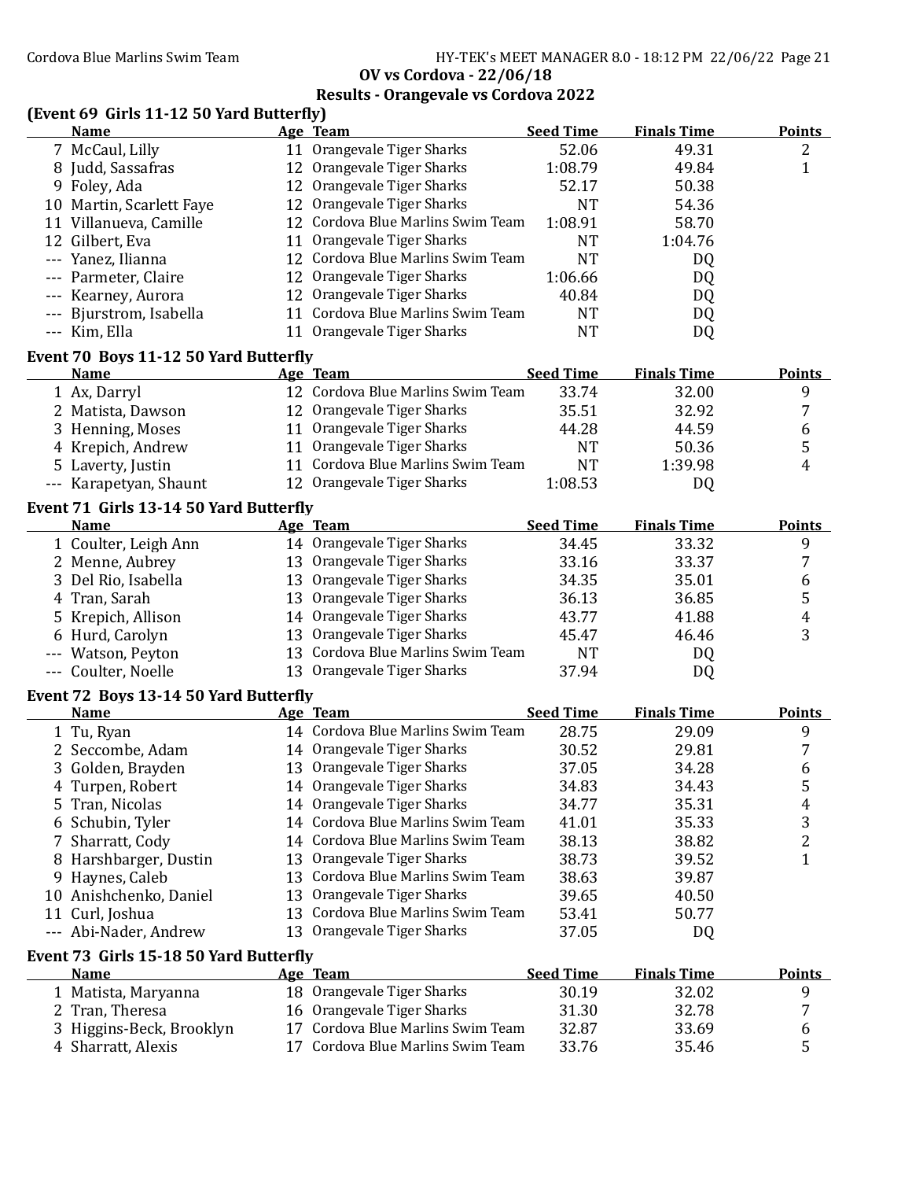# OV vs Cordova - 22/06/18

## Results - Orangevale vs Cordova 2022

### (Event 69 Girls 11-12 50 Yard Butterfly)

| | Name | Age | Team | Seed Time | Finals Time | Points |
|---|---|---|---|---|---|---|
| 7 | McCaul, Lilly | 11 | Orangevale Tiger Sharks | 52.06 | 49.31 | 2 |
| 8 | Judd, Sassafras | 12 | Orangevale Tiger Sharks | 1:08.79 | 49.84 | 1 |
| 9 | Foley, Ada | 12 | Orangevale Tiger Sharks | 52.17 | 50.38 | |
| 10 | Martin, Scarlett Faye | 12 | Orangevale Tiger Sharks | NT | 54.36 | |
| 11 | Villanueva, Camille | 12 | Cordova Blue Marlins Swim Team | 1:08.91 | 58.70 | |
| 12 | Gilbert, Eva | 11 | Orangevale Tiger Sharks | NT | 1:04.76 | |
| --- | Yanez, Ilianna | 12 | Cordova Blue Marlins Swim Team | NT | DQ | |
| --- | Parmeter, Claire | 12 | Orangevale Tiger Sharks | 1:06.66 | DQ | |
| --- | Kearney, Aurora | 12 | Orangevale Tiger Sharks | 40.84 | DQ | |
| --- | Bjurstrom, Isabella | 11 | Cordova Blue Marlins Swim Team | NT | DQ | |
| --- | Kim, Ella | 11 | Orangevale Tiger Sharks | NT | DQ | |

### Event 70 Boys 11-12 50 Yard Butterfly

| | Name | Age | Team | Seed Time | Finals Time | Points |
|---|---|---|---|---|---|---|
| 1 | Ax, Darryl | 12 | Cordova Blue Marlins Swim Team | 33.74 | 32.00 | 9 |
| 2 | Matista, Dawson | 12 | Orangevale Tiger Sharks | 35.51 | 32.92 | 7 |
| 3 | Henning, Moses | 11 | Orangevale Tiger Sharks | 44.28 | 44.59 | 6 |
| 4 | Krepich, Andrew | 11 | Orangevale Tiger Sharks | NT | 50.36 | 5 |
| 5 | Laverty, Justin | 11 | Cordova Blue Marlins Swim Team | NT | 1:39.98 | 4 |
| --- | Karapetyan, Shaunt | 12 | Orangevale Tiger Sharks | 1:08.53 | DQ | |

### Event 71 Girls 13-14 50 Yard Butterfly

| | Name | Age | Team | Seed Time | Finals Time | Points |
|---|---|---|---|---|---|---|
| 1 | Coulter, Leigh Ann | 14 | Orangevale Tiger Sharks | 34.45 | 33.32 | 9 |
| 2 | Menne, Aubrey | 13 | Orangevale Tiger Sharks | 33.16 | 33.37 | 7 |
| 3 | Del Rio, Isabella | 13 | Orangevale Tiger Sharks | 34.35 | 35.01 | 6 |
| 4 | Tran, Sarah | 13 | Orangevale Tiger Sharks | 36.13 | 36.85 | 5 |
| 5 | Krepich, Allison | 14 | Orangevale Tiger Sharks | 43.77 | 41.88 | 4 |
| 6 | Hurd, Carolyn | 13 | Orangevale Tiger Sharks | 45.47 | 46.46 | 3 |
| --- | Watson, Peyton | 13 | Cordova Blue Marlins Swim Team | NT | DQ | |
| --- | Coulter, Noelle | 13 | Orangevale Tiger Sharks | 37.94 | DQ | |

### Event 72 Boys 13-14 50 Yard Butterfly

| | Name | Age | Team | Seed Time | Finals Time | Points |
|---|---|---|---|---|---|---|
| 1 | Tu, Ryan | 14 | Cordova Blue Marlins Swim Team | 28.75 | 29.09 | 9 |
| 2 | Seccombe, Adam | 14 | Orangevale Tiger Sharks | 30.52 | 29.81 | 7 |
| 3 | Golden, Brayden | 13 | Orangevale Tiger Sharks | 37.05 | 34.28 | 6 |
| 4 | Turpen, Robert | 14 | Orangevale Tiger Sharks | 34.83 | 34.43 | 5 |
| 5 | Tran, Nicolas | 14 | Orangevale Tiger Sharks | 34.77 | 35.31 | 4 |
| 6 | Schubin, Tyler | 14 | Cordova Blue Marlins Swim Team | 41.01 | 35.33 | 3 |
| 7 | Sharratt, Cody | 14 | Cordova Blue Marlins Swim Team | 38.13 | 38.82 | 2 |
| 8 | Harshbarger, Dustin | 13 | Orangevale Tiger Sharks | 38.73 | 39.52 | 1 |
| 9 | Haynes, Caleb | 13 | Cordova Blue Marlins Swim Team | 38.63 | 39.87 | |
| 10 | Anishchenko, Daniel | 13 | Orangevale Tiger Sharks | 39.65 | 40.50 | |
| 11 | Curl, Joshua | 13 | Cordova Blue Marlins Swim Team | 53.41 | 50.77 | |
| --- | Abi-Nader, Andrew | 13 | Orangevale Tiger Sharks | 37.05 | DQ | |

### Event 73 Girls 15-18 50 Yard Butterfly

| | Name | Age | Team | Seed Time | Finals Time | Points |
|---|---|---|---|---|---|---|
| 1 | Matista, Maryanna | 18 | Orangevale Tiger Sharks | 30.19 | 32.02 | 9 |
| 2 | Tran, Theresa | 16 | Orangevale Tiger Sharks | 31.30 | 32.78 | 7 |
| 3 | Higgins-Beck, Brooklyn | 17 | Cordova Blue Marlins Swim Team | 32.87 | 33.69 | 6 |
| 4 | Sharratt, Alexis | 17 | Cordova Blue Marlins Swim Team | 33.76 | 35.46 | 5 |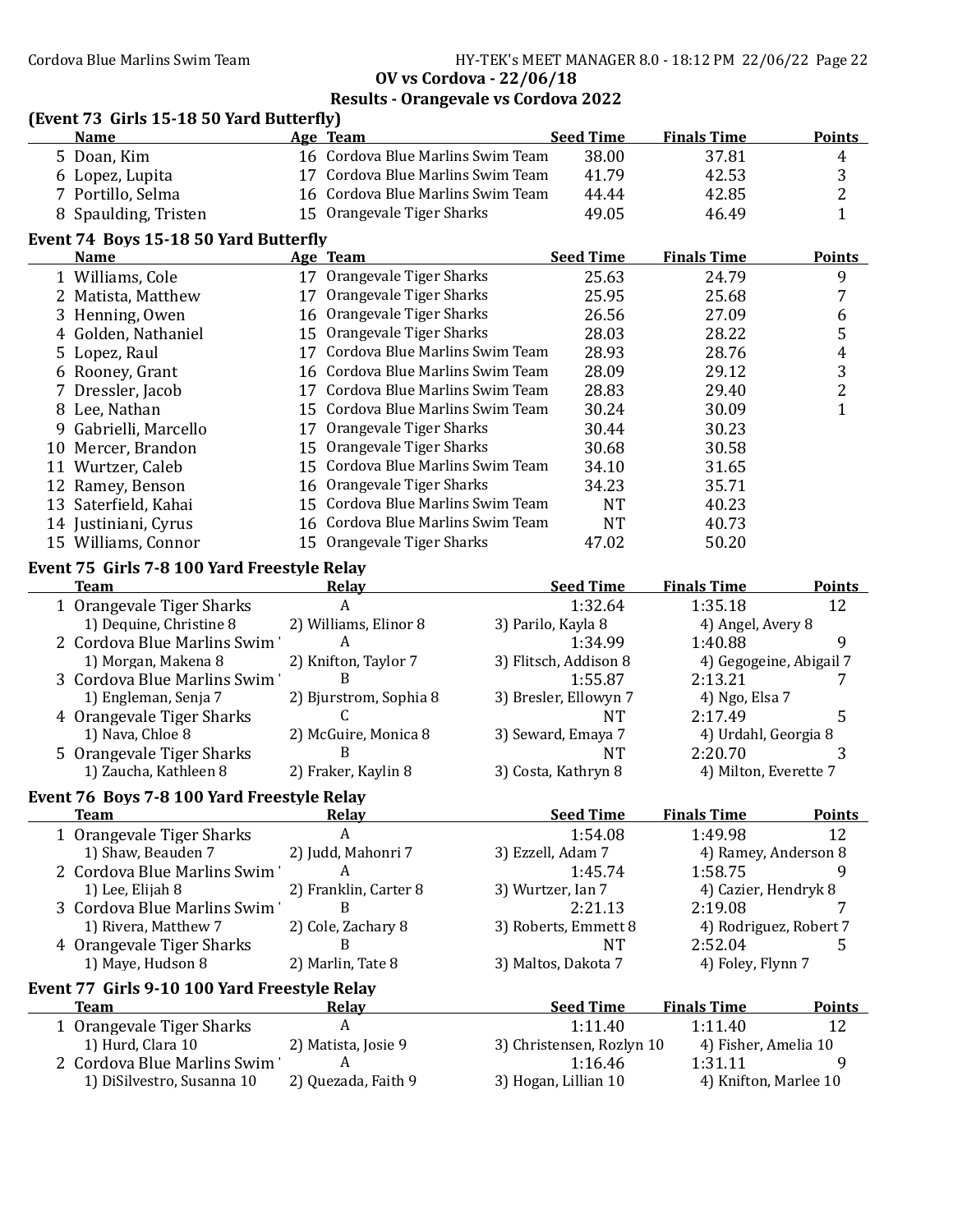## OV vs Cordova - 22/06/18

## Results - Orangevale vs Cordova 2022

### (Event 73 Girls 15-18 50 Yard Butterfly)

| | Name | Age | Team | Seed Time | Finals Time | Points |
|---|---|---|---|---|---|---|
| 5 | Doan, Kim | 16 | Cordova Blue Marlins Swim Team | 38.00 | 37.81 | 4 |
| 6 | Lopez, Lupita | 17 | Cordova Blue Marlins Swim Team | 41.79 | 42.53 | 3 |
| 7 | Portillo, Selma | 16 | Cordova Blue Marlins Swim Team | 44.44 | 42.85 | 2 |
| 8 | Spaulding, Tristen | 15 | Orangevale Tiger Sharks | 49.05 | 46.49 | 1 |

### Event 74 Boys 15-18 50 Yard Butterfly

| | Name | Age | Team | Seed Time | Finals Time | Points |
|---|---|---|---|---|---|---|
| 1 | Williams, Cole | 17 | Orangevale Tiger Sharks | 25.63 | 24.79 | 9 |
| 2 | Matista, Matthew | 17 | Orangevale Tiger Sharks | 25.95 | 25.68 | 7 |
| 3 | Henning, Owen | 16 | Orangevale Tiger Sharks | 26.56 | 27.09 | 6 |
| 4 | Golden, Nathaniel | 15 | Orangevale Tiger Sharks | 28.03 | 28.22 | 5 |
| 5 | Lopez, Raul | 17 | Cordova Blue Marlins Swim Team | 28.93 | 28.76 | 4 |
| 6 | Rooney, Grant | 16 | Cordova Blue Marlins Swim Team | 28.09 | 29.12 | 3 |
| 7 | Dressler, Jacob | 17 | Cordova Blue Marlins Swim Team | 28.83 | 29.40 | 2 |
| 8 | Lee, Nathan | 15 | Cordova Blue Marlins Swim Team | 30.24 | 30.09 | 1 |
| 9 | Gabrielli, Marcello | 17 | Orangevale Tiger Sharks | 30.44 | 30.23 | |
| 10 | Mercer, Brandon | 15 | Orangevale Tiger Sharks | 30.68 | 30.58 | |
| 11 | Wurtzer, Caleb | 15 | Cordova Blue Marlins Swim Team | 34.10 | 31.65 | |
| 12 | Ramey, Benson | 16 | Orangevale Tiger Sharks | 34.23 | 35.71 | |
| 13 | Saterfield, Kahai | 15 | Cordova Blue Marlins Swim Team | NT | 40.23 | |
| 14 | Justiniani, Cyrus | 16 | Cordova Blue Marlins Swim Team | NT | 40.73 | |
| 15 | Williams, Connor | 15 | Orangevale Tiger Sharks | 47.02 | 50.20 | |

### Event 75 Girls 7-8 100 Yard Freestyle Relay

| | Team | Relay | Seed Time | Finals Time | Points |
|---|---|---|---|---|---|
| 1 | Orangevale Tiger Sharks | A | 1:32.64 | 1:35.18 | 12 |
| | 1) Dequine, Christine 8 | 2) Williams, Elinor 8 | 3) Parilo, Kayla 8 | 4) Angel, Avery 8 | |
| 2 | Cordova Blue Marlins Swim ' | A | 1:34.99 | 1:40.88 | 9 |
| | 1) Morgan, Makena 8 | 2) Knifton, Taylor 7 | 3) Flitsch, Addison 8 | 4) Gegogeine, Abigail 7 | |
| 3 | Cordova Blue Marlins Swim ' | B | 1:55.87 | 2:13.21 | 7 |
| | 1) Engleman, Senja 7 | 2) Bjurstrom, Sophia 8 | 3) Bresler, Ellowyn 7 | 4) Ngo, Elsa 7 | |
| 4 | Orangevale Tiger Sharks | C | NT | 2:17.49 | 5 |
| | 1) Nava, Chloe 8 | 2) McGuire, Monica 8 | 3) Seward, Emaya 7 | 4) Urdahl, Georgia 8 | |
| 5 | Orangevale Tiger Sharks | B | NT | 2:20.70 | 3 |
| | 1) Zaucha, Kathleen 8 | 2) Fraker, Kaylin 8 | 3) Costa, Kathryn 8 | 4) Milton, Everette 7 | |

### Event 76 Boys 7-8 100 Yard Freestyle Relay

| | Team | Relay | Seed Time | Finals Time | Points |
|---|---|---|---|---|---|
| 1 | Orangevale Tiger Sharks | A | 1:54.08 | 1:49.98 | 12 |
| | 1) Shaw, Beauden 7 | 2) Judd, Mahonri 7 | 3) Ezzell, Adam 7 | 4) Ramey, Anderson 8 | |
| 2 | Cordova Blue Marlins Swim ' | A | 1:45.74 | 1:58.75 | 9 |
| | 1) Lee, Elijah 8 | 2) Franklin, Carter 8 | 3) Wurtzer, Ian 7 | 4) Cazier, Hendryk 8 | |
| 3 | Cordova Blue Marlins Swim ' | B | 2:21.13 | 2:19.08 | 7 |
| | 1) Rivera, Matthew 7 | 2) Cole, Zachary 8 | 3) Roberts, Emmett 8 | 4) Rodriguez, Robert 7 | |
| 4 | Orangevale Tiger Sharks | B | NT | 2:52.04 | 5 |
| | 1) Maye, Hudson 8 | 2) Marlin, Tate 8 | 3) Maltos, Dakota 7 | 4) Foley, Flynn 7 | |

### Event 77 Girls 9-10 100 Yard Freestyle Relay

| | Team | Relay | Seed Time | Finals Time | Points |
|---|---|---|---|---|---|
| 1 | Orangevale Tiger Sharks | A | 1:11.40 | 1:11.40 | 12 |
| | 1) Hurd, Clara 10 | 2) Matista, Josie 9 | 3) Christensen, Rozlyn 10 | 4) Fisher, Amelia 10 | |
| 2 | Cordova Blue Marlins Swim ' | A | 1:16.46 | 1:31.11 | 9 |
| | 1) DiSilvestro, Susanna 10 | 2) Quezada, Faith 9 | 3) Hogan, Lillian 10 | 4) Knifton, Marlee 10 | |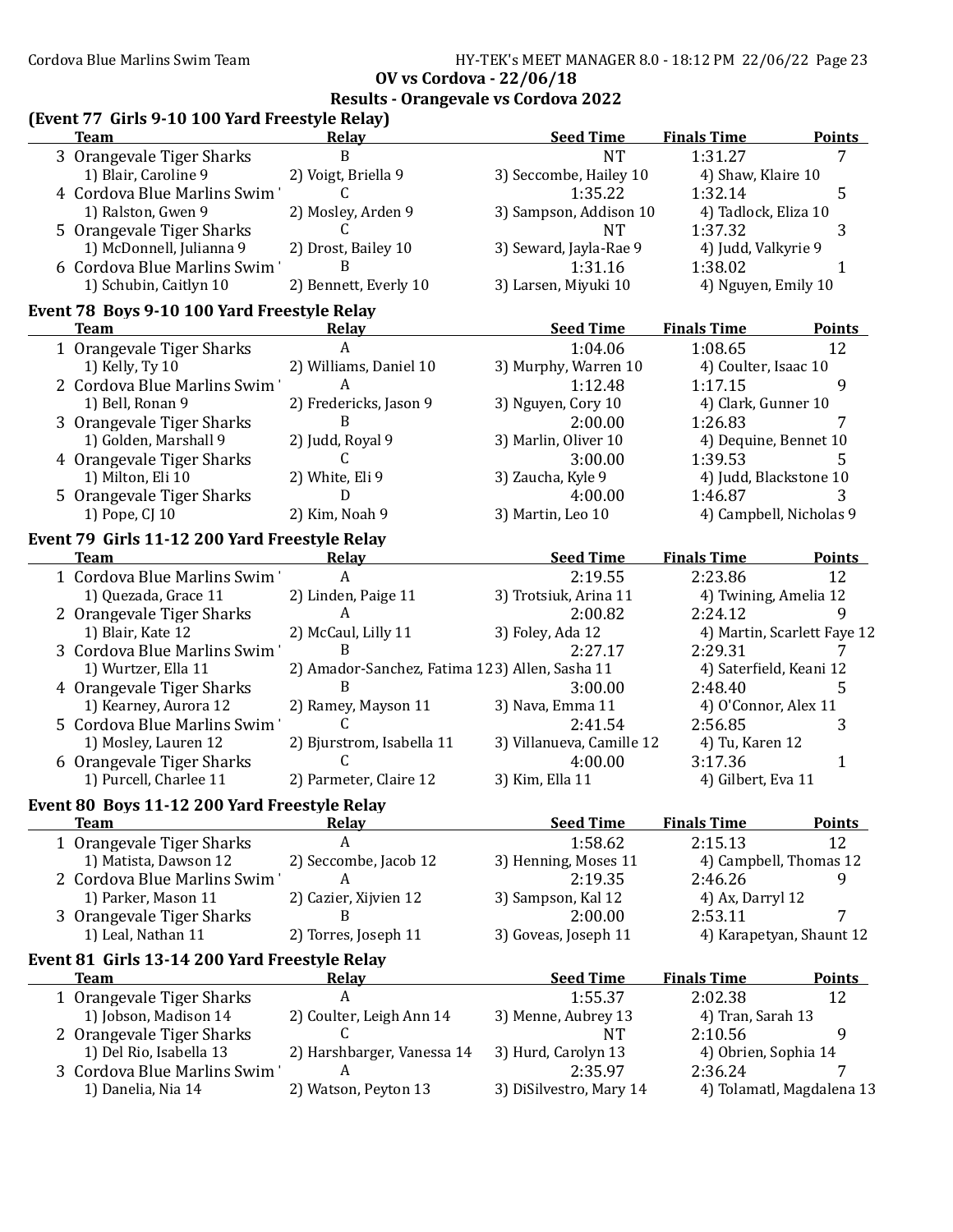**OV vs Cordova - 22/06/18**

**Results - Orangevale vs Cordova 2022**

## (Event 77 Girls 9-10 100 Yard Freestyle Relay)

| | Team | Relay | Seed Time | Finals Time | Points |
|---|---|---|---|---|---|
| 3 | Orangevale Tiger Sharks | B | NT | 1:31.27 | 7 |
| | 1) Blair, Caroline 9 | 2) Voigt, Briella 9 | 3) Seccombe, Hailey 10 | 4) Shaw, Klaire 10 | |
| 4 | Cordova Blue Marlins Swim ' | C | 1:35.22 | 1:32.14 | 5 |
| | 1) Ralston, Gwen 9 | 2) Mosley, Arden 9 | 3) Sampson, Addison 10 | 4) Tadlock, Eliza 10 | |
| 5 | Orangevale Tiger Sharks | C | NT | 1:37.32 | 3 |
| | 1) McDonnell, Julianna 9 | 2) Drost, Bailey 10 | 3) Seward, Jayla-Rae 9 | 4) Judd, Valkyrie 9 | |
| 6 | Cordova Blue Marlins Swim ' | B | 1:31.16 | 1:38.02 | 1 |
| | 1) Schubin, Caitlyn 10 | 2) Bennett, Everly 10 | 3) Larsen, Miyuki 10 | 4) Nguyen, Emily 10 | |

## Event 78 Boys 9-10 100 Yard Freestyle Relay

| | Team | Relay | Seed Time | Finals Time | Points |
|---|---|---|---|---|---|
| 1 | Orangevale Tiger Sharks | A | 1:04.06 | 1:08.65 | 12 |
| | 1) Kelly, Ty 10 | 2) Williams, Daniel 10 | 3) Murphy, Warren 10 | 4) Coulter, Isaac 10 | |
| 2 | Cordova Blue Marlins Swim ' | A | 1:12.48 | 1:17.15 | 9 |
| | 1) Bell, Ronan 9 | 2) Fredericks, Jason 9 | 3) Nguyen, Cory 10 | 4) Clark, Gunner 10 | |
| 3 | Orangevale Tiger Sharks | B | 2:00.00 | 1:26.83 | 7 |
| | 1) Golden, Marshall 9 | 2) Judd, Royal 9 | 3) Marlin, Oliver 10 | 4) Dequine, Bennet 10 | |
| 4 | Orangevale Tiger Sharks | C | 3:00.00 | 1:39.53 | 5 |
| | 1) Milton, Eli 10 | 2) White, Eli 9 | 3) Zaucha, Kyle 9 | 4) Judd, Blackstone 10 | |
| 5 | Orangevale Tiger Sharks | D | 4:00.00 | 1:46.87 | 3 |
| | 1) Pope, CJ 10 | 2) Kim, Noah 9 | 3) Martin, Leo 10 | 4) Campbell, Nicholas 9 | |

## Event 79 Girls 11-12 200 Yard Freestyle Relay

| | Team | Relay | Seed Time | Finals Time | Points |
|---|---|---|---|---|---|
| 1 | Cordova Blue Marlins Swim ' | A | 2:19.55 | 2:23.86 | 12 |
| | 1) Quezada, Grace 11 | 2) Linden, Paige 11 | 3) Trotsiuk, Arina 11 | 4) Twining, Amelia 12 | |
| 2 | Orangevale Tiger Sharks | A | 2:00.82 | 2:24.12 | 9 |
| | 1) Blair, Kate 12 | 2) McCaul, Lilly 11 | 3) Foley, Ada 12 | 4) Martin, Scarlett Faye 12 | |
| 3 | Cordova Blue Marlins Swim ' | B | 2:27.17 | 2:29.31 | 7 |
| | 1) Wurtzer, Ella 11 | 2) Amador-Sanchez, Fatima 12 | 3) Allen, Sasha 11 | 4) Saterfield, Keani 12 | |
| 4 | Orangevale Tiger Sharks | B | 3:00.00 | 2:48.40 | 5 |
| | 1) Kearney, Aurora 12 | 2) Ramey, Mayson 11 | 3) Nava, Emma 11 | 4) O'Connor, Alex 11 | |
| 5 | Cordova Blue Marlins Swim ' | C | 2:41.54 | 2:56.85 | 3 |
| | 1) Mosley, Lauren 12 | 2) Bjurstrom, Isabella 11 | 3) Villanueva, Camille 12 | 4) Tu, Karen 12 | |
| 6 | Orangevale Tiger Sharks | C | 4:00.00 | 3:17.36 | 1 |
| | 1) Purcell, Charlee 11 | 2) Parmeter, Claire 12 | 3) Kim, Ella 11 | 4) Gilbert, Eva 11 | |

## Event 80 Boys 11-12 200 Yard Freestyle Relay

| | Team | Relay | Seed Time | Finals Time | Points |
|---|---|---|---|---|---|
| 1 | Orangevale Tiger Sharks | A | 1:58.62 | 2:15.13 | 12 |
| | 1) Matista, Dawson 12 | 2) Seccombe, Jacob 12 | 3) Henning, Moses 11 | 4) Campbell, Thomas 12 | |
| 2 | Cordova Blue Marlins Swim ' | A | 2:19.35 | 2:46.26 | 9 |
| | 1) Parker, Mason 11 | 2) Cazier, Xijvien 12 | 3) Sampson, Kal 12 | 4) Ax, Darryl 12 | |
| 3 | Orangevale Tiger Sharks | B | 2:00.00 | 2:53.11 | 7 |
| | 1) Leal, Nathan 11 | 2) Torres, Joseph 11 | 3) Goveas, Joseph 11 | 4) Karapetyan, Shaunt 12 | |

## Event 81 Girls 13-14 200 Yard Freestyle Relay

| | Team | Relay | Seed Time | Finals Time | Points |
|---|---|---|---|---|---|
| 1 | Orangevale Tiger Sharks | A | 1:55.37 | 2:02.38 | 12 |
| | 1) Jobson, Madison 14 | 2) Coulter, Leigh Ann 14 | 3) Menne, Aubrey 13 | 4) Tran, Sarah 13 | |
| 2 | Orangevale Tiger Sharks | C | NT | 2:10.56 | 9 |
| | 1) Del Rio, Isabella 13 | 2) Harshbarger, Vanessa 14 | 3) Hurd, Carolyn 13 | 4) Obrien, Sophia 14 | |
| 3 | Cordova Blue Marlins Swim ' | A | 2:35.97 | 2:36.24 | 7 |
| | 1) Danelia, Nia 14 | 2) Watson, Peyton 13 | 3) DiSilvestro, Mary 14 | 4) Tolamatl, Magdalena 13 | |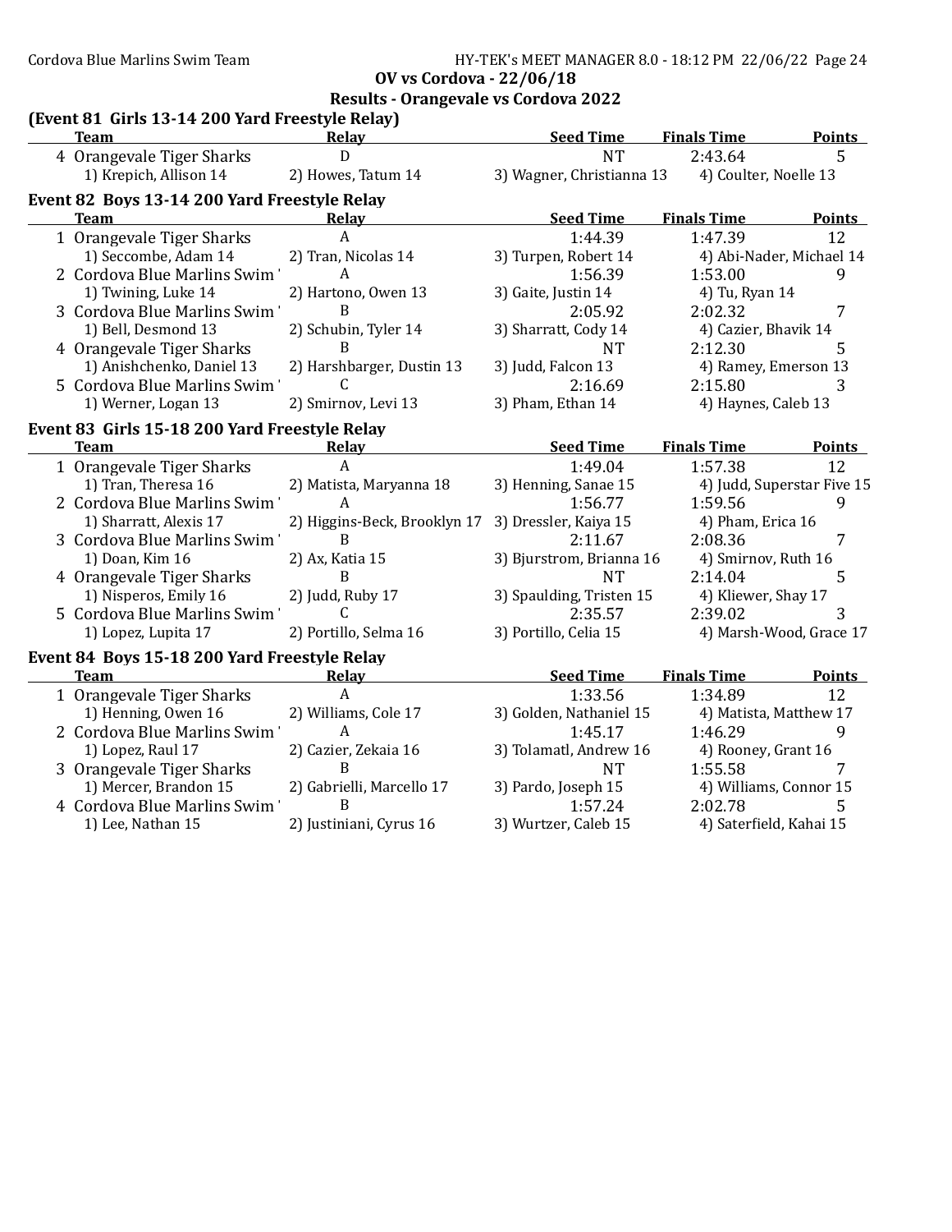**OV vs Cordova - 22/06/18**

**Results - Orangevale vs Cordova 2022**

## (Event 81 Girls 13-14 200 Yard Freestyle Relay)

| Team | Relay | Seed Time | Finals Time | Points |
|---|---|---|---|---|
| 4 Orangevale Tiger Sharks | D | NT | 2:43.64 | 5 |
| 1) Krepich, Allison 14 | 2) Howes, Tatum 14 | 3) Wagner, Christianna 13 | 4) Coulter, Noelle 13 | |

## Event 82 Boys 13-14 200 Yard Freestyle Relay

| Team | Relay | Seed Time | Finals Time | Points |
|---|---|---|---|---|
| 1 Orangevale Tiger Sharks | A | 1:44.39 | 1:47.39 | 12 |
| 1) Seccombe, Adam 14 | 2) Tran, Nicolas 14 | 3) Turpen, Robert 14 | 4) Abi-Nader, Michael 14 | |
| 2 Cordova Blue Marlins Swim ' | A | 1:56.39 | 1:53.00 | 9 |
| 1) Twining, Luke 14 | 2) Hartono, Owen 13 | 3) Gaite, Justin 14 | 4) Tu, Ryan 14 | |
| 3 Cordova Blue Marlins Swim ' | B | 2:05.92 | 2:02.32 | 7 |
| 1) Bell, Desmond 13 | 2) Schubin, Tyler 14 | 3) Sharratt, Cody 14 | 4) Cazier, Bhavik 14 | |
| 4 Orangevale Tiger Sharks | B | NT | 2:12.30 | 5 |
| 1) Anishchenko, Daniel 13 | 2) Harshbarger, Dustin 13 | 3) Judd, Falcon 13 | 4) Ramey, Emerson 13 | |
| 5 Cordova Blue Marlins Swim ' | C | 2:16.69 | 2:15.80 | 3 |
| 1) Werner, Logan 13 | 2) Smirnov, Levi 13 | 3) Pham, Ethan 14 | 4) Haynes, Caleb 13 | |

## Event 83 Girls 15-18 200 Yard Freestyle Relay

| Team | Relay | Seed Time | Finals Time | Points |
|---|---|---|---|---|
| 1 Orangevale Tiger Sharks | A | 1:49.04 | 1:57.38 | 12 |
| 1) Tran, Theresa 16 | 2) Matista, Maryanna 18 | 3) Henning, Sanae 15 | 4) Judd, Superstar Five 15 | |
| 2 Cordova Blue Marlins Swim ' | A | 1:56.77 | 1:59.56 | 9 |
| 1) Sharratt, Alexis 17 | 2) Higgins-Beck, Brooklyn 17 | 3) Dressler, Kaiya 15 | 4) Pham, Erica 16 | |
| 3 Cordova Blue Marlins Swim ' | B | 2:11.67 | 2:08.36 | 7 |
| 1) Doan, Kim 16 | 2) Ax, Katia 15 | 3) Bjurstrom, Brianna 16 | 4) Smirnov, Ruth 16 | |
| 4 Orangevale Tiger Sharks | B | NT | 2:14.04 | 5 |
| 1) Nisperos, Emily 16 | 2) Judd, Ruby 17 | 3) Spaulding, Tristen 15 | 4) Kliewer, Shay 17 | |
| 5 Cordova Blue Marlins Swim ' | C | 2:35.57 | 2:39.02 | 3 |
| 1) Lopez, Lupita 17 | 2) Portillo, Selma 16 | 3) Portillo, Celia 15 | 4) Marsh-Wood, Grace 17 | |

## Event 84 Boys 15-18 200 Yard Freestyle Relay

| Team | Relay | Seed Time | Finals Time | Points |
|---|---|---|---|---|
| 1 Orangevale Tiger Sharks | A | 1:33.56 | 1:34.89 | 12 |
| 1) Henning, Owen 16 | 2) Williams, Cole 17 | 3) Golden, Nathaniel 15 | 4) Matista, Matthew 17 | |
| 2 Cordova Blue Marlins Swim ' | A | 1:45.17 | 1:46.29 | 9 |
| 1) Lopez, Raul 17 | 2) Cazier, Zekaia 16 | 3) Tolamatl, Andrew 16 | 4) Rooney, Grant 16 | |
| 3 Orangevale Tiger Sharks | B | NT | 1:55.58 | 7 |
| 1) Mercer, Brandon 15 | 2) Gabrielli, Marcello 17 | 3) Pardo, Joseph 15 | 4) Williams, Connor 15 | |
| 4 Cordova Blue Marlins Swim ' | B | 1:57.24 | 2:02.78 | 5 |
| 1) Lee, Nathan 15 | 2) Justiniani, Cyrus 16 | 3) Wurtzer, Caleb 15 | 4) Saterfield, Kahai 15 | |